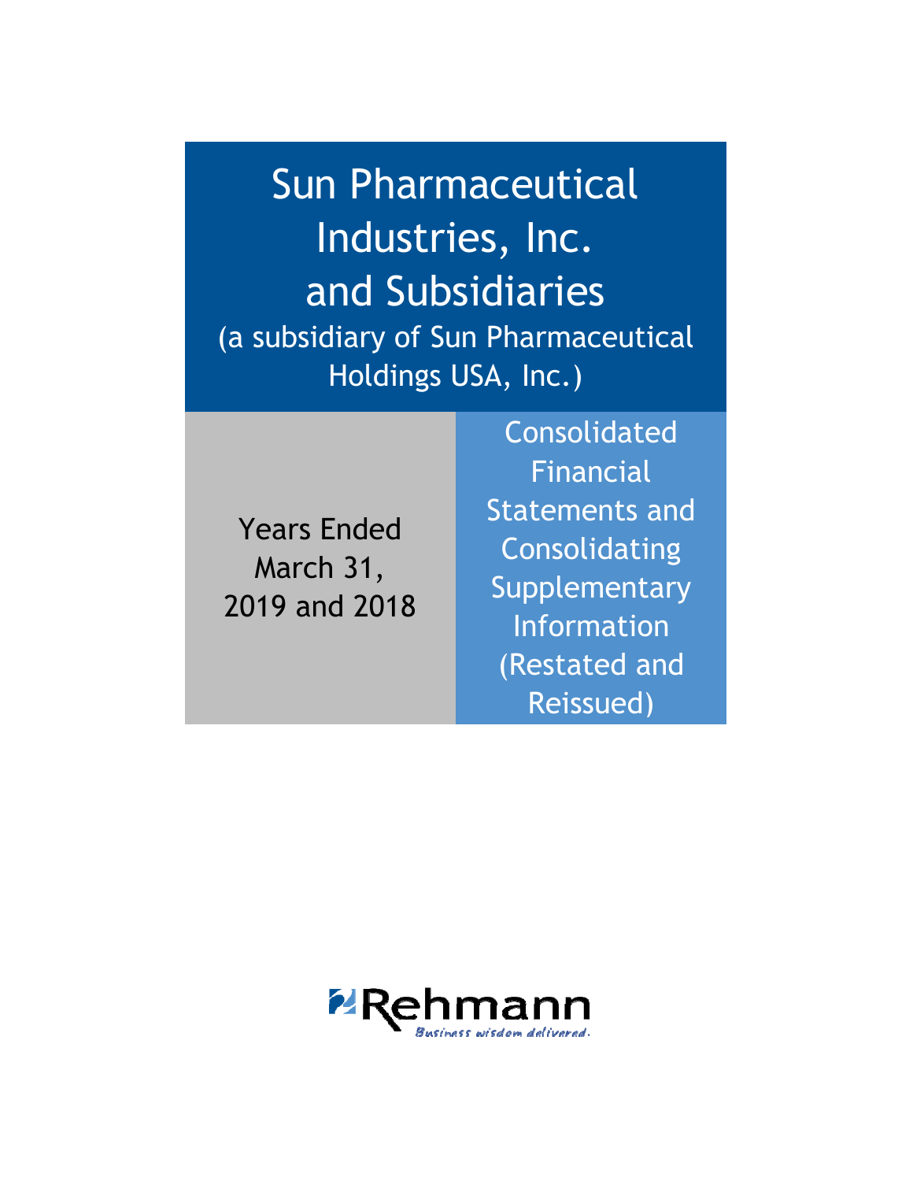# Sun Pharmaceutical Industries, Inc. and Subsidiaries

(a subsidiary of Sun Pharmaceutical Holdings USA, Inc.)

Years Ended March 31, 2019 and 2018

Consolidated Financial Statements and Consolidating Supplementary Information (Restated and Reissued)

Rehmann

*Business wisdom delivered.*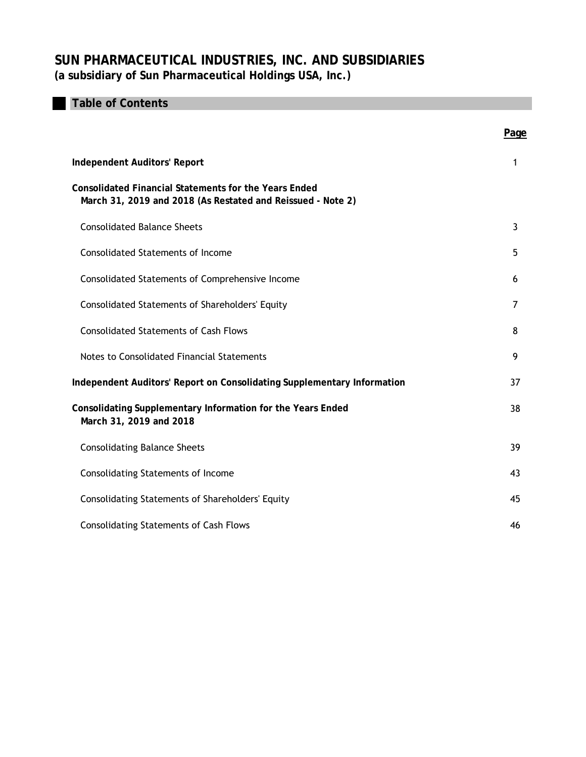# SUN PHARMACEUTICAL INDUSTRIES, INC. AND SUBSIDIARIES

**(a subsidiary of Sun Pharmaceutical Holdings USA, Inc.)**

## Table of Contents

| | Page |
|---|---|
| **Independent Auditors' Report** | 1 |
| **Consolidated Financial Statements for the Years Ended March 31, 2019 and 2018 (As Restated and Reissued - Note 2)** | |
| Consolidated Balance Sheets | 3 |
| Consolidated Statements of Income | 5 |
| Consolidated Statements of Comprehensive Income | 6 |
| Consolidated Statements of Shareholders' Equity | 7 |
| Consolidated Statements of Cash Flows | 8 |
| Notes to Consolidated Financial Statements | 9 |
| **Independent Auditors' Report on Consolidating Supplementary Information** | 37 |
| **Consolidating Supplementary Information for the Years Ended March 31, 2019 and 2018** | 38 |
| Consolidating Balance Sheets | 39 |
| Consolidating Statements of Income | 43 |
| Consolidating Statements of Shareholders' Equity | 45 |
| Consolidating Statements of Cash Flows | 46 |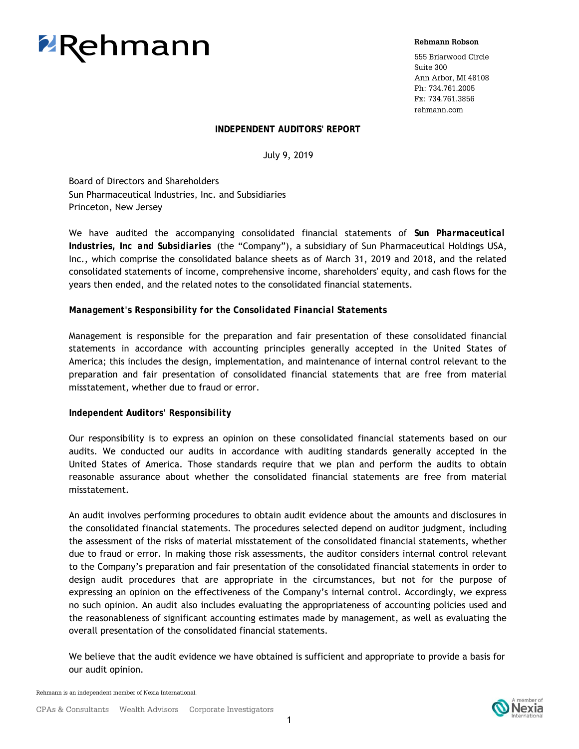**Rehmann Robson**

555 Briarwood Circle
Suite 300
Ann Arbor, MI 48108
Ph: 734.761.2005
Fx: 734.761.3856
rehmann.com

## INDEPENDENT AUDITORS' REPORT

July 9, 2019

Board of Directors and Shareholders
Sun Pharmaceutical Industries, Inc. and Subsidiaries
Princeton, New Jersey

We have audited the accompanying consolidated financial statements of ***Sun Pharmaceutical Industries, Inc and Subsidiaries*** (the "Company"), a subsidiary of Sun Pharmaceutical Holdings USA, Inc., which comprise the consolidated balance sheets as of March 31, 2019 and 2018, and the related consolidated statements of income, comprehensive income, shareholders' equity, and cash flows for the years then ended, and the related notes to the consolidated financial statements.

### *Management's Responsibility for the Consolidated Financial Statements*

Management is responsible for the preparation and fair presentation of these consolidated financial statements in accordance with accounting principles generally accepted in the United States of America; this includes the design, implementation, and maintenance of internal control relevant to the preparation and fair presentation of consolidated financial statements that are free from material misstatement, whether due to fraud or error.

### Independent Auditors' Responsibility

Our responsibility is to express an opinion on these consolidated financial statements based on our audits. We conducted our audits in accordance with auditing standards generally accepted in the United States of America. Those standards require that we plan and perform the audits to obtain reasonable assurance about whether the consolidated financial statements are free from material misstatement.

An audit involves performing procedures to obtain audit evidence about the amounts and disclosures in the consolidated financial statements. The procedures selected depend on auditor judgment, including the assessment of the risks of material misstatement of the consolidated financial statements, whether due to fraud or error. In making those risk assessments, the auditor considers internal control relevant to the Company's preparation and fair presentation of the consolidated financial statements in order to design audit procedures that are appropriate in the circumstances, but not for the purpose of expressing an opinion on the effectiveness of the Company's internal control. Accordingly, we express no such opinion. An audit also includes evaluating the appropriateness of accounting policies used and the reasonableness of significant accounting estimates made by management, as well as evaluating the overall presentation of the consolidated financial statements.

We believe that the audit evidence we have obtained is sufficient and appropriate to provide a basis for our audit opinion.

Rehmann is an independent member of Nexia International.

CPAs & Consultants    Wealth Advisors    Corporate Investigators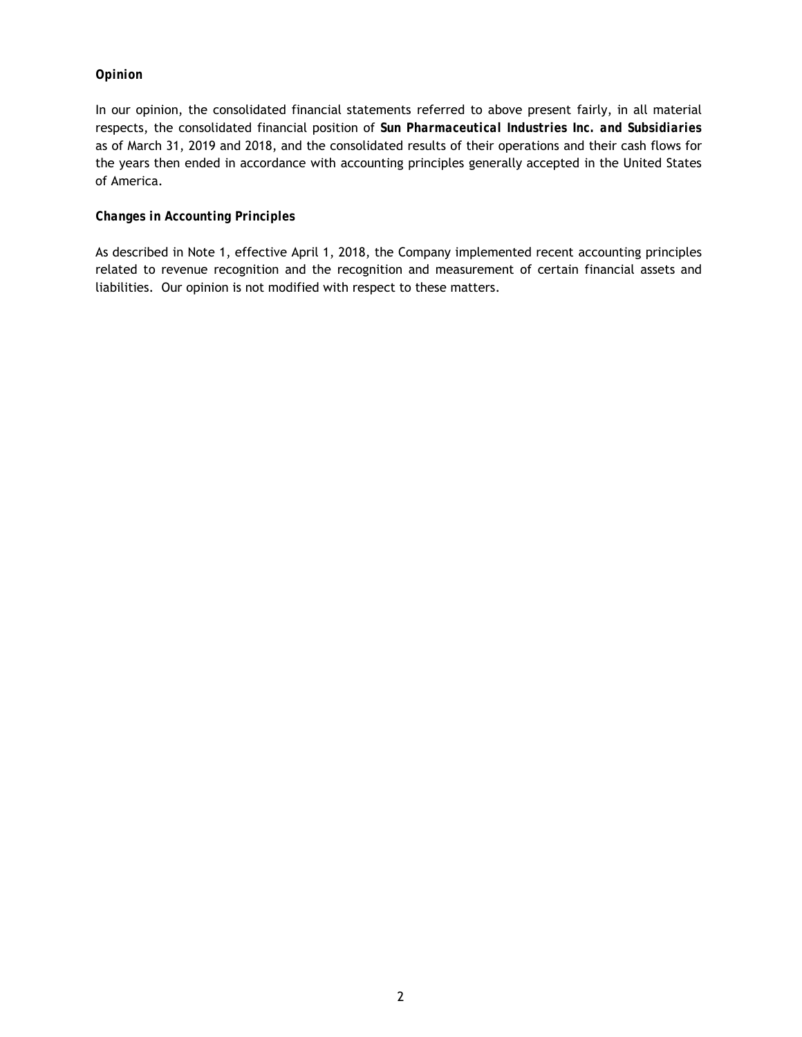### *Opinion*

In our opinion, the consolidated financial statements referred to above present fairly, in all material respects, the consolidated financial position of ***Sun Pharmaceutical Industries Inc. and Subsidiaries*** as of March 31, 2019 and 2018, and the consolidated results of their operations and their cash flows for the years then ended in accordance with accounting principles generally accepted in the United States of America.

### *Changes in Accounting Principles*

As described in Note 1, effective April 1, 2018, the Company implemented recent accounting principles related to revenue recognition and the recognition and measurement of certain financial assets and liabilities. Our opinion is not modified with respect to these matters.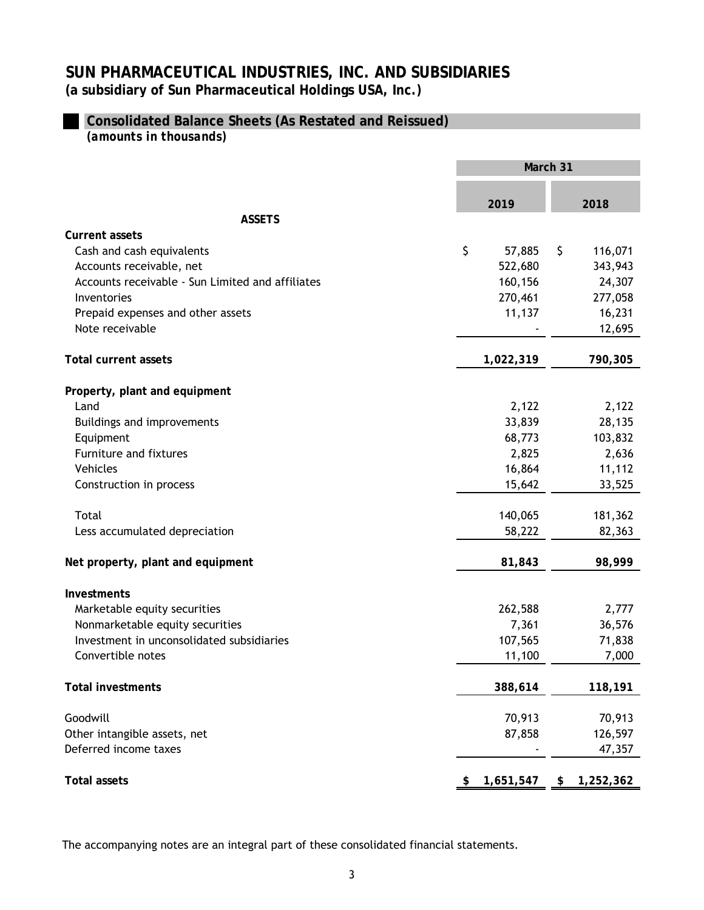# SUN PHARMACEUTICAL INDUSTRIES, INC. AND SUBSIDIARIES

**(a subsidiary of Sun Pharmaceutical Holdings USA, Inc.)**

## Consolidated Balance Sheets (As Restated and Reissued)

*(amounts in thousands)*

| | March 31 | |
|---|---|---|
| | 2019 | 2018 |
| **ASSETS** | | |
| **Current assets** | | |
| Cash and cash equivalents | $ 57,885 | $ 116,071 |
| Accounts receivable, net | 522,680 | 343,943 |
| Accounts receivable - Sun Limited and affiliates | 160,156 | 24,307 |
| Inventories | 270,461 | 277,058 |
| Prepaid expenses and other assets | 11,137 | 16,231 |
| Note receivable | - | 12,695 |
| **Total current assets** | **1,022,319** | **790,305** |
| **Property, plant and equipment** | | |
| Land | 2,122 | 2,122 |
| Buildings and improvements | 33,839 | 28,135 |
| Equipment | 68,773 | 103,832 |
| Furniture and fixtures | 2,825 | 2,636 |
| Vehicles | 16,864 | 11,112 |
| Construction in process | 15,642 | 33,525 |
| Total | 140,065 | 181,362 |
| Less accumulated depreciation | 58,222 | 82,363 |
| **Net property, plant and equipment** | **81,843** | **98,999** |
| **Investments** | | |
| Marketable equity securities | 262,588 | 2,777 |
| Nonmarketable equity securities | 7,361 | 36,576 |
| Investment in unconsolidated subsidiaries | 107,565 | 71,838 |
| Convertible notes | 11,100 | 7,000 |
| **Total investments** | **388,614** | **118,191** |
| Goodwill | 70,913 | 70,913 |
| Other intangible assets, net | 87,858 | 126,597 |
| Deferred income taxes | - | 47,357 |
| **Total assets** | **$ 1,651,547** | **$ 1,252,362** |

The accompanying notes are an integral part of these consolidated financial statements.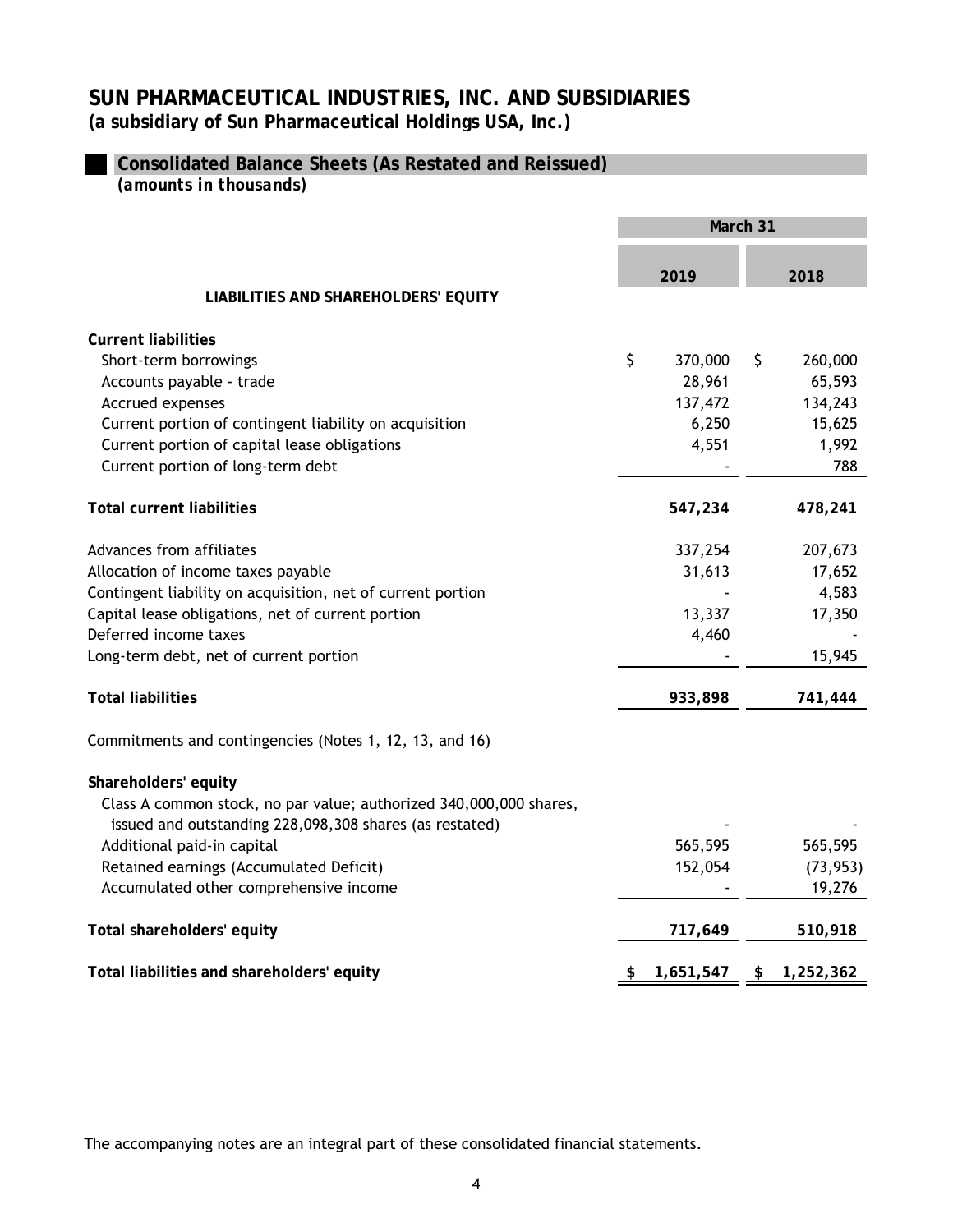# SUN PHARMACEUTICAL INDUSTRIES, INC. AND SUBSIDIARIES

**(a subsidiary of Sun Pharmaceutical Holdings USA, Inc.)**

## Consolidated Balance Sheets (As Restated and Reissued)

*(amounts in thousands)*

| | March 31 | |
|---|---|---|
| | 2019 | 2018 |
| **LIABILITIES AND SHAREHOLDERS' EQUITY** | | |
| **Current liabilities** | | |
| Short-term borrowings | $ 370,000 | $ 260,000 |
| Accounts payable - trade | 28,961 | 65,593 |
| Accrued expenses | 137,472 | 134,243 |
| Current portion of contingent liability on acquisition | 6,250 | 15,625 |
| Current portion of capital lease obligations | 4,551 | 1,992 |
| Current portion of long-term debt | - | 788 |
| **Total current liabilities** | **547,234** | **478,241** |
| Advances from affiliates | 337,254 | 207,673 |
| Allocation of income taxes payable | 31,613 | 17,652 |
| Contingent liability on acquisition, net of current portion | - | 4,583 |
| Capital lease obligations, net of current portion | 13,337 | 17,350 |
| Deferred income taxes | 4,460 | - |
| Long-term debt, net of current portion | - | 15,945 |
| **Total liabilities** | **933,898** | **741,444** |
| Commitments and contingencies (Notes 1, 12, 13, and 16) | | |
| **Shareholders' equity** | | |
| Class A common stock, no par value; authorized 340,000,000 shares, issued and outstanding 228,098,308 shares (as restated) | - | - |
| Additional paid-in capital | 565,595 | 565,595 |
| Retained earnings (Accumulated Deficit) | 152,054 | (73,953) |
| Accumulated other comprehensive income | - | 19,276 |
| **Total shareholders' equity** | **717,649** | **510,918** |
| **Total liabilities and shareholders' equity** | **$ 1,651,547** | **$ 1,252,362** |

The accompanying notes are an integral part of these consolidated financial statements.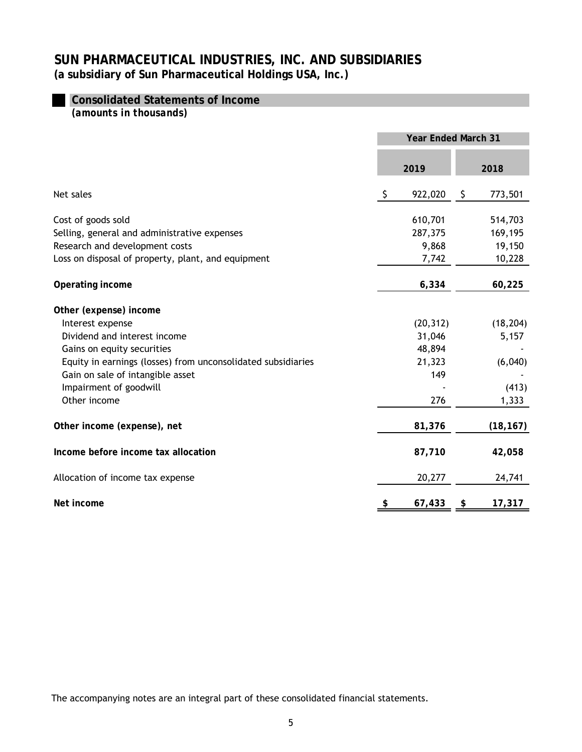# SUN PHARMACEUTICAL INDUSTRIES, INC. AND SUBSIDIARIES

**(a subsidiary of Sun Pharmaceutical Holdings USA, Inc.)**

## Consolidated Statements of Income

*(amounts in thousands)*

| | Year Ended March 31 | |
|---|---|---|
| | **2019** | **2018** |
| Net sales | $ 922,020 | $ 773,501 |
| Cost of goods sold | 610,701 | 514,703 |
| Selling, general and administrative expenses | 287,375 | 169,195 |
| Research and development costs | 9,868 | 19,150 |
| Loss on disposal of property, plant, and equipment | 7,742 | 10,228 |
| **Operating income** | **6,334** | **60,225** |
| **Other (expense) income** | | |
| Interest expense | (20,312) | (18,204) |
| Dividend and interest income | 31,046 | 5,157 |
| Gains on equity securities | 48,894 | - |
| Equity in earnings (losses) from unconsolidated subsidiaries | 21,323 | (6,040) |
| Gain on sale of intangible asset | 149 | - |
| Impairment of goodwill | - | (413) |
| Other income | 276 | 1,333 |
| **Other income (expense), net** | **81,376** | **(18,167)** |
| **Income before income tax allocation** | **87,710** | **42,058** |
| Allocation of income tax expense | 20,277 | 24,741 |
| **Net income** | **$ 67,433** | **$ 17,317** |

The accompanying notes are an integral part of these consolidated financial statements.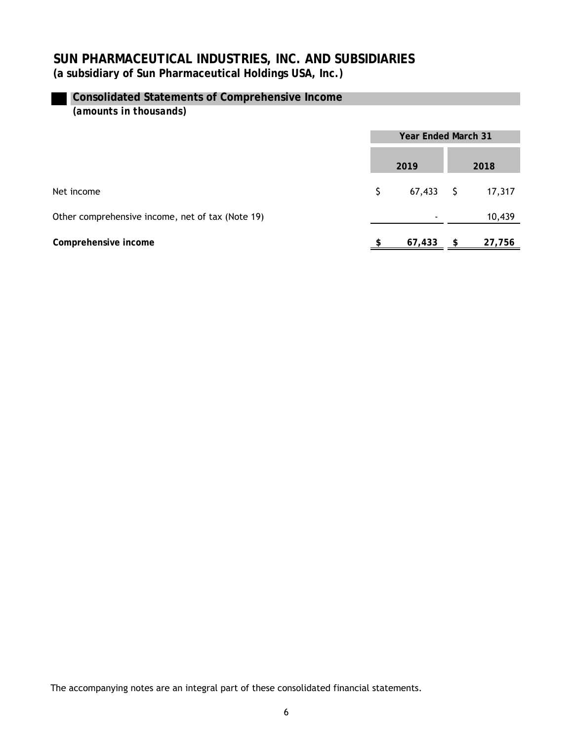# SUN PHARMACEUTICAL INDUSTRIES, INC. AND SUBSIDIARIES
**(a subsidiary of Sun Pharmaceutical Holdings USA, Inc.)**

## Consolidated Statements of Comprehensive Income
*(amounts in thousands)*

| | Year Ended March 31 | |
|---|---|---|
| | 2019 | 2018 |
| Net income | $ 67,433 | $ 17,317 |
| Other comprehensive income, net of tax (Note 19) | - | 10,439 |
| **Comprehensive income** | **$ 67,433** | **$ 27,756** |

The accompanying notes are an integral part of these consolidated financial statements.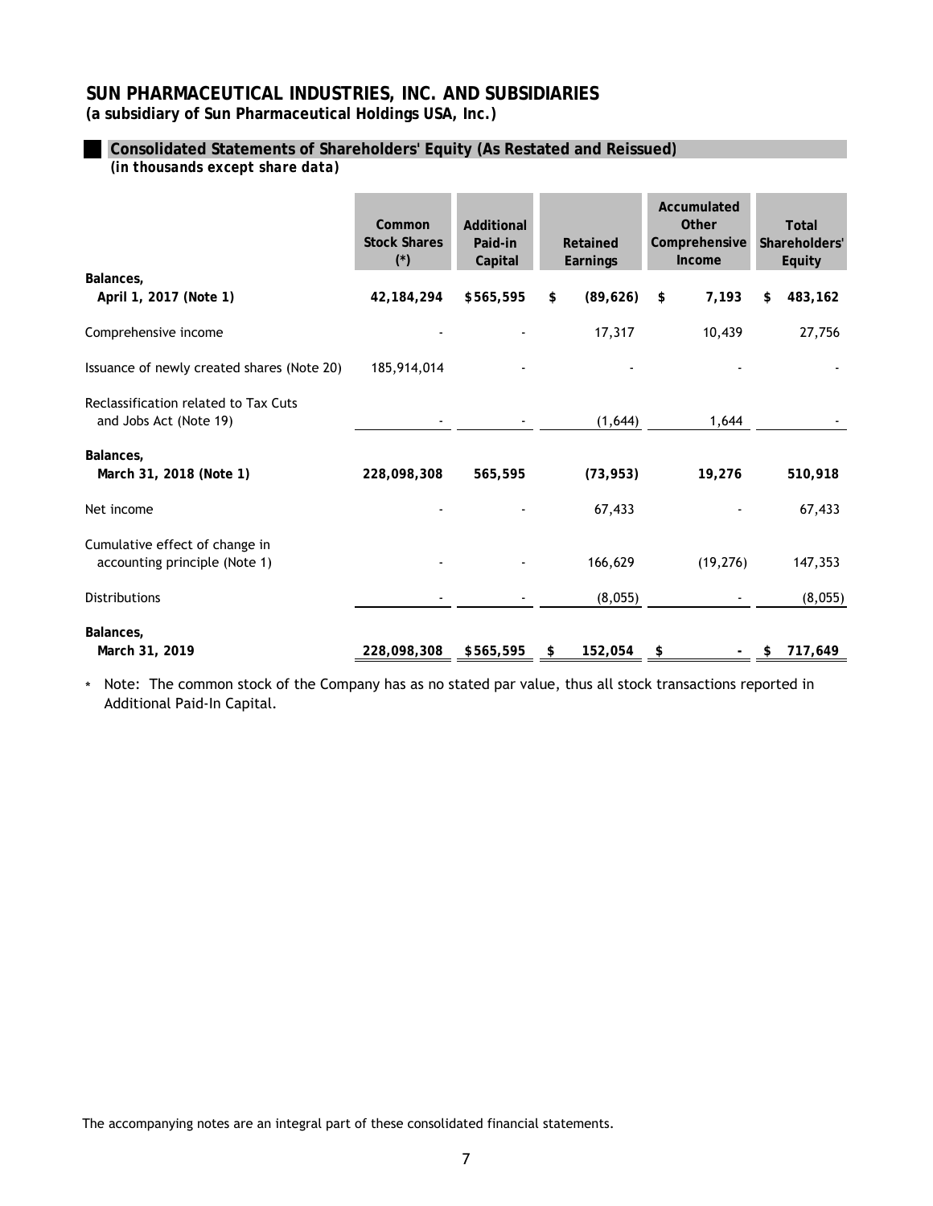# SUN PHARMACEUTICAL INDUSTRIES, INC. AND SUBSIDIARIES

**(a subsidiary of Sun Pharmaceutical Holdings USA, Inc.)**

## Consolidated Statements of Shareholders' Equity (As Restated and Reissued)

*(in thousands except share data)*

| | Common Stock Shares (*) | Additional Paid-in Capital | Retained Earnings | Accumulated Other Comprehensive Income | Total Shareholders' Equity |
|---|---|---|---|---|---|
| **Balances, April 1, 2017 (Note 1)** | **42,184,294** | **$565,595** | **$ (89,626)** | **$ 7,193** | **$ 483,162** |
| Comprehensive income | - | - | 17,317 | 10,439 | 27,756 |
| Issuance of newly created shares (Note 20) | 185,914,014 | - | - | - | - |
| Reclassification related to Tax Cuts and Jobs Act (Note 19) | - | - | (1,644) | 1,644 | - |
| **Balances, March 31, 2018 (Note 1)** | **228,098,308** | **565,595** | **(73,953)** | **19,276** | **510,918** |
| Net income | - | - | 67,433 | - | 67,433 |
| Cumulative effect of change in accounting principle (Note 1) | - | - | 166,629 | (19,276) | 147,353 |
| Distributions | - | - | (8,055) | - | (8,055) |
| **Balances, March 31, 2019** | **228,098,308** | **$565,595** | **$ 152,054** | **$ -** | **$ 717,649** |

\* Note: The common stock of the Company has as no stated par value, thus all stock transactions reported in Additional Paid-In Capital.

The accompanying notes are an integral part of these consolidated financial statements.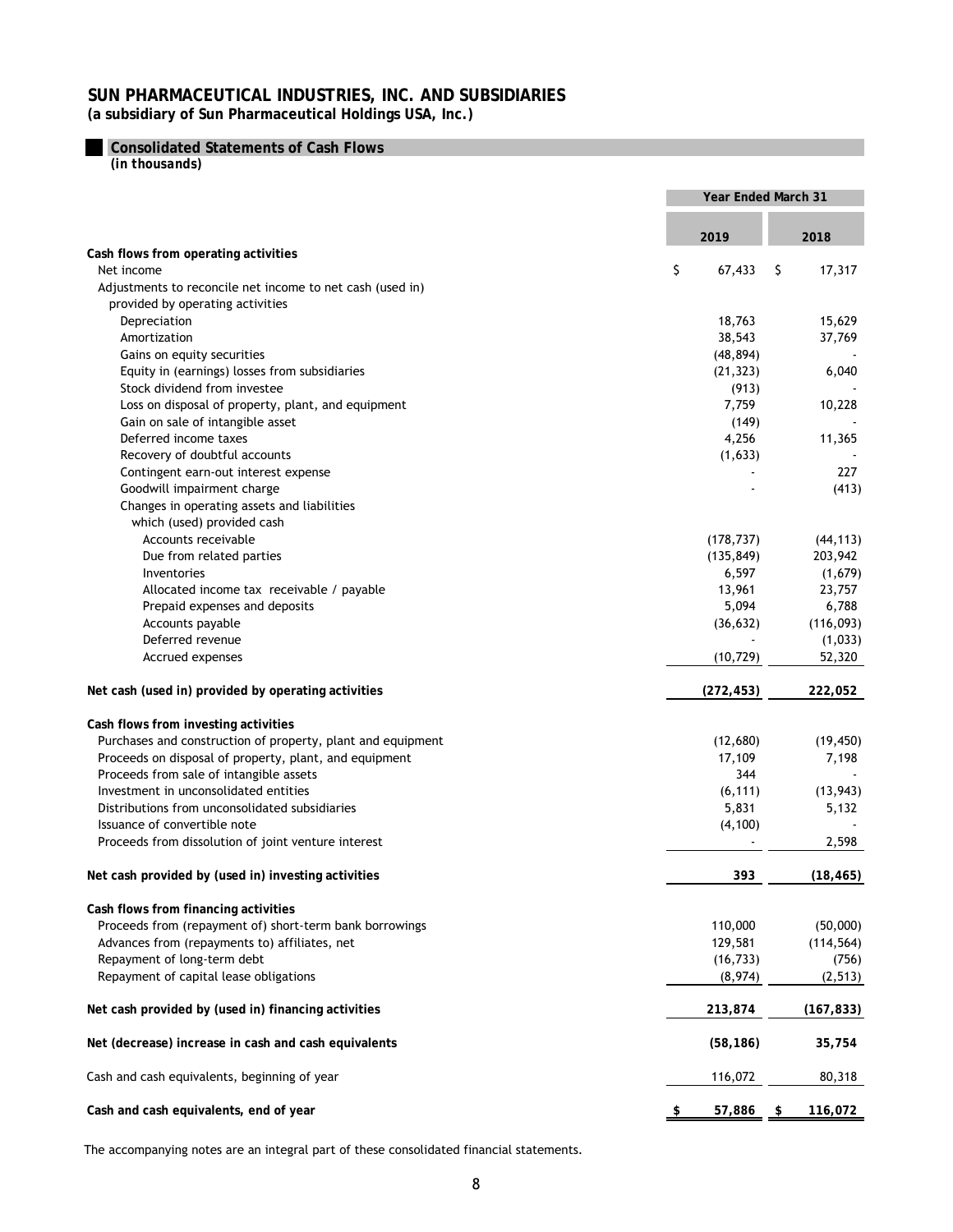# SUN PHARMACEUTICAL INDUSTRIES, INC. AND SUBSIDIARIES

**(a subsidiary of Sun Pharmaceutical Holdings USA, Inc.)**

## Consolidated Statements of Cash Flows

*(in thousands)*

| | Year Ended March 31 | |
|---|---|---|
| | **2019** | **2018** |
| **Cash flows from operating activities** | | |
| Net income | $ 67,433 | $ 17,317 |
| Adjustments to reconcile net income to net cash (used in) provided by operating activities | | |
| Depreciation | 18,763 | 15,629 |
| Amortization | 38,543 | 37,769 |
| Gains on equity securities | (48,894) | - |
| Equity in (earnings) losses from subsidiaries | (21,323) | 6,040 |
| Stock dividend from investee | (913) | - |
| Loss on disposal of property, plant, and equipment | 7,759 | 10,228 |
| Gain on sale of intangible asset | (149) | - |
| Deferred income taxes | 4,256 | 11,365 |
| Recovery of doubtful accounts | (1,633) | - |
| Contingent earn-out interest expense | - | 227 |
| Goodwill impairment charge | - | (413) |
| Changes in operating assets and liabilities which (used) provided cash | | |
| Accounts receivable | (178,737) | (44,113) |
| Due from related parties | (135,849) | 203,942 |
| Inventories | 6,597 | (1,679) |
| Allocated income tax receivable / payable | 13,961 | 23,757 |
| Prepaid expenses and deposits | 5,094 | 6,788 |
| Accounts payable | (36,632) | (116,093) |
| Deferred revenue | - | (1,033) |
| Accrued expenses | (10,729) | 52,320 |
| **Net cash (used in) provided by operating activities** | **(272,453)** | **222,052** |
| **Cash flows from investing activities** | | |
| Purchases and construction of property, plant and equipment | (12,680) | (19,450) |
| Proceeds on disposal of property, plant, and equipment | 17,109 | 7,198 |
| Proceeds from sale of intangible assets | 344 | - |
| Investment in unconsolidated entities | (6,111) | (13,943) |
| Distributions from unconsolidated subsidiaries | 5,831 | 5,132 |
| Issuance of convertible note | (4,100) | - |
| Proceeds from dissolution of joint venture interest | - | 2,598 |
| **Net cash provided by (used in) investing activities** | **393** | **(18,465)** |
| **Cash flows from financing activities** | | |
| Proceeds from (repayment of) short-term bank borrowings | 110,000 | (50,000) |
| Advances from (repayments to) affiliates, net | 129,581 | (114,564) |
| Repayment of long-term debt | (16,733) | (756) |
| Repayment of capital lease obligations | (8,974) | (2,513) |
| **Net cash provided by (used in) financing activities** | **213,874** | **(167,833)** |
| **Net (decrease) increase in cash and cash equivalents** | **(58,186)** | **35,754** |
| Cash and cash equivalents, beginning of year | 116,072 | 80,318 |
| **Cash and cash equivalents, end of year** | **$ 57,886** | **$ 116,072** |

The accompanying notes are an integral part of these consolidated financial statements.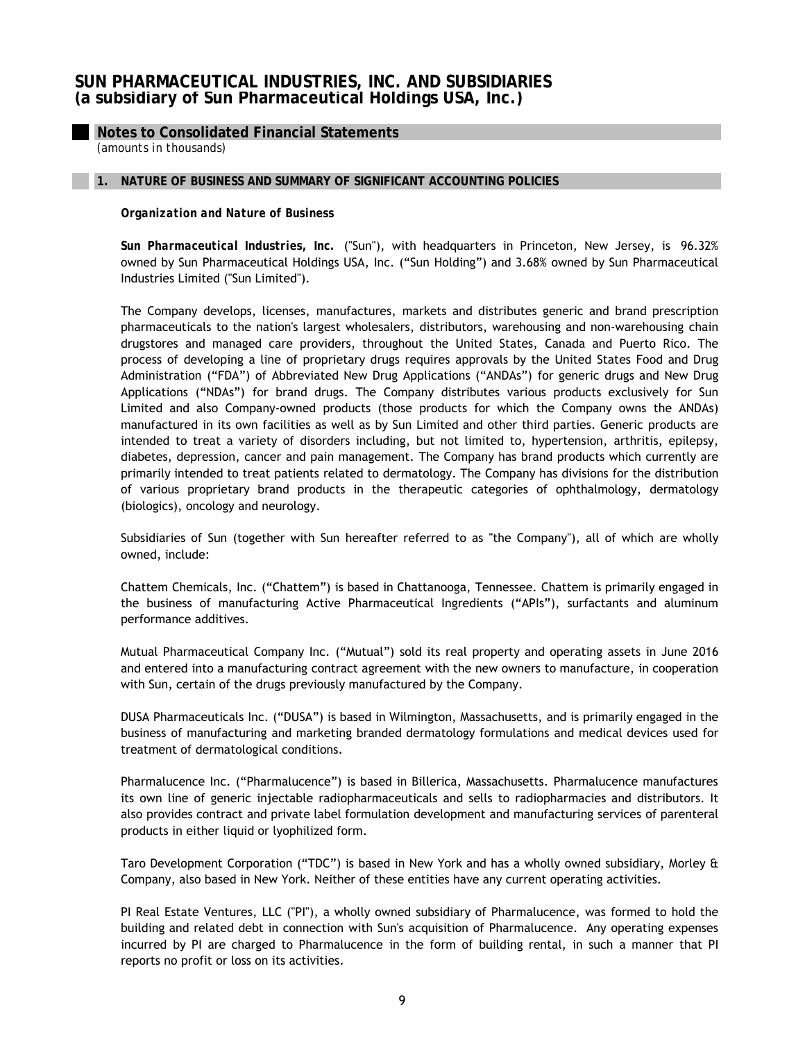# SUN PHARMACEUTICAL INDUSTRIES, INC. AND SUBSIDIARIES
## (a subsidiary of Sun Pharmaceutical Holdings USA, Inc.)

## Notes to Consolidated Financial Statements

*(amounts in thousands)*

### 1. NATURE OF BUSINESS AND SUMMARY OF SIGNIFICANT ACCOUNTING POLICIES

***Organization and Nature of Business***

***Sun Pharmaceutical Industries, Inc.*** ("Sun"), with headquarters in Princeton, New Jersey, is 96.32% owned by Sun Pharmaceutical Holdings USA, Inc. ("Sun Holding") and 3.68% owned by Sun Pharmaceutical Industries Limited ("Sun Limited").

The Company develops, licenses, manufactures, markets and distributes generic and brand prescription pharmaceuticals to the nation's largest wholesalers, distributors, warehousing and non-warehousing chain drugstores and managed care providers, throughout the United States, Canada and Puerto Rico. The process of developing a line of proprietary drugs requires approvals by the United States Food and Drug Administration ("FDA") of Abbreviated New Drug Applications ("ANDAs") for generic drugs and New Drug Applications ("NDAs") for brand drugs. The Company distributes various products exclusively for Sun Limited and also Company-owned products (those products for which the Company owns the ANDAs) manufactured in its own facilities as well as by Sun Limited and other third parties. Generic products are intended to treat a variety of disorders including, but not limited to, hypertension, arthritis, epilepsy, diabetes, depression, cancer and pain management. The Company has brand products which currently are primarily intended to treat patients related to dermatology. The Company has divisions for the distribution of various proprietary brand products in the therapeutic categories of ophthalmology, dermatology (biologics), oncology and neurology.

Subsidiaries of Sun (together with Sun hereafter referred to as "the Company"), all of which are wholly owned, include:

Chattem Chemicals, Inc. ("Chattem") is based in Chattanooga, Tennessee. Chattem is primarily engaged in the business of manufacturing Active Pharmaceutical Ingredients ("APIs"), surfactants and aluminum performance additives.

Mutual Pharmaceutical Company Inc. ("Mutual") sold its real property and operating assets in June 2016 and entered into a manufacturing contract agreement with the new owners to manufacture, in cooperation with Sun, certain of the drugs previously manufactured by the Company.

DUSA Pharmaceuticals Inc. ("DUSA") is based in Wilmington, Massachusetts, and is primarily engaged in the business of manufacturing and marketing branded dermatology formulations and medical devices used for treatment of dermatological conditions.

Pharmalucence Inc. ("Pharmalucence") is based in Billerica, Massachusetts. Pharmalucence manufactures its own line of generic injectable radiopharmaceuticals and sells to radiopharmacies and distributors. It also provides contract and private label formulation development and manufacturing services of parenteral products in either liquid or lyophilized form.

Taro Development Corporation ("TDC") is based in New York and has a wholly owned subsidiary, Morley & Company, also based in New York. Neither of these entities have any current operating activities.

PI Real Estate Ventures, LLC ("PI"), a wholly owned subsidiary of Pharmalucence, was formed to hold the building and related debt in connection with Sun's acquisition of Pharmalucence. Any operating expenses incurred by PI are charged to Pharmalucence in the form of building rental, in such a manner that PI reports no profit or loss on its activities.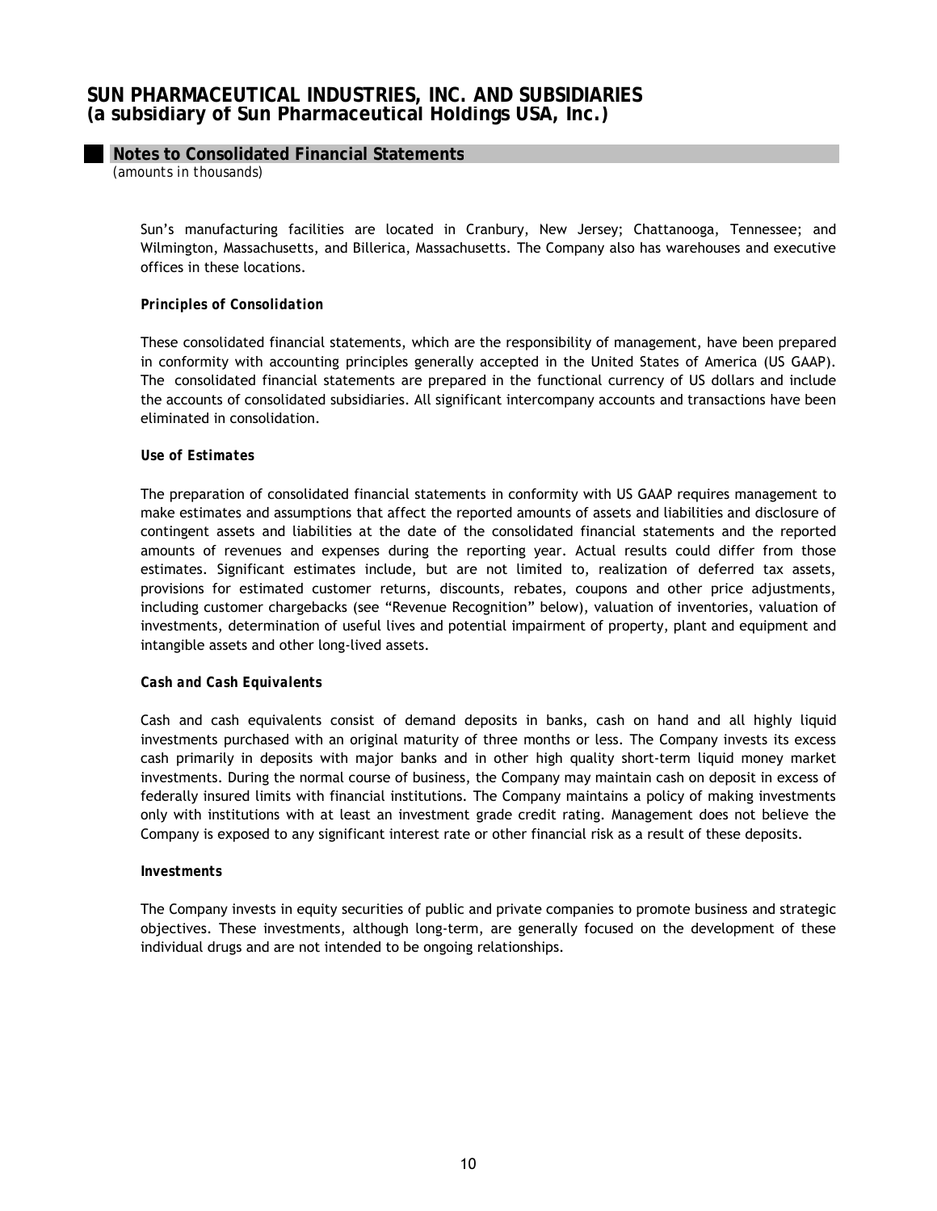Sun's manufacturing facilities are located in Cranbury, New Jersey; Chattanooga, Tennessee; and Wilmington, Massachusetts, and Billerica, Massachusetts. The Company also has warehouses and executive offices in these locations.

***Principles of Consolidation***

These consolidated financial statements, which are the responsibility of management, have been prepared in conformity with accounting principles generally accepted in the United States of America (US GAAP). The consolidated financial statements are prepared in the functional currency of US dollars and include the accounts of consolidated subsidiaries. All significant intercompany accounts and transactions have been eliminated in consolidation.

***Use of Estimates***

The preparation of consolidated financial statements in conformity with US GAAP requires management to make estimates and assumptions that affect the reported amounts of assets and liabilities and disclosure of contingent assets and liabilities at the date of the consolidated financial statements and the reported amounts of revenues and expenses during the reporting year. Actual results could differ from those estimates. Significant estimates include, but are not limited to, realization of deferred tax assets, provisions for estimated customer returns, discounts, rebates, coupons and other price adjustments, including customer chargebacks (see "Revenue Recognition" below), valuation of inventories, valuation of investments, determination of useful lives and potential impairment of property, plant and equipment and intangible assets and other long-lived assets.

***Cash and Cash Equivalents***

Cash and cash equivalents consist of demand deposits in banks, cash on hand and all highly liquid investments purchased with an original maturity of three months or less. The Company invests its excess cash primarily in deposits with major banks and in other high quality short-term liquid money market investments. During the normal course of business, the Company may maintain cash on deposit in excess of federally insured limits with financial institutions. The Company maintains a policy of making investments only with institutions with at least an investment grade credit rating. Management does not believe the Company is exposed to any significant interest rate or other financial risk as a result of these deposits.

***Investments***

The Company invests in equity securities of public and private companies to promote business and strategic objectives. These investments, although long-term, are generally focused on the development of these individual drugs and are not intended to be ongoing relationships.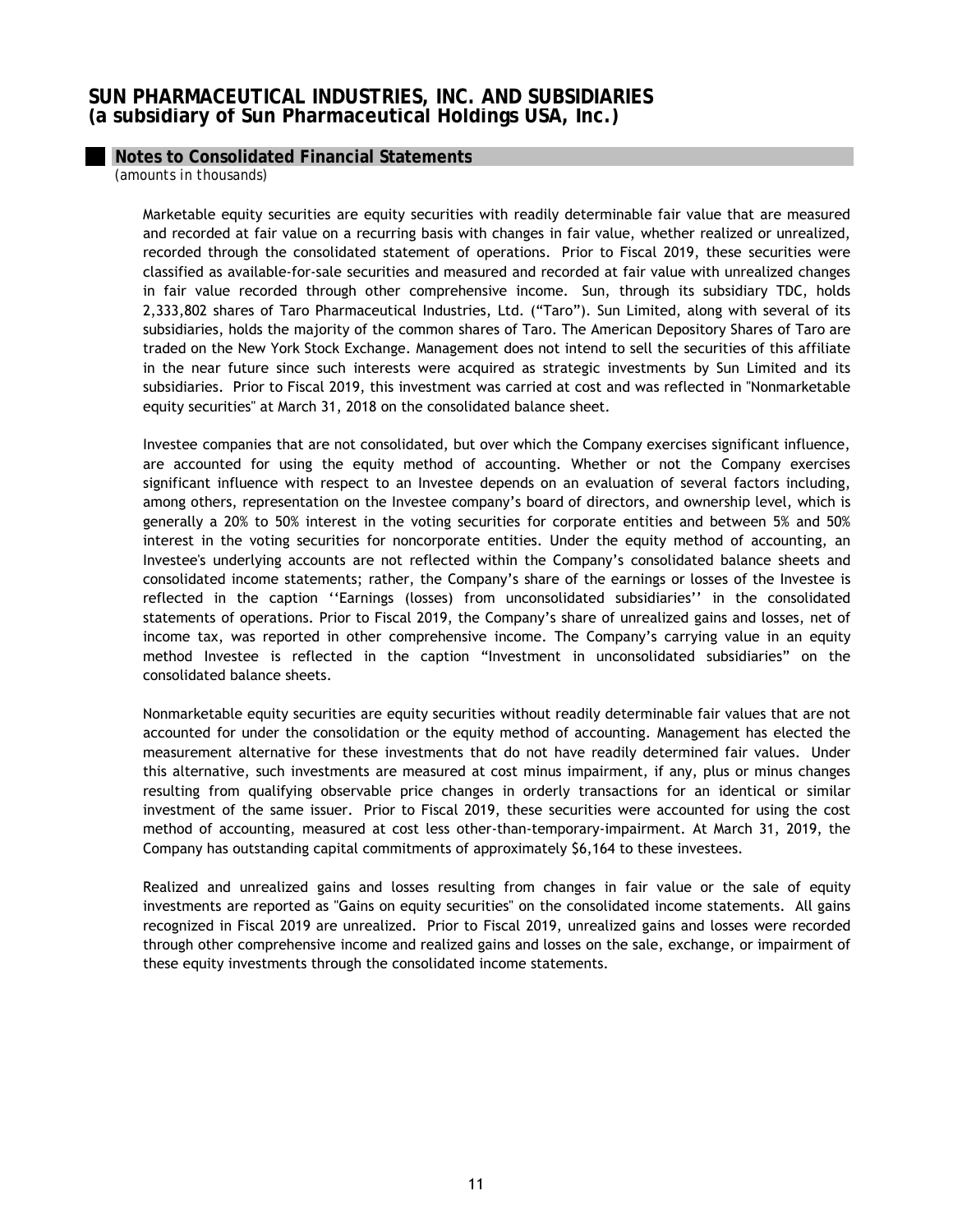Marketable equity securities are equity securities with readily determinable fair value that are measured and recorded at fair value on a recurring basis with changes in fair value, whether realized or unrealized, recorded through the consolidated statement of operations. Prior to Fiscal 2019, these securities were classified as available-for-sale securities and measured and recorded at fair value with unrealized changes in fair value recorded through other comprehensive income. Sun, through its subsidiary TDC, holds 2,333,802 shares of Taro Pharmaceutical Industries, Ltd. ("Taro"). Sun Limited, along with several of its subsidiaries, holds the majority of the common shares of Taro. The American Depository Shares of Taro are traded on the New York Stock Exchange. Management does not intend to sell the securities of this affiliate in the near future since such interests were acquired as strategic investments by Sun Limited and its subsidiaries. Prior to Fiscal 2019, this investment was carried at cost and was reflected in "Nonmarketable equity securities" at March 31, 2018 on the consolidated balance sheet.

Investee companies that are not consolidated, but over which the Company exercises significant influence, are accounted for using the equity method of accounting. Whether or not the Company exercises significant influence with respect to an Investee depends on an evaluation of several factors including, among others, representation on the Investee company's board of directors, and ownership level, which is generally a 20% to 50% interest in the voting securities for corporate entities and between 5% and 50% interest in the voting securities for noncorporate entities. Under the equity method of accounting, an Investee's underlying accounts are not reflected within the Company's consolidated balance sheets and consolidated income statements; rather, the Company's share of the earnings or losses of the Investee is reflected in the caption ''Earnings (losses) from unconsolidated subsidiaries'' in the consolidated statements of operations. Prior to Fiscal 2019, the Company's share of unrealized gains and losses, net of income tax, was reported in other comprehensive income. The Company's carrying value in an equity method Investee is reflected in the caption "Investment in unconsolidated subsidiaries" on the consolidated balance sheets.

Nonmarketable equity securities are equity securities without readily determinable fair values that are not accounted for under the consolidation or the equity method of accounting. Management has elected the measurement alternative for these investments that do not have readily determined fair values. Under this alternative, such investments are measured at cost minus impairment, if any, plus or minus changes resulting from qualifying observable price changes in orderly transactions for an identical or similar investment of the same issuer. Prior to Fiscal 2019, these securities were accounted for using the cost method of accounting, measured at cost less other-than-temporary-impairment. At March 31, 2019, the Company has outstanding capital commitments of approximately $6,164 to these investees.

Realized and unrealized gains and losses resulting from changes in fair value or the sale of equity investments are reported as "Gains on equity securities" on the consolidated income statements. All gains recognized in Fiscal 2019 are unrealized. Prior to Fiscal 2019, unrealized gains and losses were recorded through other comprehensive income and realized gains and losses on the sale, exchange, or impairment of these equity investments through the consolidated income statements.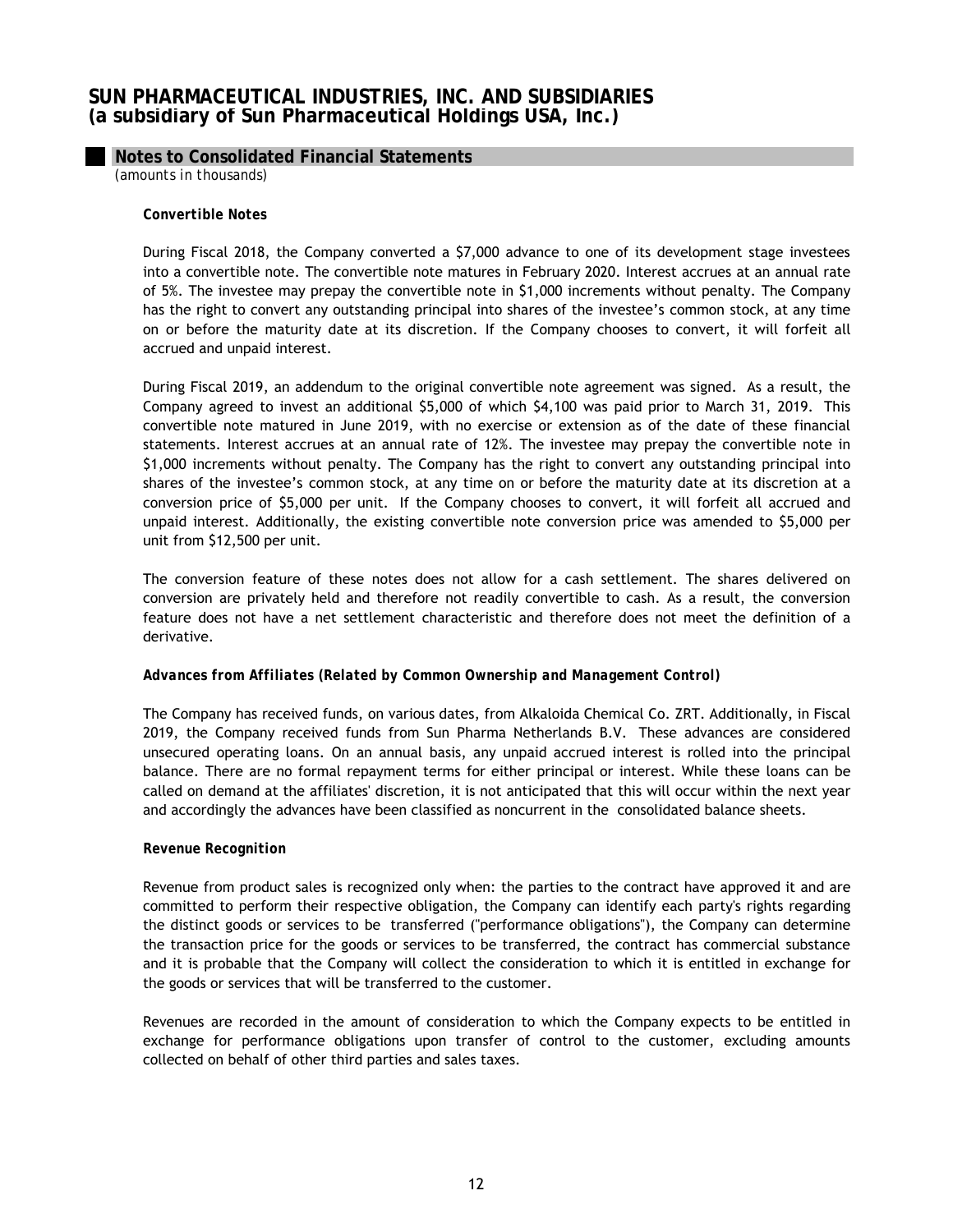# SUN PHARMACEUTICAL INDUSTRIES, INC. AND SUBSIDIARIES
## (a subsidiary of Sun Pharmaceutical Holdings USA, Inc.)

## Notes to Consolidated Financial Statements
*(amounts in thousands)*

**Convertible Notes**

During Fiscal 2018, the Company converted a $7,000 advance to one of its development stage investees into a convertible note. The convertible note matures in February 2020. Interest accrues at an annual rate of 5%. The investee may prepay the convertible note in $1,000 increments without penalty. The Company has the right to convert any outstanding principal into shares of the investee's common stock, at any time on or before the maturity date at its discretion. If the Company chooses to convert, it will forfeit all accrued and unpaid interest.

During Fiscal 2019, an addendum to the original convertible note agreement was signed. As a result, the Company agreed to invest an additional $5,000 of which $4,100 was paid prior to March 31, 2019. This convertible note matured in June 2019, with no exercise or extension as of the date of these financial statements. Interest accrues at an annual rate of 12%. The investee may prepay the convertible note in $1,000 increments without penalty. The Company has the right to convert any outstanding principal into shares of the investee's common stock, at any time on or before the maturity date at its discretion at a conversion price of $5,000 per unit. If the Company chooses to convert, it will forfeit all accrued and unpaid interest. Additionally, the existing convertible note conversion price was amended to $5,000 per unit from $12,500 per unit.

The conversion feature of these notes does not allow for a cash settlement. The shares delivered on conversion are privately held and therefore not readily convertible to cash. As a result, the conversion feature does not have a net settlement characteristic and therefore does not meet the definition of a derivative.

***Advances from Affiliates (Related by Common Ownership and Management Control)***

The Company has received funds, on various dates, from Alkaloida Chemical Co. ZRT. Additionally, in Fiscal 2019, the Company received funds from Sun Pharma Netherlands B.V. These advances are considered unsecured operating loans. On an annual basis, any unpaid accrued interest is rolled into the principal balance. There are no formal repayment terms for either principal or interest. While these loans can be called on demand at the affiliates' discretion, it is not anticipated that this will occur within the next year and accordingly the advances have been classified as noncurrent in the consolidated balance sheets.

**Revenue Recognition**

Revenue from product sales is recognized only when: the parties to the contract have approved it and are committed to perform their respective obligation, the Company can identify each party's rights regarding the distinct goods or services to be transferred ("performance obligations"), the Company can determine the transaction price for the goods or services to be transferred, the contract has commercial substance and it is probable that the Company will collect the consideration to which it is entitled in exchange for the goods or services that will be transferred to the customer.

Revenues are recorded in the amount of consideration to which the Company expects to be entitled in exchange for performance obligations upon transfer of control to the customer, excluding amounts collected on behalf of other third parties and sales taxes.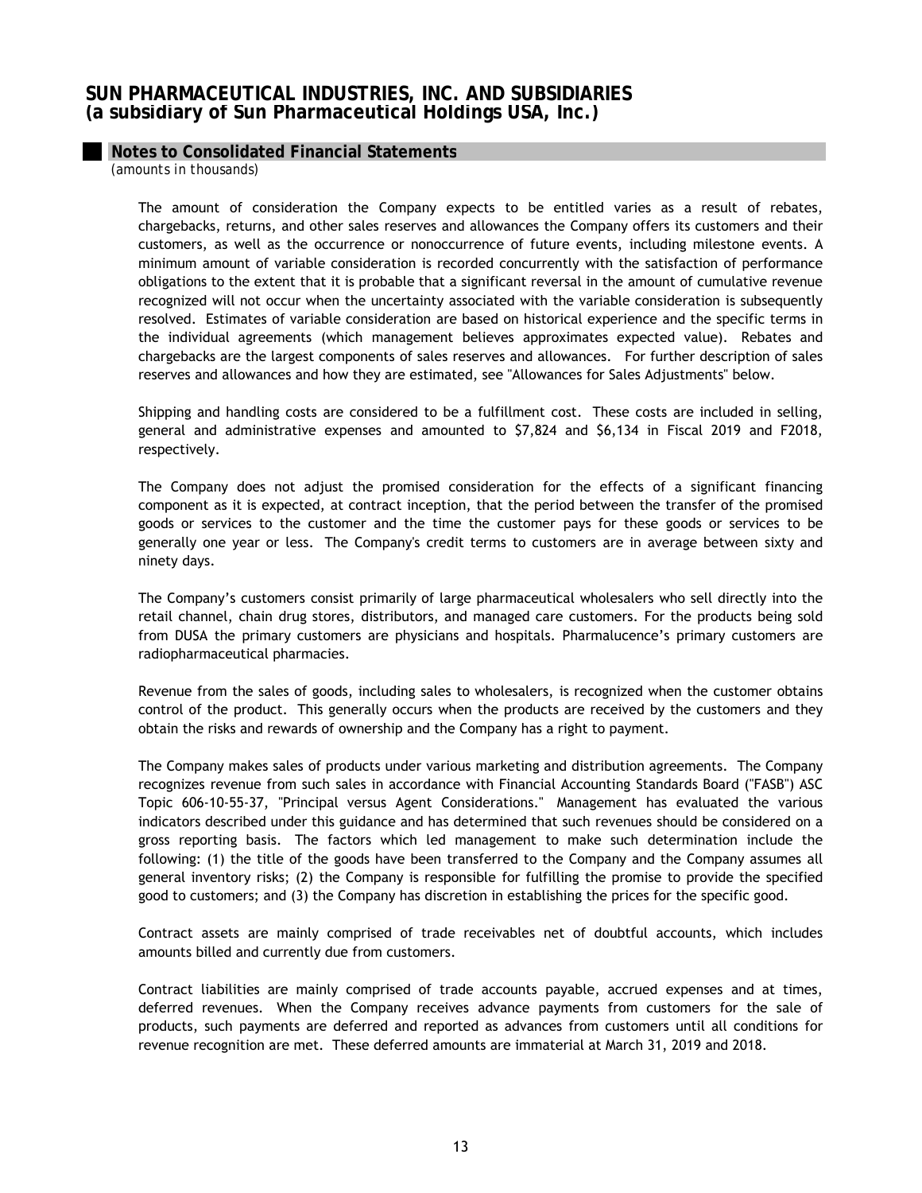The amount of consideration the Company expects to be entitled varies as a result of rebates, chargebacks, returns, and other sales reserves and allowances the Company offers its customers and their customers, as well as the occurrence or nonoccurrence of future events, including milestone events. A minimum amount of variable consideration is recorded concurrently with the satisfaction of performance obligations to the extent that it is probable that a significant reversal in the amount of cumulative revenue recognized will not occur when the uncertainty associated with the variable consideration is subsequently resolved. Estimates of variable consideration are based on historical experience and the specific terms in the individual agreements (which management believes approximates expected value). Rebates and chargebacks are the largest components of sales reserves and allowances. For further description of sales reserves and allowances and how they are estimated, see "Allowances for Sales Adjustments" below.

Shipping and handling costs are considered to be a fulfillment cost. These costs are included in selling, general and administrative expenses and amounted to $7,824 and $6,134 in Fiscal 2019 and F2018, respectively.

The Company does not adjust the promised consideration for the effects of a significant financing component as it is expected, at contract inception, that the period between the transfer of the promised goods or services to the customer and the time the customer pays for these goods or services to be generally one year or less. The Company's credit terms to customers are in average between sixty and ninety days.

The Company's customers consist primarily of large pharmaceutical wholesalers who sell directly into the retail channel, chain drug stores, distributors, and managed care customers. For the products being sold from DUSA the primary customers are physicians and hospitals. Pharmalucence's primary customers are radiopharmaceutical pharmacies.

Revenue from the sales of goods, including sales to wholesalers, is recognized when the customer obtains control of the product. This generally occurs when the products are received by the customers and they obtain the risks and rewards of ownership and the Company has a right to payment.

The Company makes sales of products under various marketing and distribution agreements. The Company recognizes revenue from such sales in accordance with Financial Accounting Standards Board ("FASB") ASC Topic 606-10-55-37, "Principal versus Agent Considerations." Management has evaluated the various indicators described under this guidance and has determined that such revenues should be considered on a gross reporting basis. The factors which led management to make such determination include the following: (1) the title of the goods have been transferred to the Company and the Company assumes all general inventory risks; (2) the Company is responsible for fulfilling the promise to provide the specified good to customers; and (3) the Company has discretion in establishing the prices for the specific good.

Contract assets are mainly comprised of trade receivables net of doubtful accounts, which includes amounts billed and currently due from customers.

Contract liabilities are mainly comprised of trade accounts payable, accrued expenses and at times, deferred revenues. When the Company receives advance payments from customers for the sale of products, such payments are deferred and reported as advances from customers until all conditions for revenue recognition are met. These deferred amounts are immaterial at March 31, 2019 and 2018.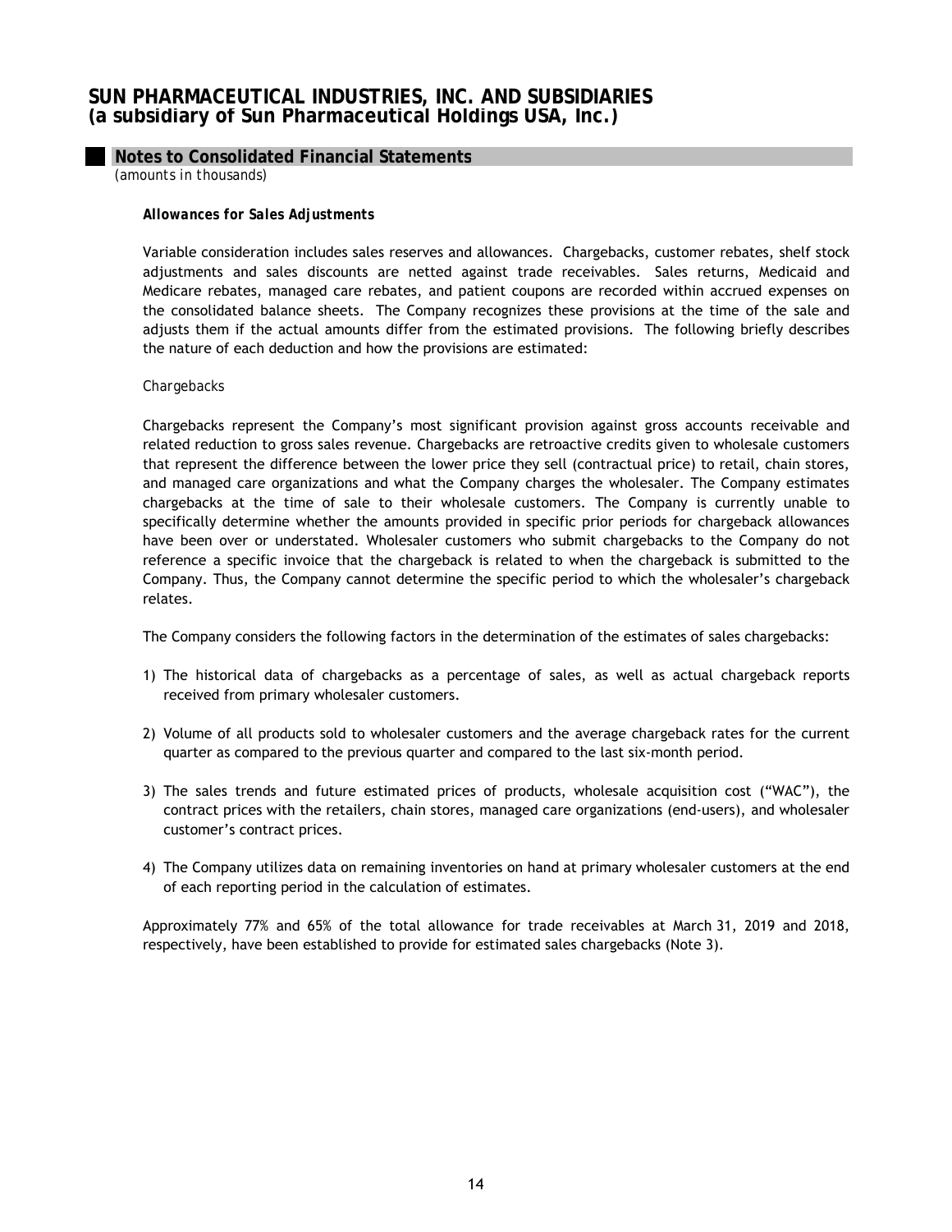# SUN PHARMACEUTICAL INDUSTRIES, INC. AND SUBSIDIARIES
## (a subsidiary of Sun Pharmaceutical Holdings USA, Inc.)

### Notes to Consolidated Financial Statements

*(amounts in thousands)*

***Allowances for Sales Adjustments***

Variable consideration includes sales reserves and allowances. Chargebacks, customer rebates, shelf stock adjustments and sales discounts are netted against trade receivables. Sales returns, Medicaid and Medicare rebates, managed care rebates, and patient coupons are recorded within accrued expenses on the consolidated balance sheets. The Company recognizes these provisions at the time of the sale and adjusts them if the actual amounts differ from the estimated provisions. The following briefly describes the nature of each deduction and how the provisions are estimated:

*Chargebacks*

Chargebacks represent the Company's most significant provision against gross accounts receivable and related reduction to gross sales revenue. Chargebacks are retroactive credits given to wholesale customers that represent the difference between the lower price they sell (contractual price) to retail, chain stores, and managed care organizations and what the Company charges the wholesaler. The Company estimates chargebacks at the time of sale to their wholesale customers. The Company is currently unable to specifically determine whether the amounts provided in specific prior periods for chargeback allowances have been over or understated. Wholesaler customers who submit chargebacks to the Company do not reference a specific invoice that the chargeback is related to when the chargeback is submitted to the Company. Thus, the Company cannot determine the specific period to which the wholesaler's chargeback relates.

The Company considers the following factors in the determination of the estimates of sales chargebacks:

1) The historical data of chargebacks as a percentage of sales, as well as actual chargeback reports received from primary wholesaler customers.

2) Volume of all products sold to wholesaler customers and the average chargeback rates for the current quarter as compared to the previous quarter and compared to the last six-month period.

3) The sales trends and future estimated prices of products, wholesale acquisition cost ("WAC"), the contract prices with the retailers, chain stores, managed care organizations (end-users), and wholesaler customer's contract prices.

4) The Company utilizes data on remaining inventories on hand at primary wholesaler customers at the end of each reporting period in the calculation of estimates.

Approximately 77% and 65% of the total allowance for trade receivables at March 31, 2019 and 2018, respectively, have been established to provide for estimated sales chargebacks (Note 3).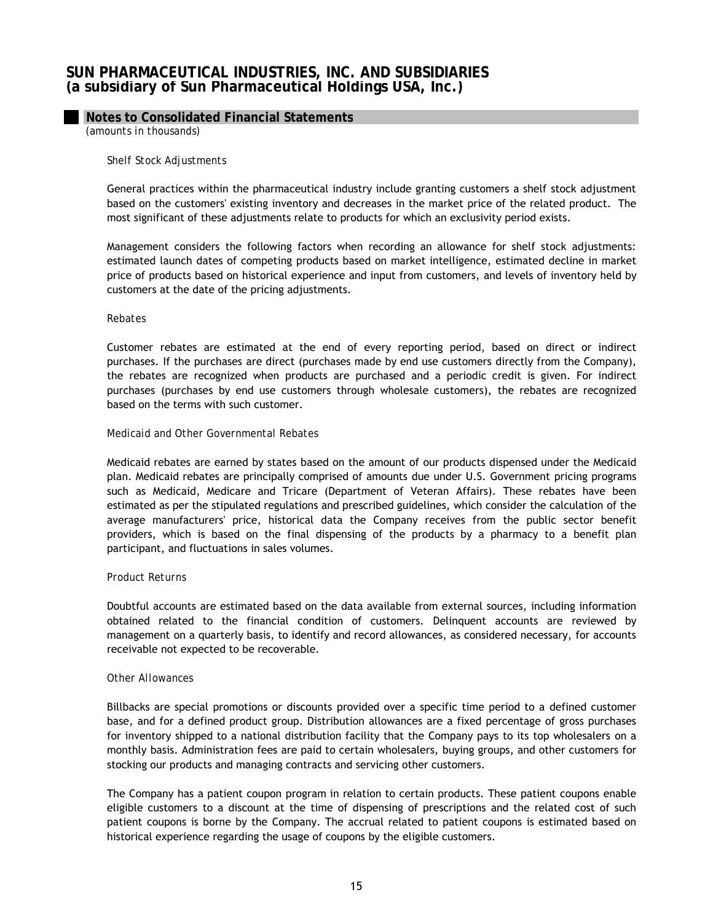*Shelf Stock Adjustments*

General practices within the pharmaceutical industry include granting customers a shelf stock adjustment based on the customers' existing inventory and decreases in the market price of the related product. The most significant of these adjustments relate to products for which an exclusivity period exists.

Management considers the following factors when recording an allowance for shelf stock adjustments: estimated launch dates of competing products based on market intelligence, estimated decline in market price of products based on historical experience and input from customers, and levels of inventory held by customers at the date of the pricing adjustments.

*Rebates*

Customer rebates are estimated at the end of every reporting period, based on direct or indirect purchases. If the purchases are direct (purchases made by end use customers directly from the Company), the rebates are recognized when products are purchased and a periodic credit is given. For indirect purchases (purchases by end use customers through wholesale customers), the rebates are recognized based on the terms with such customer.

*Medicaid and Other Governmental Rebates*

Medicaid rebates are earned by states based on the amount of our products dispensed under the Medicaid plan. Medicaid rebates are principally comprised of amounts due under U.S. Government pricing programs such as Medicaid, Medicare and Tricare (Department of Veteran Affairs). These rebates have been estimated as per the stipulated regulations and prescribed guidelines, which consider the calculation of the average manufacturers' price, historical data the Company receives from the public sector benefit providers, which is based on the final dispensing of the products by a pharmacy to a benefit plan participant, and fluctuations in sales volumes.

*Product Returns*

Doubtful accounts are estimated based on the data available from external sources, including information obtained related to the financial condition of customers. Delinquent accounts are reviewed by management on a quarterly basis, to identify and record allowances, as considered necessary, for accounts receivable not expected to be recoverable.

*Other Allowances*

Billbacks are special promotions or discounts provided over a specific time period to a defined customer base, and for a defined product group. Distribution allowances are a fixed percentage of gross purchases for inventory shipped to a national distribution facility that the Company pays to its top wholesalers on a monthly basis. Administration fees are paid to certain wholesalers, buying groups, and other customers for stocking our products and managing contracts and servicing other customers.

The Company has a patient coupon program in relation to certain products. These patient coupons enable eligible customers to a discount at the time of dispensing of prescriptions and the related cost of such patient coupons is borne by the Company. The accrual related to patient coupons is estimated based on historical experience regarding the usage of coupons by the eligible customers.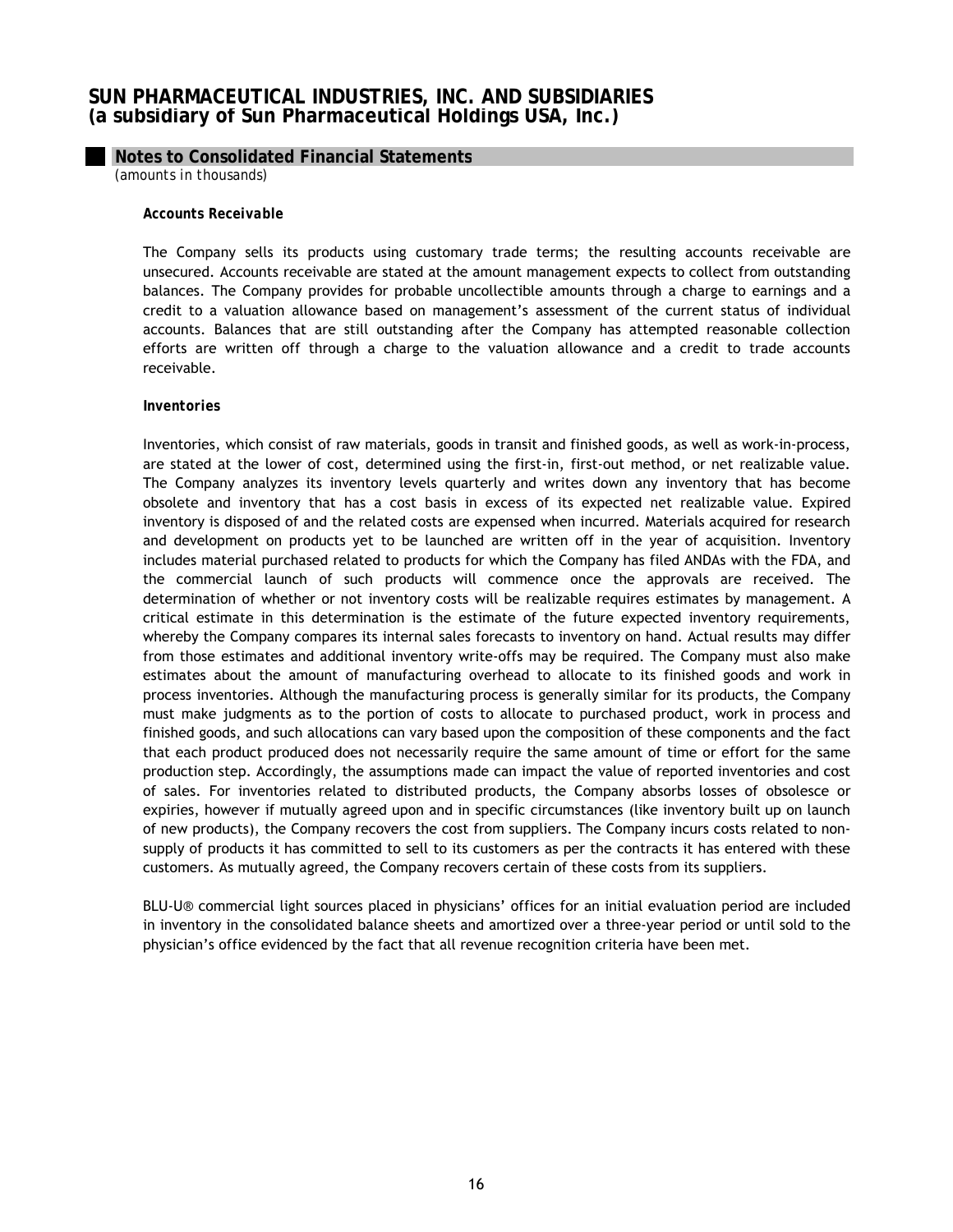**Accounts Receivable**

The Company sells its products using customary trade terms; the resulting accounts receivable are unsecured. Accounts receivable are stated at the amount management expects to collect from outstanding balances. The Company provides for probable uncollectible amounts through a charge to earnings and a credit to a valuation allowance based on management's assessment of the current status of individual accounts. Balances that are still outstanding after the Company has attempted reasonable collection efforts are written off through a charge to the valuation allowance and a credit to trade accounts receivable.

**Inventories**

Inventories, which consist of raw materials, goods in transit and finished goods, as well as work-in-process, are stated at the lower of cost, determined using the first-in, first-out method, or net realizable value. The Company analyzes its inventory levels quarterly and writes down any inventory that has become obsolete and inventory that has a cost basis in excess of its expected net realizable value. Expired inventory is disposed of and the related costs are expensed when incurred. Materials acquired for research and development on products yet to be launched are written off in the year of acquisition. Inventory includes material purchased related to products for which the Company has filed ANDAs with the FDA, and the commercial launch of such products will commence once the approvals are received. The determination of whether or not inventory costs will be realizable requires estimates by management. A critical estimate in this determination is the estimate of the future expected inventory requirements, whereby the Company compares its internal sales forecasts to inventory on hand. Actual results may differ from those estimates and additional inventory write-offs may be required. The Company must also make estimates about the amount of manufacturing overhead to allocate to its finished goods and work in process inventories. Although the manufacturing process is generally similar for its products, the Company must make judgments as to the portion of costs to allocate to purchased product, work in process and finished goods, and such allocations can vary based upon the composition of these components and the fact that each product produced does not necessarily require the same amount of time or effort for the same production step. Accordingly, the assumptions made can impact the value of reported inventories and cost of sales. For inventories related to distributed products, the Company absorbs losses of obsolesce or expiries, however if mutually agreed upon and in specific circumstances (like inventory built up on launch of new products), the Company recovers the cost from suppliers. The Company incurs costs related to non-supply of products it has committed to sell to its customers as per the contracts it has entered with these customers. As mutually agreed, the Company recovers certain of these costs from its suppliers.

BLU-U® commercial light sources placed in physicians' offices for an initial evaluation period are included in inventory in the consolidated balance sheets and amortized over a three-year period or until sold to the physician's office evidenced by the fact that all revenue recognition criteria have been met.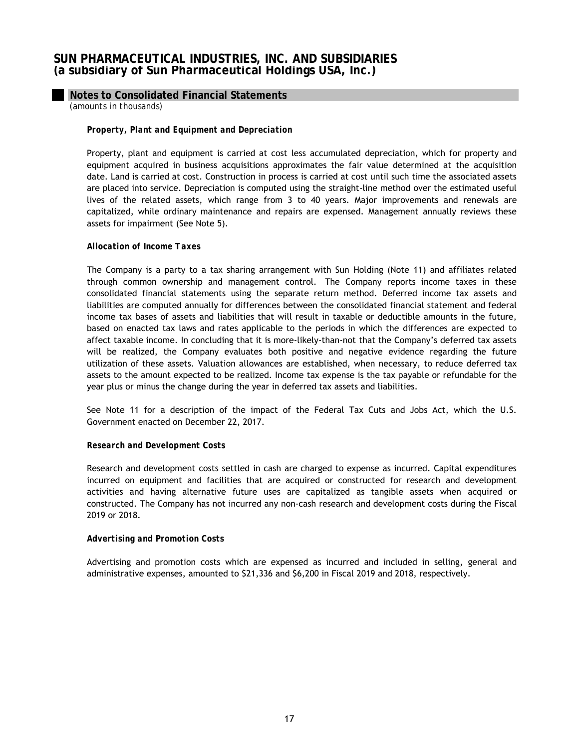## Notes to Consolidated Financial Statements

*(amounts in thousands)*

***Property, Plant and Equipment and Depreciation***

Property, plant and equipment is carried at cost less accumulated depreciation, which for property and equipment acquired in business acquisitions approximates the fair value determined at the acquisition date. Land is carried at cost. Construction in process is carried at cost until such time the associated assets are placed into service. Depreciation is computed using the straight-line method over the estimated useful lives of the related assets, which range from 3 to 40 years. Major improvements and renewals are capitalized, while ordinary maintenance and repairs are expensed. Management annually reviews these assets for impairment (See Note 5).

***Allocation of Income Taxes***

The Company is a party to a tax sharing arrangement with Sun Holding (Note 11) and affiliates related through common ownership and management control. The Company reports income taxes in these consolidated financial statements using the separate return method. Deferred income tax assets and liabilities are computed annually for differences between the consolidated financial statement and federal income tax bases of assets and liabilities that will result in taxable or deductible amounts in the future, based on enacted tax laws and rates applicable to the periods in which the differences are expected to affect taxable income. In concluding that it is more-likely-than-not that the Company's deferred tax assets will be realized, the Company evaluates both positive and negative evidence regarding the future utilization of these assets. Valuation allowances are established, when necessary, to reduce deferred tax assets to the amount expected to be realized. Income tax expense is the tax payable or refundable for the year plus or minus the change during the year in deferred tax assets and liabilities.

See Note 11 for a description of the impact of the Federal Tax Cuts and Jobs Act, which the U.S. Government enacted on December 22, 2017.

***Research and Development Costs***

Research and development costs settled in cash are charged to expense as incurred. Capital expenditures incurred on equipment and facilities that are acquired or constructed for research and development activities and having alternative future uses are capitalized as tangible assets when acquired or constructed. The Company has not incurred any non-cash research and development costs during the Fiscal 2019 or 2018.

***Advertising and Promotion Costs***

Advertising and promotion costs which are expensed as incurred and included in selling, general and administrative expenses, amounted to $21,336 and $6,200 in Fiscal 2019 and 2018, respectively.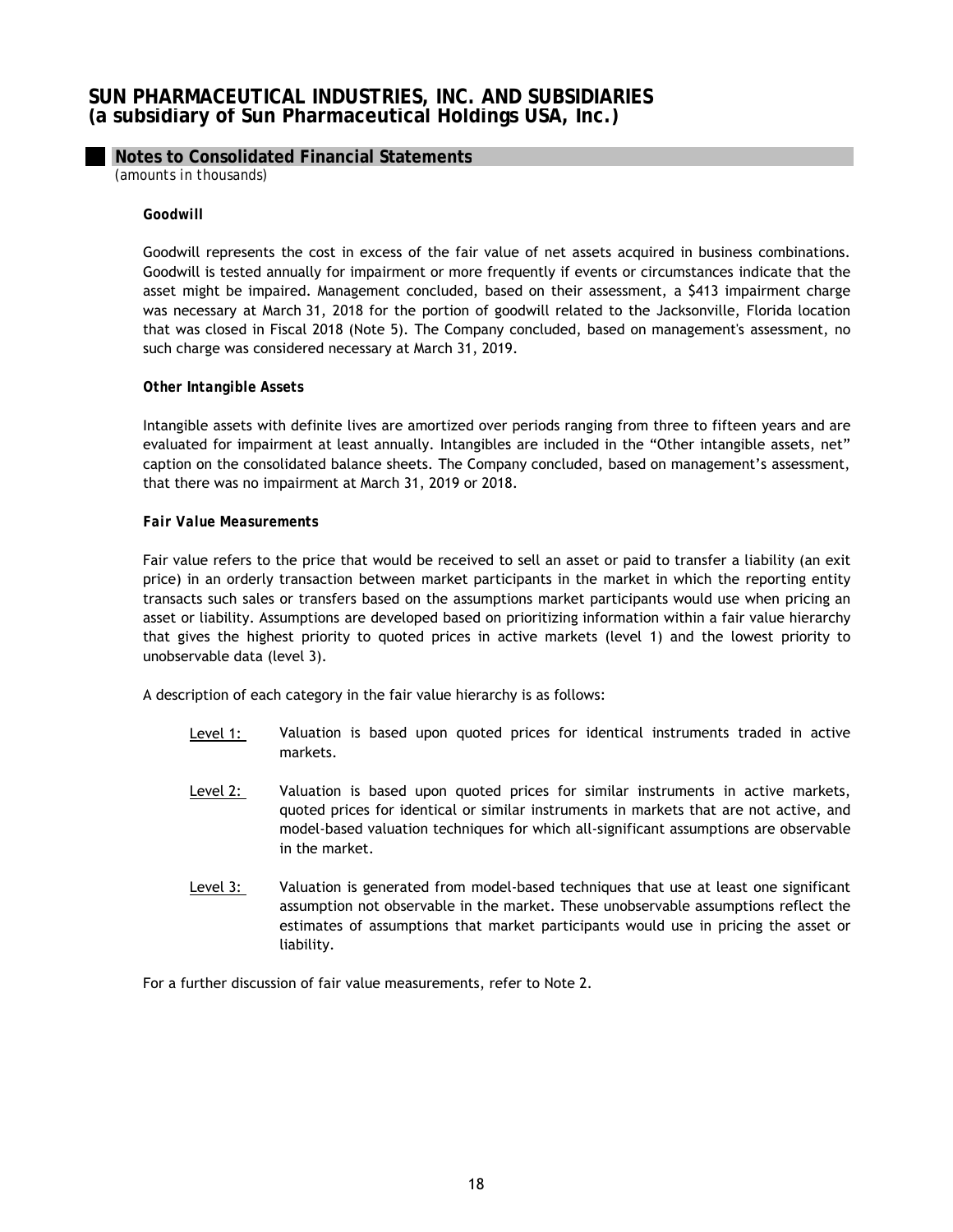# SUN PHARMACEUTICAL INDUSTRIES, INC. AND SUBSIDIARIES
## (a subsidiary of Sun Pharmaceutical Holdings USA, Inc.)

### Notes to Consolidated Financial Statements
*(amounts in thousands)*

***Goodwill***

Goodwill represents the cost in excess of the fair value of net assets acquired in business combinations. Goodwill is tested annually for impairment or more frequently if events or circumstances indicate that the asset might be impaired. Management concluded, based on their assessment, a $413 impairment charge was necessary at March 31, 2018 for the portion of goodwill related to the Jacksonville, Florida location that was closed in Fiscal 2018 (Note 5). The Company concluded, based on management's assessment, no such charge was considered necessary at March 31, 2019.

***Other Intangible Assets***

Intangible assets with definite lives are amortized over periods ranging from three to fifteen years and are evaluated for impairment at least annually. Intangibles are included in the "Other intangible assets, net" caption on the consolidated balance sheets. The Company concluded, based on management's assessment, that there was no impairment at March 31, 2019 or 2018.

***Fair Value Measurements***

Fair value refers to the price that would be received to sell an asset or paid to transfer a liability (an exit price) in an orderly transaction between market participants in the market in which the reporting entity transacts such sales or transfers based on the assumptions market participants would use when pricing an asset or liability. Assumptions are developed based on prioritizing information within a fair value hierarchy that gives the highest priority to quoted prices in active markets (level 1) and the lowest priority to unobservable data (level 3).

A description of each category in the fair value hierarchy is as follows:

- Level 1: Valuation is based upon quoted prices for identical instruments traded in active markets.
- Level 2: Valuation is based upon quoted prices for similar instruments in active markets, quoted prices for identical or similar instruments in markets that are not active, and model-based valuation techniques for which all-significant assumptions are observable in the market.
- Level 3: Valuation is generated from model-based techniques that use at least one significant assumption not observable in the market. These unobservable assumptions reflect the estimates of assumptions that market participants would use in pricing the asset or liability.

For a further discussion of fair value measurements, refer to Note 2.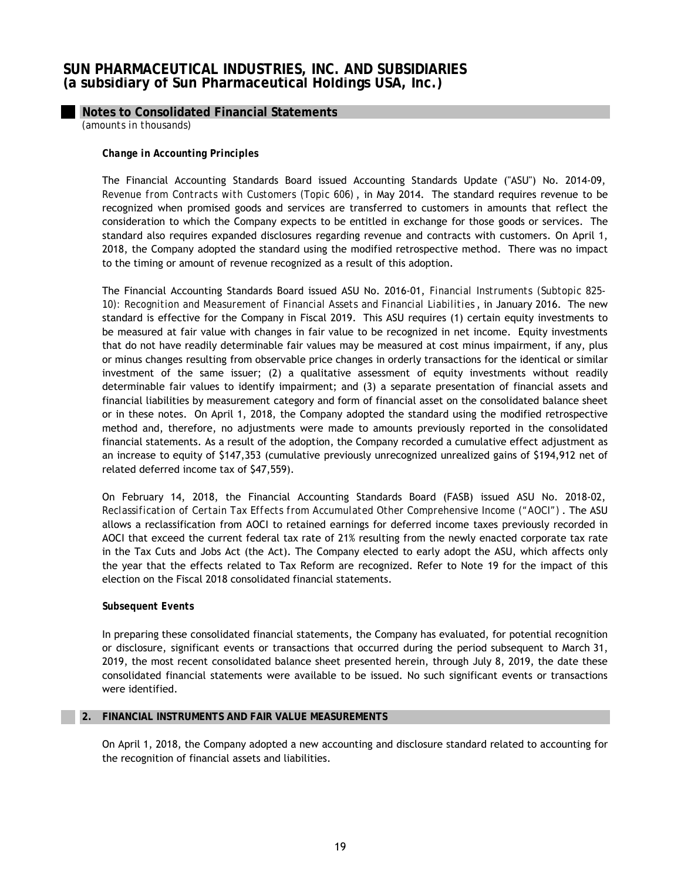**Change in Accounting Principles**

The Financial Accounting Standards Board issued Accounting Standards Update ("ASU") No. 2014-09, *Revenue from Contracts with Customers (Topic 606)*, in May 2014. The standard requires revenue to be recognized when promised goods and services are transferred to customers in amounts that reflect the consideration to which the Company expects to be entitled in exchange for those goods or services. The standard also requires expanded disclosures regarding revenue and contracts with customers. On April 1, 2018, the Company adopted the standard using the modified retrospective method. There was no impact to the timing or amount of revenue recognized as a result of this adoption.

The Financial Accounting Standards Board issued ASU No. 2016-01, *Financial Instruments (Subtopic 825-10): Recognition and Measurement of Financial Assets and Financial Liabilities*, in January 2016. The new standard is effective for the Company in Fiscal 2019. This ASU requires (1) certain equity investments to be measured at fair value with changes in fair value to be recognized in net income. Equity investments that do not have readily determinable fair values may be measured at cost minus impairment, if any, plus or minus changes resulting from observable price changes in orderly transactions for the identical or similar investment of the same issuer; (2) a qualitative assessment of equity investments without readily determinable fair values to identify impairment; and (3) a separate presentation of financial assets and financial liabilities by measurement category and form of financial asset on the consolidated balance sheet or in these notes. On April 1, 2018, the Company adopted the standard using the modified retrospective method and, therefore, no adjustments were made to amounts previously reported in the consolidated financial statements. As a result of the adoption, the Company recorded a cumulative effect adjustment as an increase to equity of $147,353 (cumulative previously unrecognized unrealized gains of $194,912 net of related deferred income tax of $47,559).

On February 14, 2018, the Financial Accounting Standards Board (FASB) issued ASU No. 2018-02, *Reclassification of Certain Tax Effects from Accumulated Other Comprehensive Income ("AOCI")*. The ASU allows a reclassification from AOCI to retained earnings for deferred income taxes previously recorded in AOCI that exceed the current federal tax rate of 21% resulting from the newly enacted corporate tax rate in the Tax Cuts and Jobs Act (the Act). The Company elected to early adopt the ASU, which affects only the year that the effects related to Tax Reform are recognized. Refer to Note 19 for the impact of this election on the Fiscal 2018 consolidated financial statements.

**Subsequent Events**

In preparing these consolidated financial statements, the Company has evaluated, for potential recognition or disclosure, significant events or transactions that occurred during the period subsequent to March 31, 2019, the most recent consolidated balance sheet presented herein, through July 8, 2019, the date these consolidated financial statements were available to be issued. No such significant events or transactions were identified.

## 2. FINANCIAL INSTRUMENTS AND FAIR VALUE MEASUREMENTS

On April 1, 2018, the Company adopted a new accounting and disclosure standard related to accounting for the recognition of financial assets and liabilities.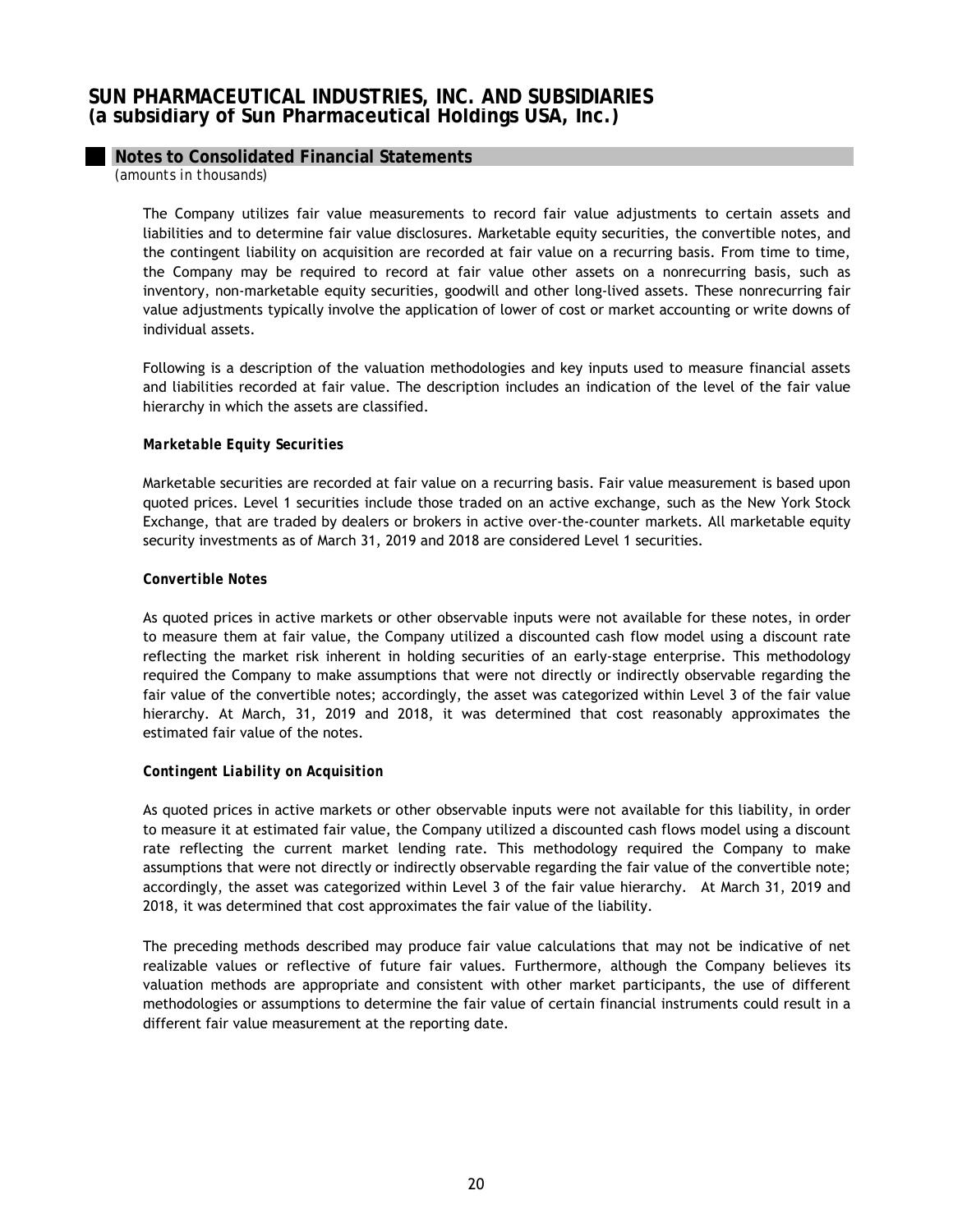# SUN PHARMACEUTICAL INDUSTRIES, INC. AND SUBSIDIARIES
## (a subsidiary of Sun Pharmaceutical Holdings USA, Inc.)

### Notes to Consolidated Financial Statements
*(amounts in thousands)*

The Company utilizes fair value measurements to record fair value adjustments to certain assets and liabilities and to determine fair value disclosures. Marketable equity securities, the convertible notes, and the contingent liability on acquisition are recorded at fair value on a recurring basis. From time to time, the Company may be required to record at fair value other assets on a nonrecurring basis, such as inventory, non-marketable equity securities, goodwill and other long-lived assets. These nonrecurring fair value adjustments typically involve the application of lower of cost or market accounting or write downs of individual assets.

Following is a description of the valuation methodologies and key inputs used to measure financial assets and liabilities recorded at fair value. The description includes an indication of the level of the fair value hierarchy in which the assets are classified.

***Marketable Equity Securities***

Marketable securities are recorded at fair value on a recurring basis. Fair value measurement is based upon quoted prices. Level 1 securities include those traded on an active exchange, such as the New York Stock Exchange, that are traded by dealers or brokers in active over-the-counter markets. All marketable equity security investments as of March 31, 2019 and 2018 are considered Level 1 securities.

***Convertible Notes***

As quoted prices in active markets or other observable inputs were not available for these notes, in order to measure them at fair value, the Company utilized a discounted cash flow model using a discount rate reflecting the market risk inherent in holding securities of an early-stage enterprise. This methodology required the Company to make assumptions that were not directly or indirectly observable regarding the fair value of the convertible notes; accordingly, the asset was categorized within Level 3 of the fair value hierarchy. At March, 31, 2019 and 2018, it was determined that cost reasonably approximates the estimated fair value of the notes.

***Contingent Liability on Acquisition***

As quoted prices in active markets or other observable inputs were not available for this liability, in order to measure it at estimated fair value, the Company utilized a discounted cash flows model using a discount rate reflecting the current market lending rate. This methodology required the Company to make assumptions that were not directly or indirectly observable regarding the fair value of the convertible note; accordingly, the asset was categorized within Level 3 of the fair value hierarchy. At March 31, 2019 and 2018, it was determined that cost approximates the fair value of the liability.

The preceding methods described may produce fair value calculations that may not be indicative of net realizable values or reflective of future fair values. Furthermore, although the Company believes its valuation methods are appropriate and consistent with other market participants, the use of different methodologies or assumptions to determine the fair value of certain financial instruments could result in a different fair value measurement at the reporting date.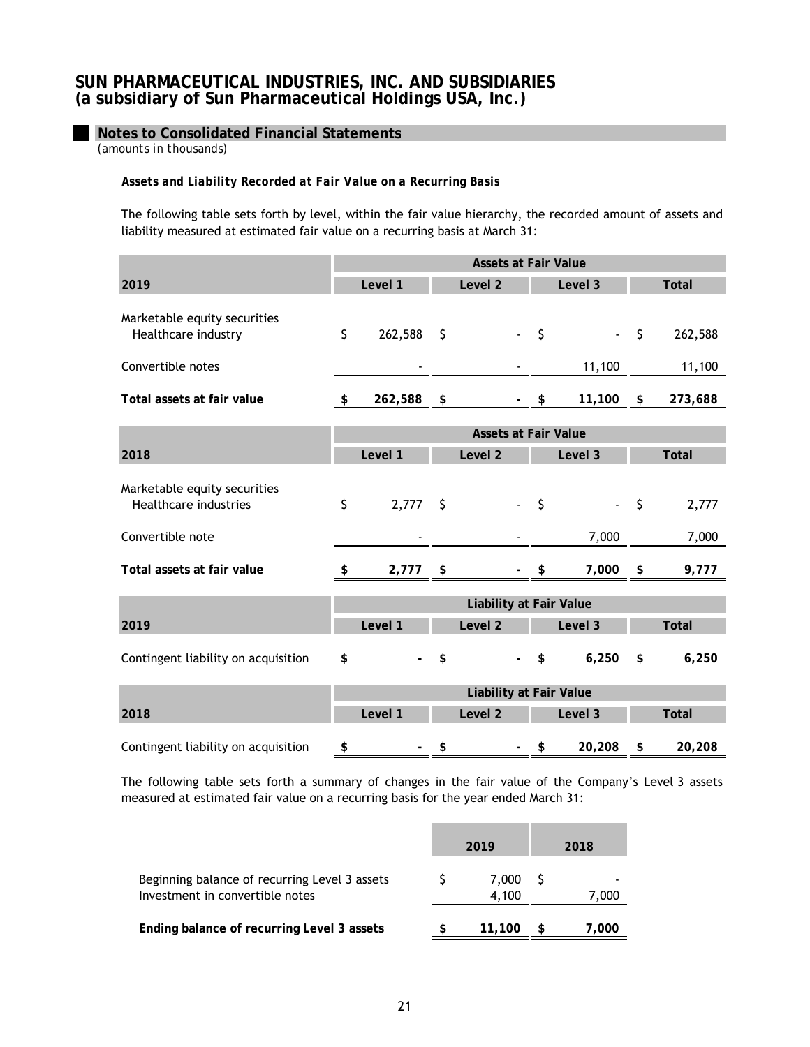# SUN PHARMACEUTICAL INDUSTRIES, INC. AND SUBSIDIARIES
## (a subsidiary of Sun Pharmaceutical Holdings USA, Inc.)

### Notes to Consolidated Financial Statements
*(amounts in thousands)*

***Assets and Liability Recorded at Fair Value on a Recurring Basis***

The following table sets forth by level, within the fair value hierarchy, the recorded amount of assets and liability measured at estimated fair value on a recurring basis at March 31:

| | Assets at Fair Value | | | |
|---|---|---|---|---|
| **2019** | **Level 1** | **Level 2** | **Level 3** | **Total** |
| Marketable equity securities<br>Healthcare industry | $ 262,588 | $ - | $ - | $ 262,588 |
| Convertible notes | - | - | 11,100 | 11,100 |
| **Total assets at fair value** | **$ 262,588** | **$ -** | **$ 11,100** | **$ 273,688** |

| | Assets at Fair Value | | | |
|---|---|---|---|---|
| **2018** | **Level 1** | **Level 2** | **Level 3** | **Total** |
| Marketable equity securities<br>Healthcare industries | $ 2,777 | $ - | $ - | $ 2,777 |
| Convertible note | - | - | 7,000 | 7,000 |
| **Total assets at fair value** | **$ 2,777** | **$ -** | **$ 7,000** | **$ 9,777** |

| | Liability at Fair Value | | | |
|---|---|---|---|---|
| **2019** | **Level 1** | **Level 2** | **Level 3** | **Total** |
| Contingent liability on acquisition | $ - | $ - | $ 6,250 | $ 6,250 |

| | Liability at Fair Value | | | |
|---|---|---|---|---|
| **2018** | **Level 1** | **Level 2** | **Level 3** | **Total** |
| Contingent liability on acquisition | $ - | $ - | $ 20,208 | $ 20,208 |

The following table sets forth a summary of changes in the fair value of the Company's Level 3 assets measured at estimated fair value on a recurring basis for the year ended March 31:

| | 2019 | 2018 |
|---|---|---|
| Beginning balance of recurring Level 3 assets | $ 7,000 | $ - |
| Investment in convertible notes | 4,100 | 7,000 |
| **Ending balance of recurring Level 3 assets** | **$ 11,100** | **$ 7,000** |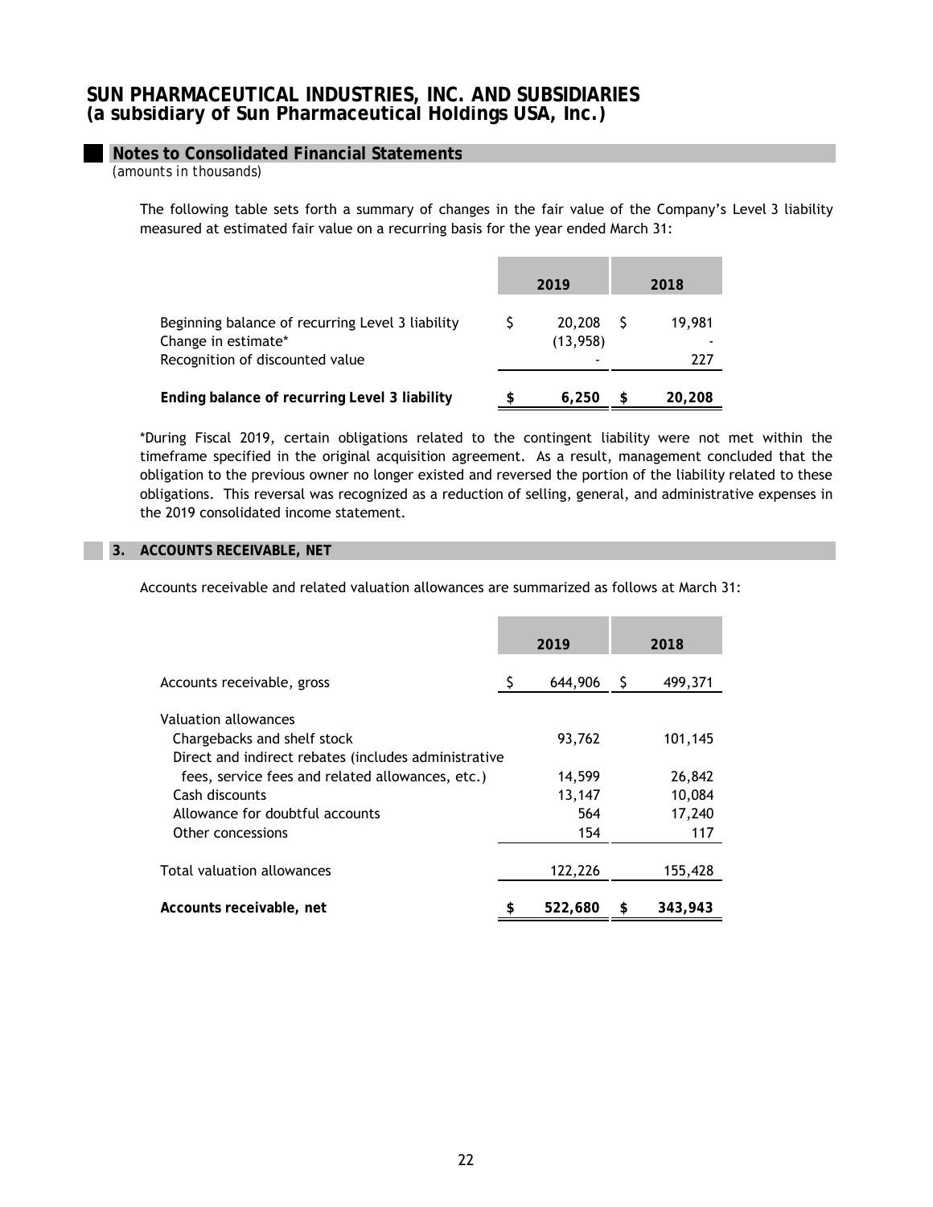# SUN PHARMACEUTICAL INDUSTRIES, INC. AND SUBSIDIARIES
## (a subsidiary of Sun Pharmaceutical Holdings USA, Inc.)

### Notes to Consolidated Financial Statements

*(amounts in thousands)*

The following table sets forth a summary of changes in the fair value of the Company's Level 3 liability measured at estimated fair value on a recurring basis for the year ended March 31:

| | 2019 | 2018 |
|---|---|---|
| Beginning balance of recurring Level 3 liability | $ 20,208 | $ 19,981 |
| Change in estimate* | (13,958) | - |
| Recognition of discounted value | - | 227 |
| **Ending balance of recurring Level 3 liability** | **$ 6,250** | **$ 20,208** |

*During Fiscal 2019, certain obligations related to the contingent liability were not met within the timeframe specified in the original acquisition agreement. As a result, management concluded that the obligation to the previous owner no longer existed and reversed the portion of the liability related to these obligations. This reversal was recognized as a reduction of selling, general, and administrative expenses in the 2019 consolidated income statement.

### 3. ACCOUNTS RECEIVABLE, NET

Accounts receivable and related valuation allowances are summarized as follows at March 31:

| | 2019 | 2018 |
|---|---|---|
| Accounts receivable, gross | $ 644,906 | $ 499,371 |
| Valuation allowances | | |
| Chargebacks and shelf stock | 93,762 | 101,145 |
| Direct and indirect rebates (includes administrative fees, service fees and related allowances, etc.) | 14,599 | 26,842 |
| Cash discounts | 13,147 | 10,084 |
| Allowance for doubtful accounts | 564 | 17,240 |
| Other concessions | 154 | 117 |
| Total valuation allowances | 122,226 | 155,428 |
| **Accounts receivable, net** | **$ 522,680** | **$ 343,943** |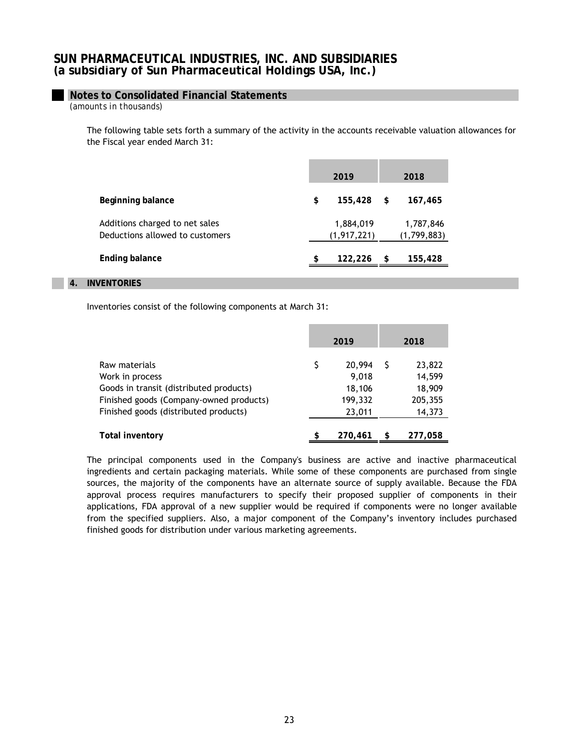# SUN PHARMACEUTICAL INDUSTRIES, INC. AND SUBSIDIARIES
## (a subsidiary of Sun Pharmaceutical Holdings USA, Inc.)

### Notes to Consolidated Financial Statements
*(amounts in thousands)*

The following table sets forth a summary of the activity in the accounts receivable valuation allowances for the Fiscal year ended March 31:

| | 2019 | 2018 |
|---|---|---|
| **Beginning balance** | **$ 155,428** | **$ 167,465** |
| Additions charged to net sales | 1,884,019 | 1,787,846 |
| Deductions allowed to customers | (1,917,221) | (1,799,883) |
| **Ending balance** | **$ 122,226** | **$ 155,428** |

### 4. INVENTORIES

Inventories consist of the following components at March 31:

| | 2019 | 2018 |
|---|---|---|
| Raw materials | $ 20,994 | $ 23,822 |
| Work in process | 9,018 | 14,599 |
| Goods in transit (distributed products) | 18,106 | 18,909 |
| Finished goods (Company-owned products) | 199,332 | 205,355 |
| Finished goods (distributed products) | 23,011 | 14,373 |
| **Total inventory** | **$ 270,461** | **$ 277,058** |

The principal components used in the Company's business are active and inactive pharmaceutical ingredients and certain packaging materials. While some of these components are purchased from single sources, the majority of the components have an alternate source of supply available. Because the FDA approval process requires manufacturers to specify their proposed supplier of components in their applications, FDA approval of a new supplier would be required if components were no longer available from the specified suppliers. Also, a major component of the Company's inventory includes purchased finished goods for distribution under various marketing agreements.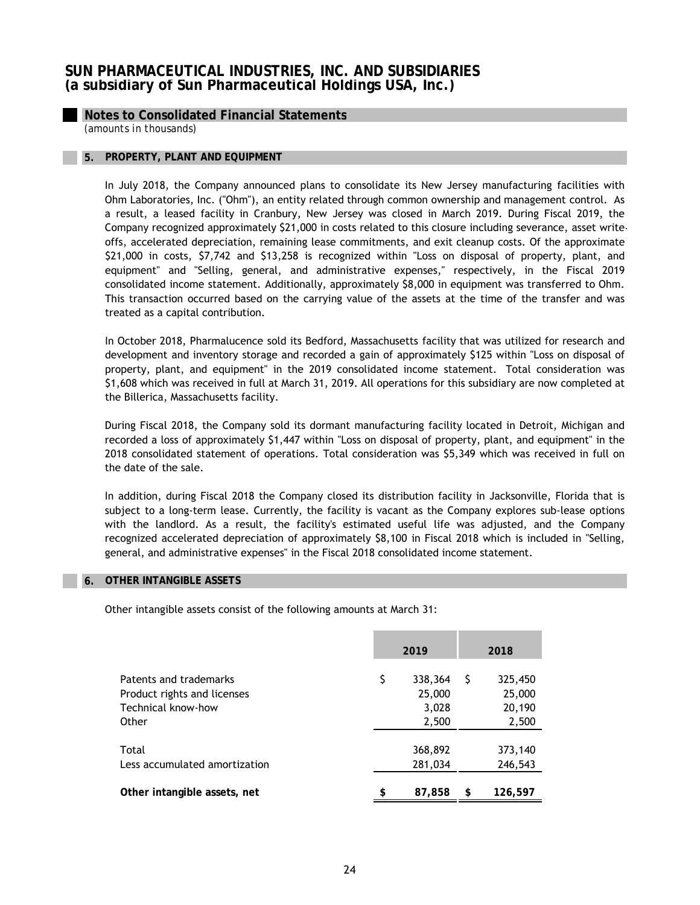# SUN PHARMACEUTICAL INDUSTRIES, INC. AND SUBSIDIARIES
## (a subsidiary of Sun Pharmaceutical Holdings USA, Inc.)

### Notes to Consolidated Financial Statements
*(amounts in thousands)*

### 5. PROPERTY, PLANT AND EQUIPMENT

In July 2018, the Company announced plans to consolidate its New Jersey manufacturing facilities with Ohm Laboratories, Inc. ("Ohm"), an entity related through common ownership and management control. As a result, a leased facility in Cranbury, New Jersey was closed in March 2019. During Fiscal 2019, the Company recognized approximately $21,000 in costs related to this closure including severance, asset write-offs, accelerated depreciation, remaining lease commitments, and exit cleanup costs. Of the approximate $21,000 in costs, $7,742 and $13,258 is recognized within "Loss on disposal of property, plant, and equipment" and "Selling, general, and administrative expenses," respectively, in the Fiscal 2019 consolidated income statement. Additionally, approximately $8,000 in equipment was transferred to Ohm. This transaction occurred based on the carrying value of the assets at the time of the transfer and was treated as a capital contribution.

In October 2018, Pharmalucence sold its Bedford, Massachusetts facility that was utilized for research and development and inventory storage and recorded a gain of approximately $125 within "Loss on disposal of property, plant, and equipment" in the 2019 consolidated income statement. Total consideration was $1,608 which was received in full at March 31, 2019. All operations for this subsidiary are now completed at the Billerica, Massachusetts facility.

During Fiscal 2018, the Company sold its dormant manufacturing facility located in Detroit, Michigan and recorded a loss of approximately $1,447 within "Loss on disposal of property, plant, and equipment" in the 2018 consolidated statement of operations. Total consideration was $5,349 which was received in full on the date of the sale.

In addition, during Fiscal 2018 the Company closed its distribution facility in Jacksonville, Florida that is subject to a long-term lease. Currently, the facility is vacant as the Company explores sub-lease options with the landlord. As a result, the facility's estimated useful life was adjusted, and the Company recognized accelerated depreciation of approximately $8,100 in Fiscal 2018 which is included in "Selling, general, and administrative expenses" in the Fiscal 2018 consolidated income statement.

### 6. OTHER INTANGIBLE ASSETS

Other intangible assets consist of the following amounts at March 31:

| | 2019 | 2018 |
|---|---|---|
| Patents and trademarks | $ 338,364 | $ 325,450 |
| Product rights and licenses | 25,000 | 25,000 |
| Technical know-how | 3,028 | 20,190 |
| Other | 2,500 | 2,500 |
| Total | 368,892 | 373,140 |
| Less accumulated amortization | 281,034 | 246,543 |
| **Other intangible assets, net** | **$ 87,858** | **$ 126,597** |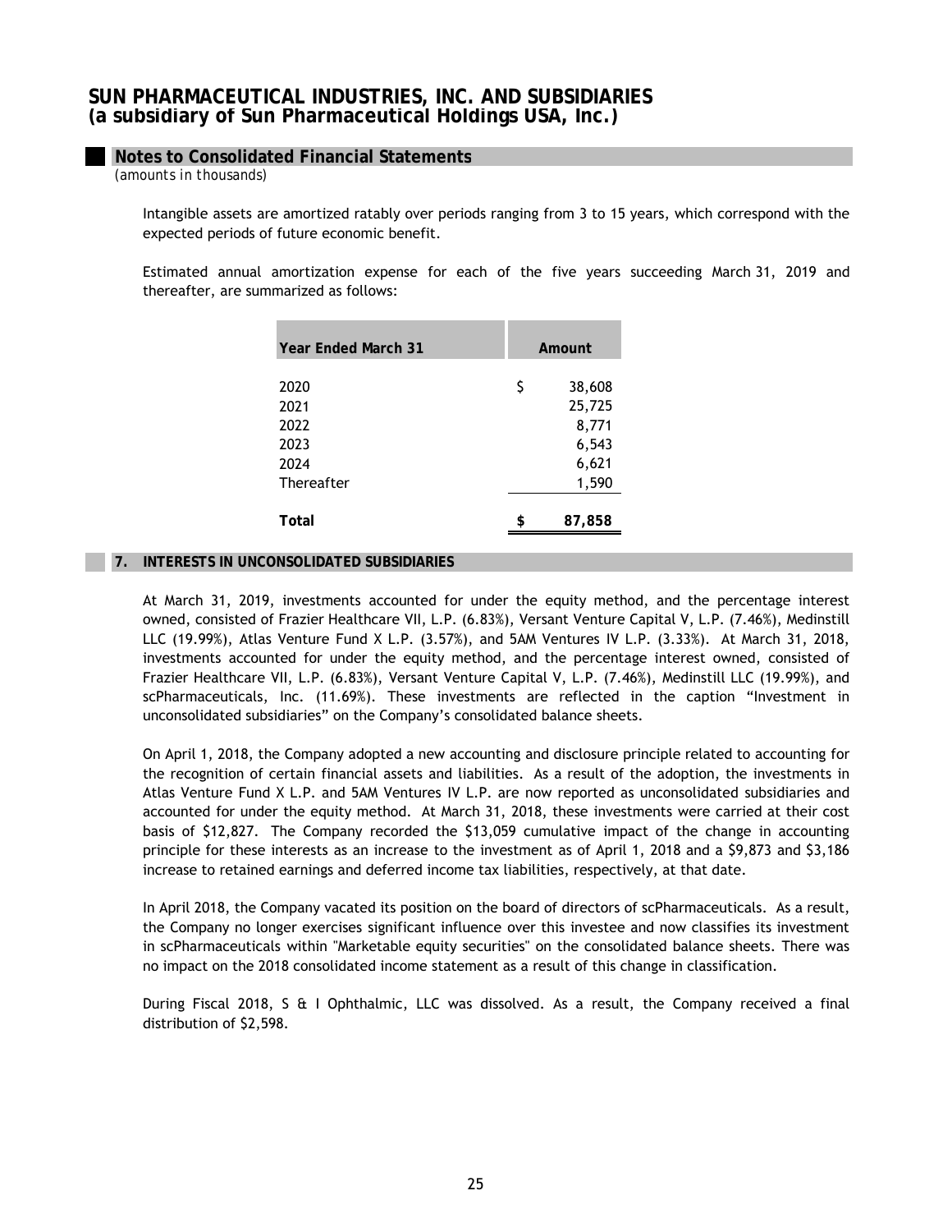Intangible assets are amortized ratably over periods ranging from 3 to 15 years, which correspond with the expected periods of future economic benefit.

Estimated annual amortization expense for each of the five years succeeding March 31, 2019 and thereafter, are summarized as follows:

| Year Ended March 31 | Amount |
|---|---|
| 2020 | $ 38,608 |
| 2021 | 25,725 |
| 2022 | 8,771 |
| 2023 | 6,543 |
| 2024 | 6,621 |
| Thereafter | 1,590 |
| **Total** | **$ 87,858** |

## 7. INTERESTS IN UNCONSOLIDATED SUBSIDIARIES

At March 31, 2019, investments accounted for under the equity method, and the percentage interest owned, consisted of Frazier Healthcare VII, L.P. (6.83%), Versant Venture Capital V, L.P. (7.46%), Medinstill LLC (19.99%), Atlas Venture Fund X L.P. (3.57%), and 5AM Ventures IV L.P. (3.33%). At March 31, 2018, investments accounted for under the equity method, and the percentage interest owned, consisted of Frazier Healthcare VII, L.P. (6.83%), Versant Venture Capital V, L.P. (7.46%), Medinstill LLC (19.99%), and scPharmaceuticals, Inc. (11.69%). These investments are reflected in the caption "Investment in unconsolidated subsidiaries" on the Company's consolidated balance sheets.

On April 1, 2018, the Company adopted a new accounting and disclosure principle related to accounting for the recognition of certain financial assets and liabilities. As a result of the adoption, the investments in Atlas Venture Fund X L.P. and 5AM Ventures IV L.P. are now reported as unconsolidated subsidiaries and accounted for under the equity method. At March 31, 2018, these investments were carried at their cost basis of $12,827. The Company recorded the $13,059 cumulative impact of the change in accounting principle for these interests as an increase to the investment as of April 1, 2018 and a $9,873 and $3,186 increase to retained earnings and deferred income tax liabilities, respectively, at that date.

In April 2018, the Company vacated its position on the board of directors of scPharmaceuticals. As a result, the Company no longer exercises significant influence over this investee and now classifies its investment in scPharmaceuticals within "Marketable equity securities" on the consolidated balance sheets. There was no impact on the 2018 consolidated income statement as a result of this change in classification.

During Fiscal 2018, S & I Ophthalmic, LLC was dissolved. As a result, the Company received a final distribution of $2,598.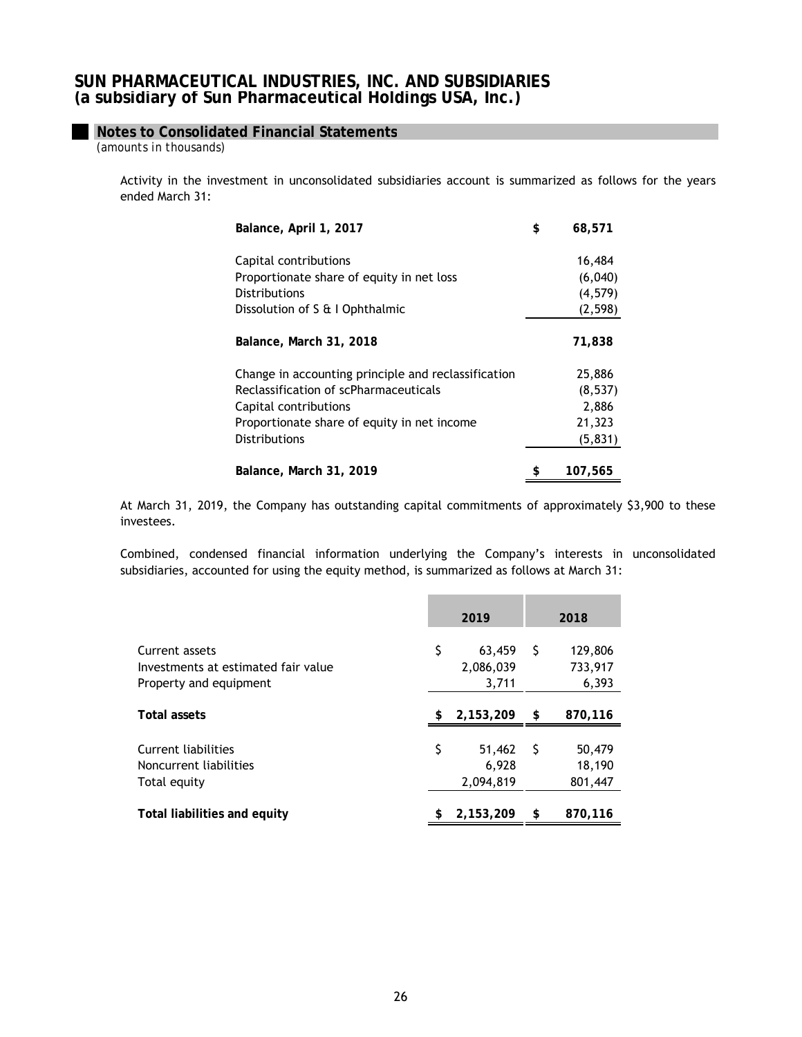## Notes to Consolidated Financial Statements

*(amounts in thousands)*

Activity in the investment in unconsolidated subsidiaries account is summarized as follows for the years ended March 31:

| | |
|---|---|
| **Balance, April 1, 2017** | **$ 68,571** |
| Capital contributions | 16,484 |
| Proportionate share of equity in net loss | (6,040) |
| Distributions | (4,579) |
| Dissolution of S & I Ophthalmic | (2,598) |
| **Balance, March 31, 2018** | **71,838** |
| Change in accounting principle and reclassification | 25,886 |
| Reclassification of scPharmaceuticals | (8,537) |
| Capital contributions | 2,886 |
| Proportionate share of equity in net income | 21,323 |
| Distributions | (5,831) |
| **Balance, March 31, 2019** | **$ 107,565** |

At March 31, 2019, the Company has outstanding capital commitments of approximately $3,900 to these investees.

Combined, condensed financial information underlying the Company's interests in unconsolidated subsidiaries, accounted for using the equity method, is summarized as follows at March 31:

| | 2019 | 2018 |
|---|---|---|
| Current assets | $ 63,459 | $ 129,806 |
| Investments at estimated fair value | 2,086,039 | 733,917 |
| Property and equipment | 3,711 | 6,393 |
| **Total assets** | **$ 2,153,209** | **$ 870,116** |
| Current liabilities | $ 51,462 | $ 50,479 |
| Noncurrent liabilities | 6,928 | 18,190 |
| Total equity | 2,094,819 | 801,447 |
| **Total liabilities and equity** | **$ 2,153,209** | **$ 870,116** |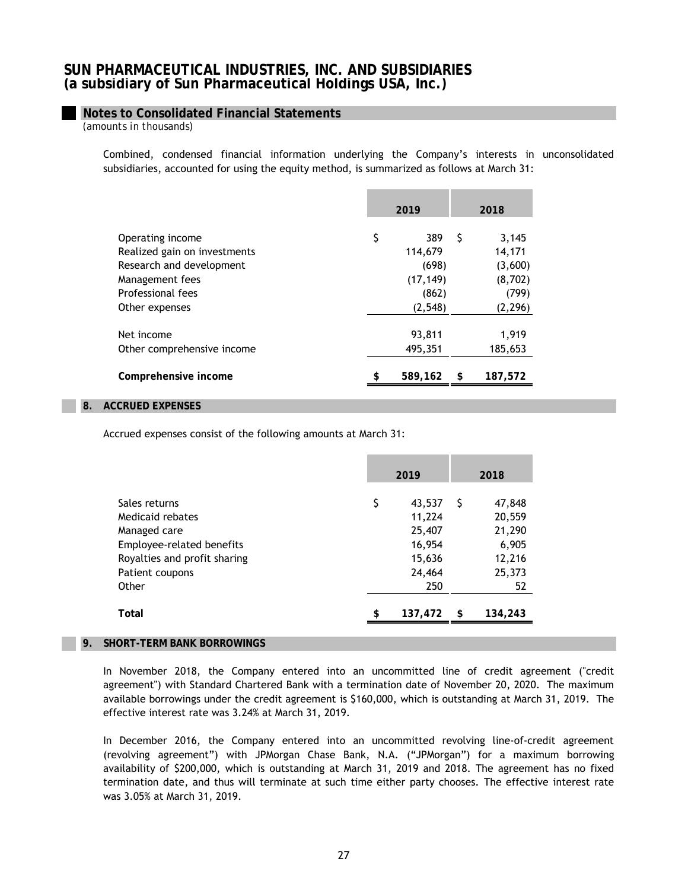# SUN PHARMACEUTICAL INDUSTRIES, INC. AND SUBSIDIARIES
## (a subsidiary of Sun Pharmaceutical Holdings USA, Inc.)

### Notes to Consolidated Financial Statements
*(amounts in thousands)*

Combined, condensed financial information underlying the Company's interests in unconsolidated subsidiaries, accounted for using the equity method, is summarized as follows at March 31:

| | 2019 | 2018 |
|---|---|---|
| Operating income | $ 389 | $ 3,145 |
| Realized gain on investments | 114,679 | 14,171 |
| Research and development | (698) | (3,600) |
| Management fees | (17,149) | (8,702) |
| Professional fees | (862) | (799) |
| Other expenses | (2,548) | (2,296) |
| Net income | 93,811 | 1,919 |
| Other comprehensive income | 495,351 | 185,653 |
| **Comprehensive income** | **$ 589,162** | **$ 187,572** |

### 8. ACCRUED EXPENSES

Accrued expenses consist of the following amounts at March 31:

| | 2019 | 2018 |
|---|---|---|
| Sales returns | $ 43,537 | $ 47,848 |
| Medicaid rebates | 11,224 | 20,559 |
| Managed care | 25,407 | 21,290 |
| Employee-related benefits | 16,954 | 6,905 |
| Royalties and profit sharing | 15,636 | 12,216 |
| Patient coupons | 24,464 | 25,373 |
| Other | 250 | 52 |
| **Total** | **$ 137,472** | **$ 134,243** |

### 9. SHORT-TERM BANK BORROWINGS

In November 2018, the Company entered into an uncommitted line of credit agreement ("credit agreement") with Standard Chartered Bank with a termination date of November 20, 2020. The maximum available borrowings under the credit agreement is $160,000, which is outstanding at March 31, 2019. The effective interest rate was 3.24% at March 31, 2019.

In December 2016, the Company entered into an uncommitted revolving line-of-credit agreement (revolving agreement") with JPMorgan Chase Bank, N.A. ("JPMorgan") for a maximum borrowing availability of $200,000, which is outstanding at March 31, 2019 and 2018. The agreement has no fixed termination date, and thus will terminate at such time either party chooses. The effective interest rate was 3.05% at March 31, 2019.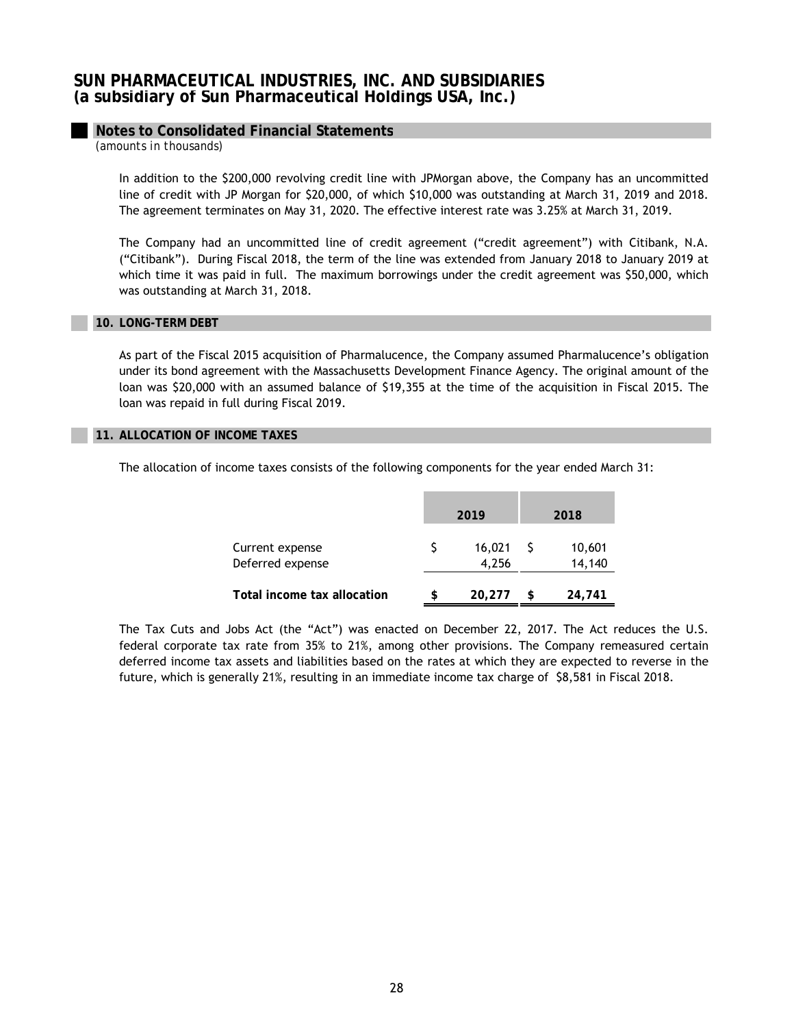# SUN PHARMACEUTICAL INDUSTRIES, INC. AND SUBSIDIARIES
## (a subsidiary of Sun Pharmaceutical Holdings USA, Inc.)

### Notes to Consolidated Financial Statements
*(amounts in thousands)*

In addition to the $200,000 revolving credit line with JPMorgan above, the Company has an uncommitted line of credit with JP Morgan for $20,000, of which $10,000 was outstanding at March 31, 2019 and 2018. The agreement terminates on May 31, 2020. The effective interest rate was 3.25% at March 31, 2019.

The Company had an uncommitted line of credit agreement ("credit agreement") with Citibank, N.A. ("Citibank"). During Fiscal 2018, the term of the line was extended from January 2018 to January 2019 at which time it was paid in full. The maximum borrowings under the credit agreement was $50,000, which was outstanding at March 31, 2018.

### 10. LONG-TERM DEBT

As part of the Fiscal 2015 acquisition of Pharmalucence, the Company assumed Pharmalucence's obligation under its bond agreement with the Massachusetts Development Finance Agency. The original amount of the loan was $20,000 with an assumed balance of $19,355 at the time of the acquisition in Fiscal 2015. The loan was repaid in full during Fiscal 2019.

### 11. ALLOCATION OF INCOME TAXES

The allocation of income taxes consists of the following components for the year ended March 31:

| | 2019 | 2018 |
|---|---|---|
| Current expense | $ 16,021 | $ 10,601 |
| Deferred expense | 4,256 | 14,140 |
| **Total income tax allocation** | **$ 20,277** | **$ 24,741** |

The Tax Cuts and Jobs Act (the "Act") was enacted on December 22, 2017. The Act reduces the U.S. federal corporate tax rate from 35% to 21%, among other provisions. The Company remeasured certain deferred income tax assets and liabilities based on the rates at which they are expected to reverse in the future, which is generally 21%, resulting in an immediate income tax charge of $8,581 in Fiscal 2018.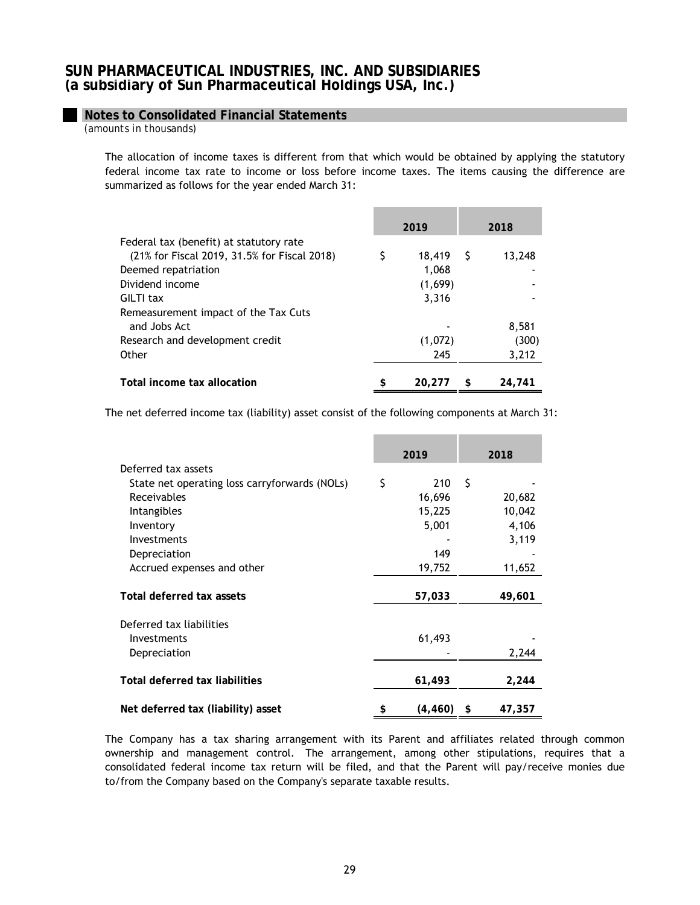# SUN PHARMACEUTICAL INDUSTRIES, INC. AND SUBSIDIARIES
## (a subsidiary of Sun Pharmaceutical Holdings USA, Inc.)

### Notes to Consolidated Financial Statements

*(amounts in thousands)*

The allocation of income taxes is different from that which would be obtained by applying the statutory federal income tax rate to income or loss before income taxes. The items causing the difference are summarized as follows for the year ended March 31:

| | 2019 | 2018 |
|---|---|---|
| Federal tax (benefit) at statutory rate (21% for Fiscal 2019, 31.5% for Fiscal 2018) | $ 18,419 | $ 13,248 |
| Deemed repatriation | 1,068 | - |
| Dividend income | (1,699) | - |
| GILTI tax | 3,316 | - |
| Remeasurement impact of the Tax Cuts and Jobs Act | - | 8,581 |
| Research and development credit | (1,072) | (300) |
| Other | 245 | 3,212 |
| **Total income tax allocation** | **$ 20,277** | **$ 24,741** |

The net deferred income tax (liability) asset consist of the following components at March 31:

| | 2019 | 2018 |
|---|---|---|
| Deferred tax assets | | |
| State net operating loss carryforwards (NOLs) | $ 210 | $ - |
| Receivables | 16,696 | 20,682 |
| Intangibles | 15,225 | 10,042 |
| Inventory | 5,001 | 4,106 |
| Investments | - | 3,119 |
| Depreciation | 149 | - |
| Accrued expenses and other | 19,752 | 11,652 |
| **Total deferred tax assets** | **57,033** | **49,601** |
| Deferred tax liabilities | | |
| Investments | 61,493 | - |
| Depreciation | - | 2,244 |
| **Total deferred tax liabilities** | **61,493** | **2,244** |
| **Net deferred tax (liability) asset** | **$ (4,460)** | **$ 47,357** |

The Company has a tax sharing arrangement with its Parent and affiliates related through common ownership and management control. The arrangement, among other stipulations, requires that a consolidated federal income tax return will be filed, and that the Parent will pay/receive monies due to/from the Company based on the Company's separate taxable results.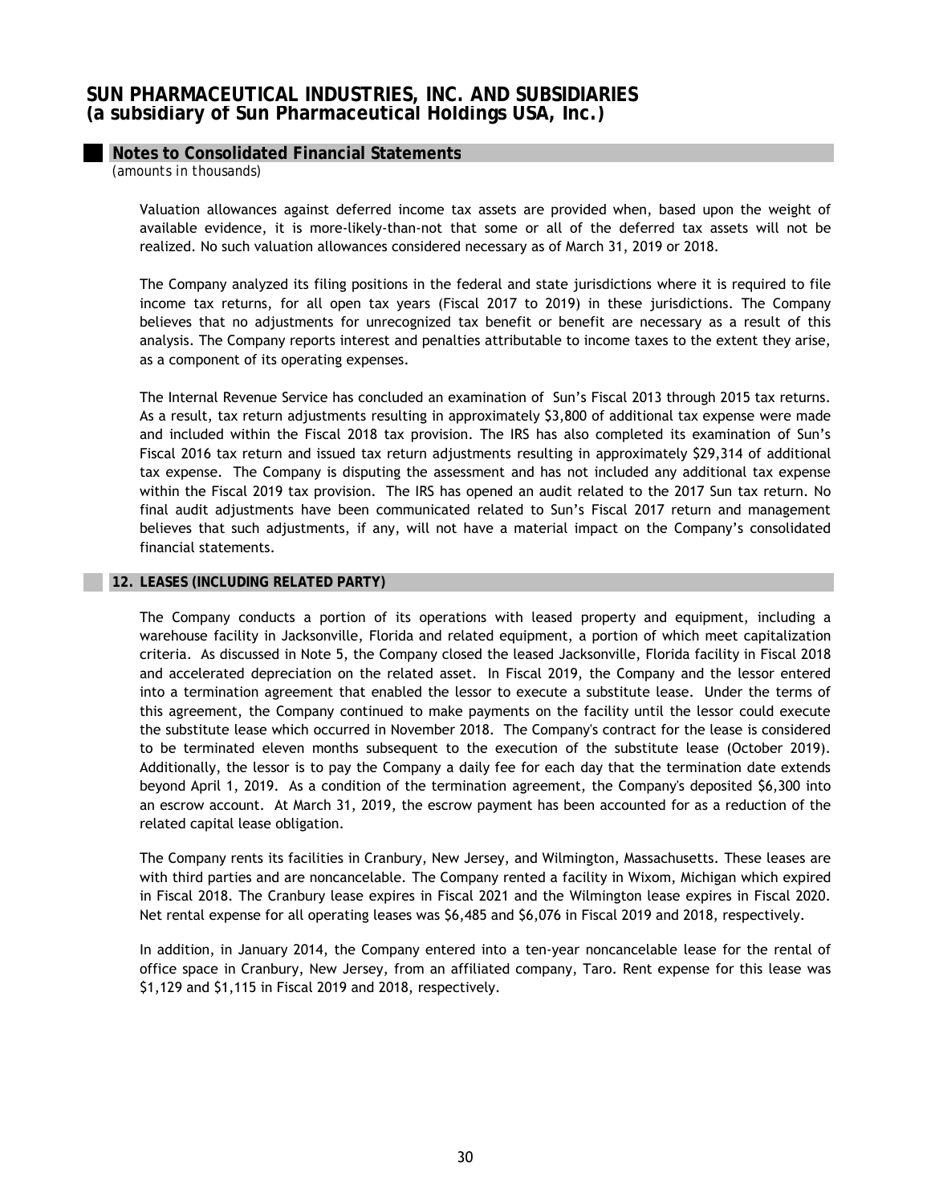# SUN PHARMACEUTICAL INDUSTRIES, INC. AND SUBSIDIARIES
## (a subsidiary of Sun Pharmaceutical Holdings USA, Inc.)

### Notes to Consolidated Financial Statements

*(amounts in thousands)*

Valuation allowances against deferred income tax assets are provided when, based upon the weight of available evidence, it is more-likely-than-not that some or all of the deferred tax assets will not be realized. No such valuation allowances considered necessary as of March 31, 2019 or 2018.

The Company analyzed its filing positions in the federal and state jurisdictions where it is required to file income tax returns, for all open tax years (Fiscal 2017 to 2019) in these jurisdictions. The Company believes that no adjustments for unrecognized tax benefit or benefit are necessary as a result of this analysis. The Company reports interest and penalties attributable to income taxes to the extent they arise, as a component of its operating expenses.

The Internal Revenue Service has concluded an examination of Sun's Fiscal 2013 through 2015 tax returns. As a result, tax return adjustments resulting in approximately $3,800 of additional tax expense were made and included within the Fiscal 2018 tax provision. The IRS has also completed its examination of Sun's Fiscal 2016 tax return and issued tax return adjustments resulting in approximately $29,314 of additional tax expense. The Company is disputing the assessment and has not included any additional tax expense within the Fiscal 2019 tax provision. The IRS has opened an audit related to the 2017 Sun tax return. No final audit adjustments have been communicated related to Sun's Fiscal 2017 return and management believes that such adjustments, if any, will not have a material impact on the Company's consolidated financial statements.

### 12. LEASES (INCLUDING RELATED PARTY)

The Company conducts a portion of its operations with leased property and equipment, including a warehouse facility in Jacksonville, Florida and related equipment, a portion of which meet capitalization criteria. As discussed in Note 5, the Company closed the leased Jacksonville, Florida facility in Fiscal 2018 and accelerated depreciation on the related asset. In Fiscal 2019, the Company and the lessor entered into a termination agreement that enabled the lessor to execute a substitute lease. Under the terms of this agreement, the Company continued to make payments on the facility until the lessor could execute the substitute lease which occurred in November 2018. The Company's contract for the lease is considered to be terminated eleven months subsequent to the execution of the substitute lease (October 2019). Additionally, the lessor is to pay the Company a daily fee for each day that the termination date extends beyond April 1, 2019. As a condition of the termination agreement, the Company's deposited $6,300 into an escrow account. At March 31, 2019, the escrow payment has been accounted for as a reduction of the related capital lease obligation.

The Company rents its facilities in Cranbury, New Jersey, and Wilmington, Massachusetts. These leases are with third parties and are noncancelable. The Company rented a facility in Wixom, Michigan which expired in Fiscal 2018. The Cranbury lease expires in Fiscal 2021 and the Wilmington lease expires in Fiscal 2020. Net rental expense for all operating leases was $6,485 and $6,076 in Fiscal 2019 and 2018, respectively.

In addition, in January 2014, the Company entered into a ten-year noncancelable lease for the rental of office space in Cranbury, New Jersey, from an affiliated company, Taro. Rent expense for this lease was $1,129 and $1,115 in Fiscal 2019 and 2018, respectively.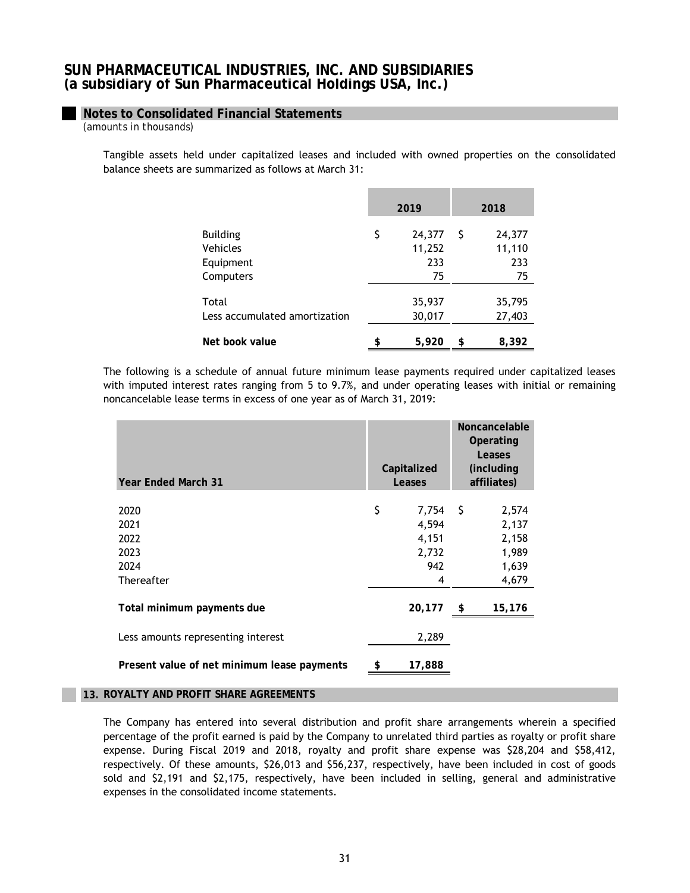**Notes to Consolidated Financial Statements**

*(amounts in thousands)*

Tangible assets held under capitalized leases and included with owned properties on the consolidated balance sheets are summarized as follows at March 31:

| | 2019 | 2018 |
|---|---|---|
| Building | $ 24,377 | $ 24,377 |
| Vehicles | 11,252 | 11,110 |
| Equipment | 233 | 233 |
| Computers | 75 | 75 |
| Total | 35,937 | 35,795 |
| Less accumulated amortization | 30,017 | 27,403 |
| **Net book value** | **$ 5,920** | **$ 8,392** |

The following is a schedule of annual future minimum lease payments required under capitalized leases with imputed interest rates ranging from 5 to 9.7%, and under operating leases with initial or remaining noncancelable lease terms in excess of one year as of March 31, 2019:

| Year Ended March 31 | Capitalized Leases | Noncancelable Operating Leases (including affiliates) |
|---|---|---|
| 2020 | $ 7,754 | $ 2,574 |
| 2021 | 4,594 | 2,137 |
| 2022 | 4,151 | 2,158 |
| 2023 | 2,732 | 1,989 |
| 2024 | 942 | 1,639 |
| Thereafter | 4 | 4,679 |
| **Total minimum payments due** | **20,177** | **$ 15,176** |
| Less amounts representing interest | 2,289 | |
| **Present value of net minimum lease payments** | **$ 17,888** | |

## 13. ROYALTY AND PROFIT SHARE AGREEMENTS

The Company has entered into several distribution and profit share arrangements wherein a specified percentage of the profit earned is paid by the Company to unrelated third parties as royalty or profit share expense. During Fiscal 2019 and 2018, royalty and profit share expense was $28,204 and $58,412, respectively. Of these amounts, $26,013 and $56,237, respectively, have been included in cost of goods sold and $2,191 and $2,175, respectively, have been included in selling, general and administrative expenses in the consolidated income statements.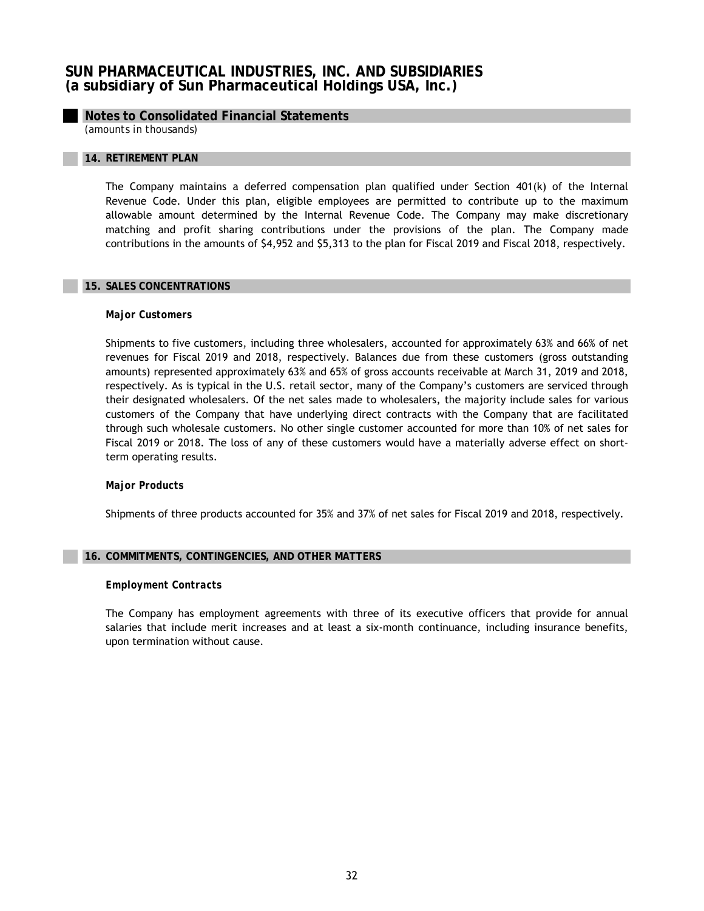# SUN PHARMACEUTICAL INDUSTRIES, INC. AND SUBSIDIARIES
## (a subsidiary of Sun Pharmaceutical Holdings USA, Inc.)

## Notes to Consolidated Financial Statements
*(amounts in thousands)*

### 14. RETIREMENT PLAN

The Company maintains a deferred compensation plan qualified under Section 401(k) of the Internal Revenue Code. Under this plan, eligible employees are permitted to contribute up to the maximum allowable amount determined by the Internal Revenue Code. The Company may make discretionary matching and profit sharing contributions under the provisions of the plan. The Company made contributions in the amounts of $4,952 and $5,313 to the plan for Fiscal 2019 and Fiscal 2018, respectively.

### 15. SALES CONCENTRATIONS

**Major Customers**

Shipments to five customers, including three wholesalers, accounted for approximately 63% and 66% of net revenues for Fiscal 2019 and 2018, respectively. Balances due from these customers (gross outstanding amounts) represented approximately 63% and 65% of gross accounts receivable at March 31, 2019 and 2018, respectively. As is typical in the U.S. retail sector, many of the Company's customers are serviced through their designated wholesalers. Of the net sales made to wholesalers, the majority include sales for various customers of the Company that have underlying direct contracts with the Company that are facilitated through such wholesale customers. No other single customer accounted for more than 10% of net sales for Fiscal 2019 or 2018. The loss of any of these customers would have a materially adverse effect on short-term operating results.

**Major Products**

Shipments of three products accounted for 35% and 37% of net sales for Fiscal 2019 and 2018, respectively.

### 16. COMMITMENTS, CONTINGENCIES, AND OTHER MATTERS

**Employment Contracts**

The Company has employment agreements with three of its executive officers that provide for annual salaries that include merit increases and at least a six-month continuance, including insurance benefits, upon termination without cause.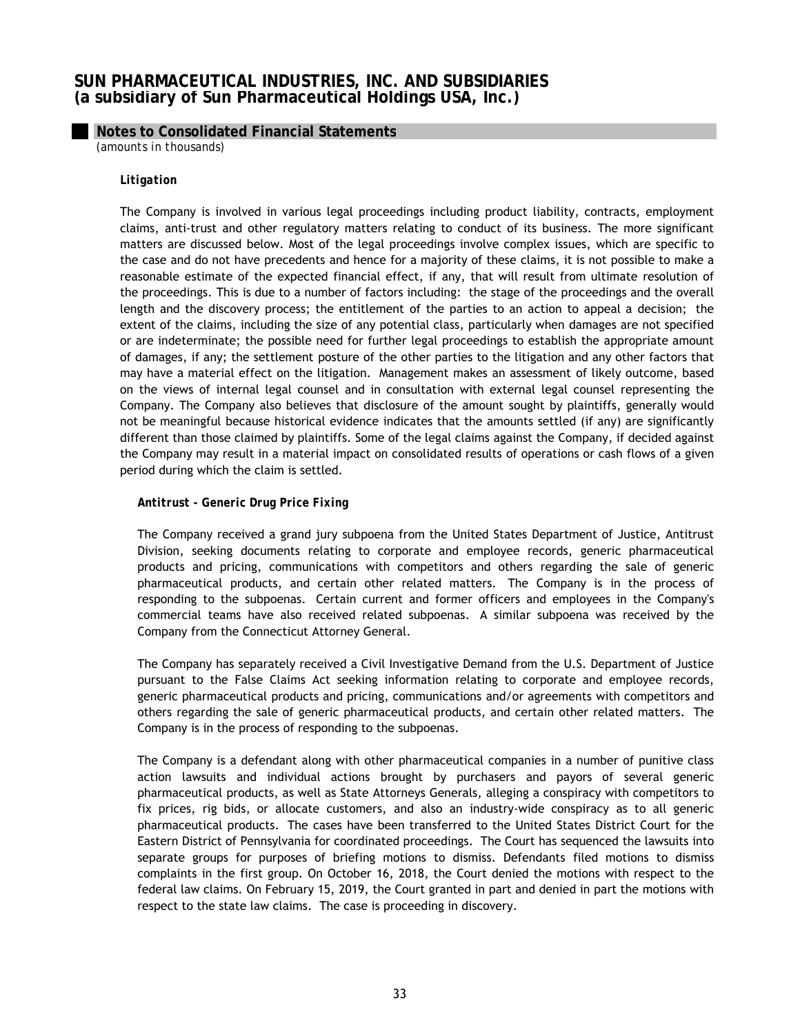# SUN PHARMACEUTICAL INDUSTRIES, INC. AND SUBSIDIARIES
## (a subsidiary of Sun Pharmaceutical Holdings USA, Inc.)

### Notes to Consolidated Financial Statements
*(amounts in thousands)*

***Litigation***

The Company is involved in various legal proceedings including product liability, contracts, employment claims, anti-trust and other regulatory matters relating to conduct of its business. The more significant matters are discussed below. Most of the legal proceedings involve complex issues, which are specific to the case and do not have precedents and hence for a majority of these claims, it is not possible to make a reasonable estimate of the expected financial effect, if any, that will result from ultimate resolution of the proceedings. This is due to a number of factors including: the stage of the proceedings and the overall length and the discovery process; the entitlement of the parties to an action to appeal a decision; the extent of the claims, including the size of any potential class, particularly when damages are not specified or are indeterminate; the possible need for further legal proceedings to establish the appropriate amount of damages, if any; the settlement posture of the other parties to the litigation and any other factors that may have a material effect on the litigation. Management makes an assessment of likely outcome, based on the views of internal legal counsel and in consultation with external legal counsel representing the Company. The Company also believes that disclosure of the amount sought by plaintiffs, generally would not be meaningful because historical evidence indicates that the amounts settled (if any) are significantly different than those claimed by plaintiffs. Some of the legal claims against the Company, if decided against the Company may result in a material impact on consolidated results of operations or cash flows of a given period during which the claim is settled.

***Antitrust - Generic Drug Price Fixing***

The Company received a grand jury subpoena from the United States Department of Justice, Antitrust Division, seeking documents relating to corporate and employee records, generic pharmaceutical products and pricing, communications with competitors and others regarding the sale of generic pharmaceutical products, and certain other related matters. The Company is in the process of responding to the subpoenas. Certain current and former officers and employees in the Company's commercial teams have also received related subpoenas. A similar subpoena was received by the Company from the Connecticut Attorney General.

The Company has separately received a Civil Investigative Demand from the U.S. Department of Justice pursuant to the False Claims Act seeking information relating to corporate and employee records, generic pharmaceutical products and pricing, communications and/or agreements with competitors and others regarding the sale of generic pharmaceutical products, and certain other related matters. The Company is in the process of responding to the subpoenas.

The Company is a defendant along with other pharmaceutical companies in a number of punitive class action lawsuits and individual actions brought by purchasers and payors of several generic pharmaceutical products, as well as State Attorneys Generals, alleging a conspiracy with competitors to fix prices, rig bids, or allocate customers, and also an industry-wide conspiracy as to all generic pharmaceutical products. The cases have been transferred to the United States District Court for the Eastern District of Pennsylvania for coordinated proceedings. The Court has sequenced the lawsuits into separate groups for purposes of briefing motions to dismiss. Defendants filed motions to dismiss complaints in the first group. On October 16, 2018, the Court denied the motions with respect to the federal law claims. On February 15, 2019, the Court granted in part and denied in part the motions with respect to the state law claims. The case is proceeding in discovery.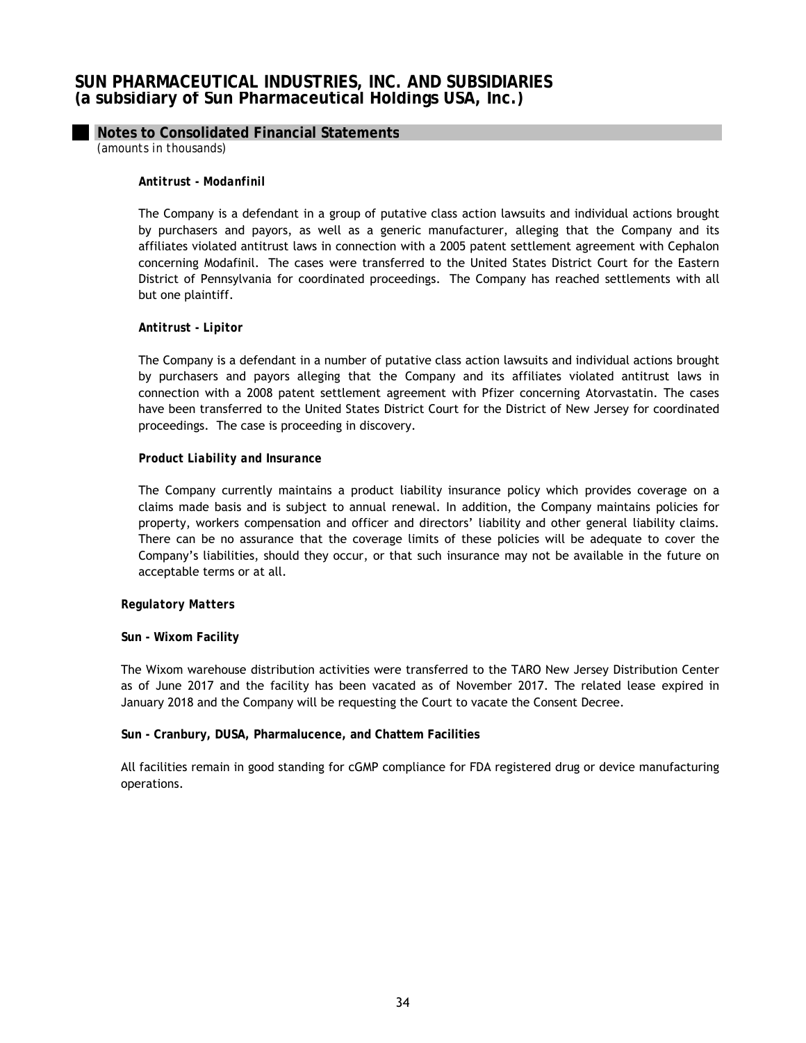**Antitrust - Modanfinil**

The Company is a defendant in a group of putative class action lawsuits and individual actions brought by purchasers and payors, as well as a generic manufacturer, alleging that the Company and its affiliates violated antitrust laws in connection with a 2005 patent settlement agreement with Cephalon concerning Modafinil. The cases were transferred to the United States District Court for the Eastern District of Pennsylvania for coordinated proceedings. The Company has reached settlements with all but one plaintiff.

**Antitrust - Lipitor**

The Company is a defendant in a number of putative class action lawsuits and individual actions brought by purchasers and payors alleging that the Company and its affiliates violated antitrust laws in connection with a 2008 patent settlement agreement with Pfizer concerning Atorvastatin. The cases have been transferred to the United States District Court for the District of New Jersey for coordinated proceedings. The case is proceeding in discovery.

**Product Liability and Insurance**

The Company currently maintains a product liability insurance policy which provides coverage on a claims made basis and is subject to annual renewal. In addition, the Company maintains policies for property, workers compensation and officer and directors' liability and other general liability claims. There can be no assurance that the coverage limits of these policies will be adequate to cover the Company's liabilities, should they occur, or that such insurance may not be available in the future on acceptable terms or at all.

**Regulatory Matters**

**Sun - Wixom Facility**

The Wixom warehouse distribution activities were transferred to the TARO New Jersey Distribution Center as of June 2017 and the facility has been vacated as of November 2017. The related lease expired in January 2018 and the Company will be requesting the Court to vacate the Consent Decree.

**Sun - Cranbury, DUSA, Pharmalucence, and Chattem Facilities**

All facilities remain in good standing for cGMP compliance for FDA registered drug or device manufacturing operations.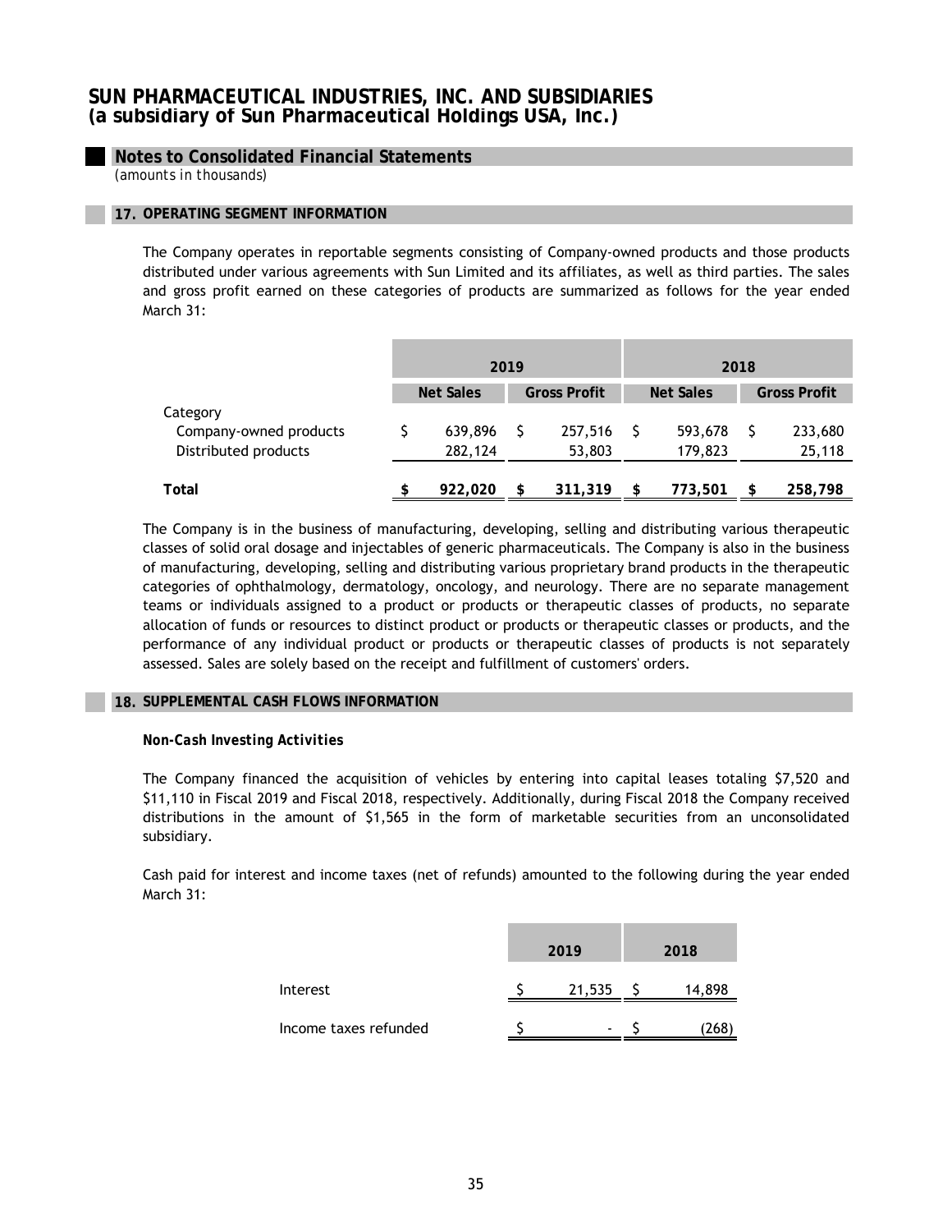# SUN PHARMACEUTICAL INDUSTRIES, INC. AND SUBSIDIARIES
## (a subsidiary of Sun Pharmaceutical Holdings USA, Inc.)

### Notes to Consolidated Financial Statements

*(amounts in thousands)*

### 17. OPERATING SEGMENT INFORMATION

The Company operates in reportable segments consisting of Company-owned products and those products distributed under various agreements with Sun Limited and its affiliates, as well as third parties. The sales and gross profit earned on these categories of products are summarized as follows for the year ended March 31:

| | 2019 | | 2018 | |
|---|---|---|---|---|
| | Net Sales | Gross Profit | Net Sales | Gross Profit |
| Category | | | | |
| Company-owned products | $ 639,896 | $ 257,516 | $ 593,678 | $ 233,680 |
| Distributed products | 282,124 | 53,803 | 179,823 | 25,118 |
| **Total** | **$ 922,020** | **$ 311,319** | **$ 773,501** | **$ 258,798** |

The Company is in the business of manufacturing, developing, selling and distributing various therapeutic classes of solid oral dosage and injectables of generic pharmaceuticals. The Company is also in the business of manufacturing, developing, selling and distributing various proprietary brand products in the therapeutic categories of ophthalmology, dermatology, oncology, and neurology. There are no separate management teams or individuals assigned to a product or products or therapeutic classes of products, no separate allocation of funds or resources to distinct product or products or therapeutic classes or products, and the performance of any individual product or products or therapeutic classes of products is not separately assessed. Sales are solely based on the receipt and fulfillment of customers' orders.

### 18. SUPPLEMENTAL CASH FLOWS INFORMATION

***Non-Cash Investing Activities***

The Company financed the acquisition of vehicles by entering into capital leases totaling $7,520 and $11,110 in Fiscal 2019 and Fiscal 2018, respectively. Additionally, during Fiscal 2018 the Company received distributions in the amount of $1,565 in the form of marketable securities from an unconsolidated subsidiary.

Cash paid for interest and income taxes (net of refunds) amounted to the following during the year ended March 31:

| | 2019 | 2018 |
|---|---|---|
| Interest | $ 21,535 | $ 14,898 |
| Income taxes refunded | $ - | $ (268) |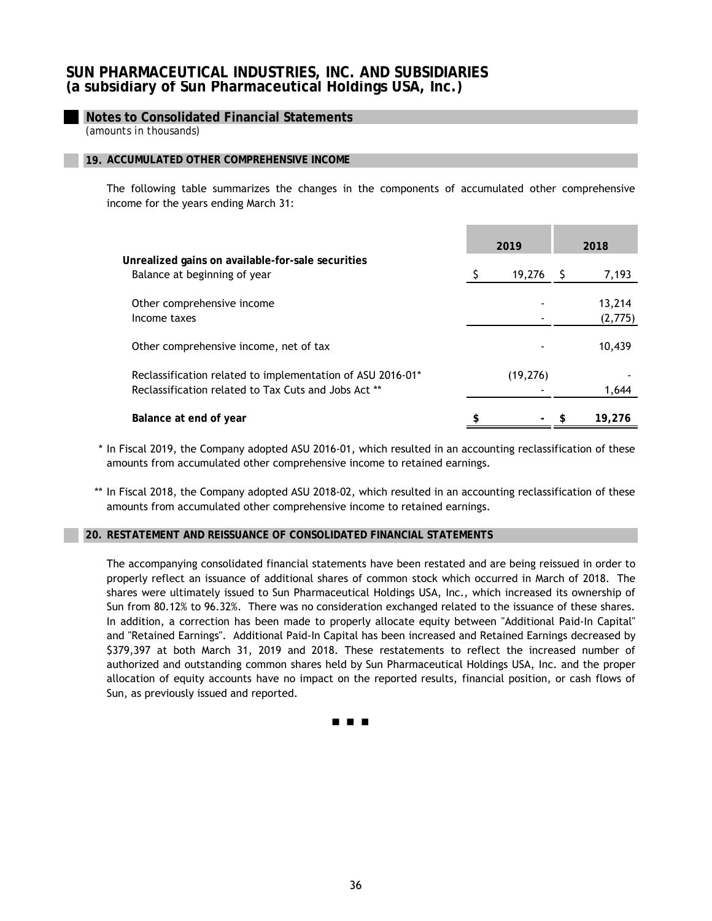# SUN PHARMACEUTICAL INDUSTRIES, INC. AND SUBSIDIARIES
## (a subsidiary of Sun Pharmaceutical Holdings USA, Inc.)

### Notes to Consolidated Financial Statements
*(amounts in thousands)*

#### 19. ACCUMULATED OTHER COMPREHENSIVE INCOME

The following table summarizes the changes in the components of accumulated other comprehensive income for the years ending March 31:

| | 2019 | 2018 |
|---|---|---|
| **Unrealized gains on available-for-sale securities** | | |
| Balance at beginning of year | $ 19,276 | $ 7,193 |
| Other comprehensive income | - | 13,214 |
| Income taxes | - | (2,775) |
| Other comprehensive income, net of tax | - | 10,439 |
| Reclassification related to implementation of ASU 2016-01* | (19,276) | - |
| Reclassification related to Tax Cuts and Jobs Act ** | - | 1,644 |
| **Balance at end of year** | **$ -** | **$ 19,276** |

\* In Fiscal 2019, the Company adopted ASU 2016-01, which resulted in an accounting reclassification of these amounts from accumulated other comprehensive income to retained earnings.

\*\* In Fiscal 2018, the Company adopted ASU 2018-02, which resulted in an accounting reclassification of these amounts from accumulated other comprehensive income to retained earnings.

#### 20. RESTATEMENT AND REISSUANCE OF CONSOLIDATED FINANCIAL STATEMENTS

The accompanying consolidated financial statements have been restated and are being reissued in order to properly reflect an issuance of additional shares of common stock which occurred in March of 2018. The shares were ultimately issued to Sun Pharmaceutical Holdings USA, Inc., which increased its ownership of Sun from 80.12% to 96.32%. There was no consideration exchanged related to the issuance of these shares. In addition, a correction has been made to properly allocate equity between "Additional Paid-In Capital" and "Retained Earnings". Additional Paid-In Capital has been increased and Retained Earnings decreased by $379,397 at both March 31, 2019 and 2018. These restatements to reflect the increased number of authorized and outstanding common shares held by Sun Pharmaceutical Holdings USA, Inc. and the proper allocation of equity accounts have no impact on the reported results, financial position, or cash flows of Sun, as previously issued and reported.

■ ■ ■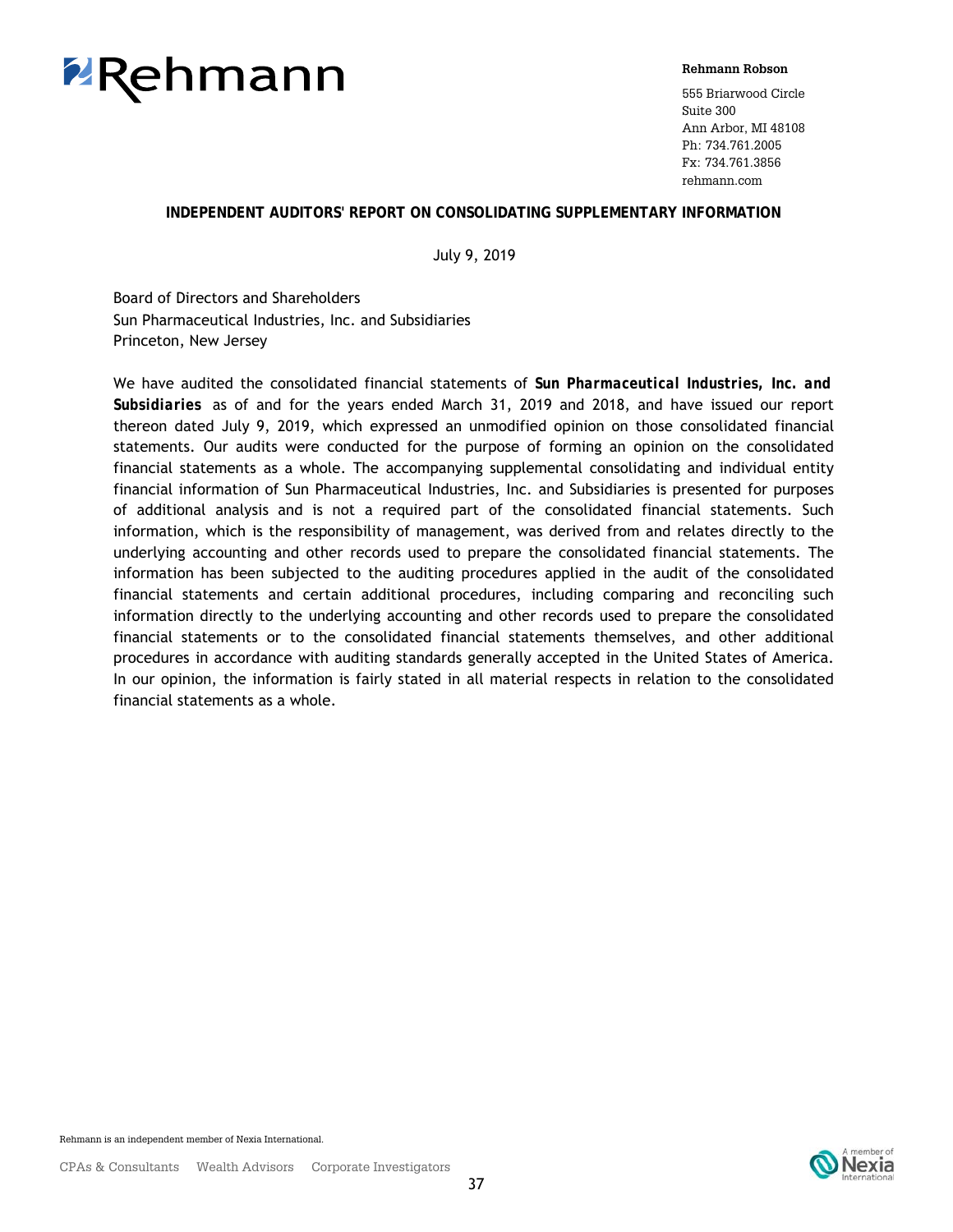Rehmann

**Rehmann Robson**

555 Briarwood Circle
Suite 300
Ann Arbor, MI 48108
Ph: 734.761.2005
Fx: 734.761.3856
rehmann.com

## INDEPENDENT AUDITORS' REPORT ON CONSOLIDATING SUPPLEMENTARY INFORMATION

July 9, 2019

Board of Directors and Shareholders
Sun Pharmaceutical Industries, Inc. and Subsidiaries
Princeton, New Jersey

We have audited the consolidated financial statements of ***Sun Pharmaceutical Industries, Inc. and Subsidiaries*** as of and for the years ended March 31, 2019 and 2018, and have issued our report thereon dated July 9, 2019, which expressed an unmodified opinion on those consolidated financial statements. Our audits were conducted for the purpose of forming an opinion on the consolidated financial statements as a whole. The accompanying supplemental consolidating and individual entity financial information of Sun Pharmaceutical Industries, Inc. and Subsidiaries is presented for purposes of additional analysis and is not a required part of the consolidated financial statements. Such information, which is the responsibility of management, was derived from and relates directly to the underlying accounting and other records used to prepare the consolidated financial statements. The information has been subjected to the auditing procedures applied in the audit of the consolidated financial statements and certain additional procedures, including comparing and reconciling such information directly to the underlying accounting and other records used to prepare the consolidated financial statements or to the consolidated financial statements themselves, and other additional procedures in accordance with auditing standards generally accepted in the United States of America. In our opinion, the information is fairly stated in all material respects in relation to the consolidated financial statements as a whole.

Rehmann is an independent member of Nexia International.

CPAs & Consultants    Wealth Advisors    Corporate Investigators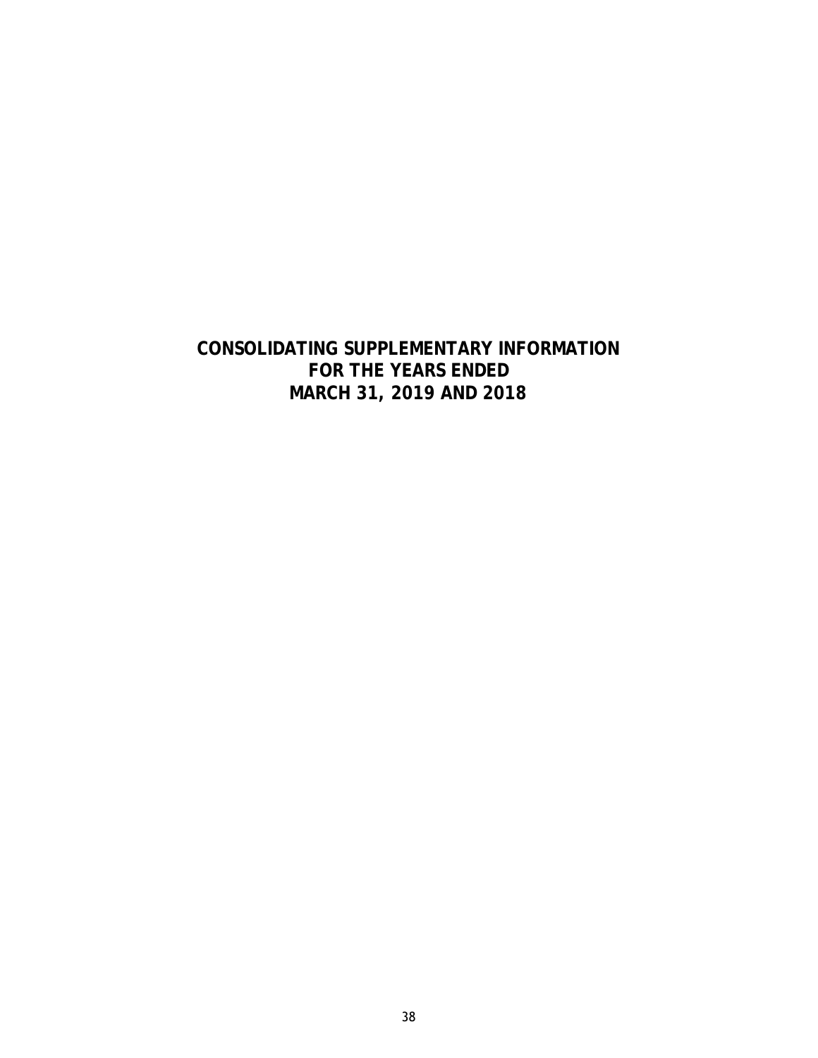# CONSOLIDATING SUPPLEMENTARY INFORMATION
# FOR THE YEARS ENDED
# MARCH 31, 2019 AND 2018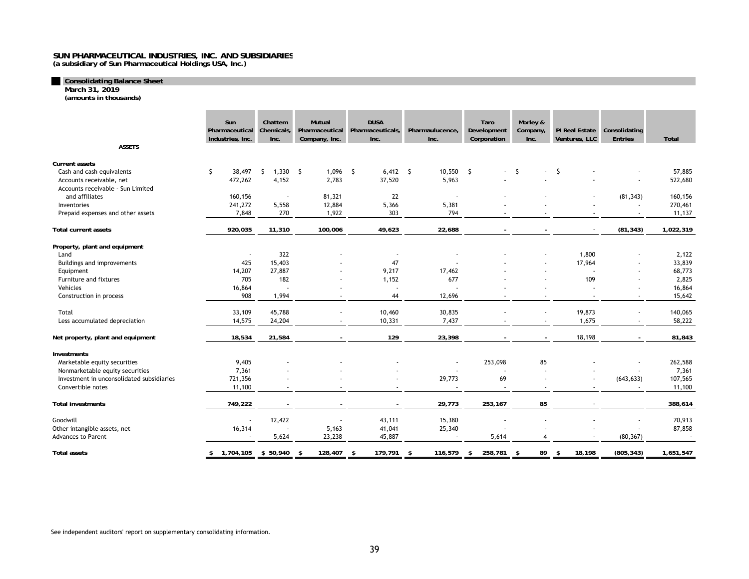# SUN PHARMACEUTICAL INDUSTRIES, INC. AND SUBSIDIARIES
**(a subsidiary of Sun Pharmaceutical Holdings USA, Inc.)**

## Consolidating Balance Sheet
**March 31, 2019**
**(amounts in thousands)**

| ASSETS | Sun Pharmaceutical Industries, Inc. | Chattem Chemicals, Inc. | Mutual Pharmaceutical Company, Inc. | DUSA Pharmaceuticals, Inc. | Pharmaulucence, Inc. | Taro Development Corporation | Morley & Company, Inc. | PI Real Estate Ventures, LLC | Consolidating Entries | Total |
|---|---|---|---|---|---|---|---|---|---|---|
| **Current assets** | | | | | | | | | | |
| Cash and cash equivalents | $ 38,497 | $ 1,330 | $ 1,096 | $ 6,412 | $ 10,550 | $ - | $ - | $ | - | 57,885 |
| Accounts receivable, net | 472,262 | 4,152 | 2,783 | 37,520 | 5,963 | - | - | - | - | 522,680 |
| Accounts receivable - Sun Limited and affiliates | 160,156 | - | 81,321 | 22 | - | - | - | - | (81,343) | 160,156 |
| Inventories | 241,272 | 5,558 | 12,884 | 5,366 | 5,381 | - | - | - | - | 270,461 |
| Prepaid expenses and other assets | 7,848 | 270 | 1,922 | 303 | 794 | - | - | - | - | 11,137 |
| **Total current assets** | **920,035** | **11,310** | **100,006** | **49,623** | **22,688** | **-** | **-** | - | **(81,343)** | **1,022,319** |
| **Property, plant and equipment** | | | | | | | | | | |
| Land | - | 322 | - | - | - | - | - | 1,800 | - | 2,122 |
| Buildings and improvements | 425 | 15,403 | - | 47 | - | - | - | 17,964 | - | 33,839 |
| Equipment | 14,207 | 27,887 | - | 9,217 | 17,462 | - | - | - | - | 68,773 |
| Furniture and fixtures | 705 | 182 | - | 1,152 | 677 | - | - | 109 | - | 2,825 |
| Vehicles | 16,864 | - | - | - | - | - | - | - | - | 16,864 |
| Construction in process | 908 | 1,994 | - | 44 | 12,696 | - | - | - | - | 15,642 |
| Total | 33,109 | 45,788 | - | 10,460 | 30,835 | - | - | 19,873 | - | 140,065 |
| Less accumulated depreciation | 14,575 | 24,204 | - | 10,331 | 7,437 | - | - | 1,675 | - | 58,222 |
| **Net property, plant and equipment** | **18,534** | **21,584** | **-** | **129** | **23,398** | **-** | **-** | 18,198 | **-** | **81,843** |
| **Investments** | | | | | | | | | | |
| Marketable equity securities | 9,405 | - | - | - | - | 253,098 | 85 | - | - | 262,588 |
| Nonmarketable equity securities | 7,361 | - | - | - | - | - | - | - | - | 7,361 |
| Investment in unconsolidated subsidiaries | 721,356 | - | - | - | 29,773 | 69 | - | - | (643,633) | 107,565 |
| Convertible notes | 11,100 | - | - | - | - | - | - | - | - | 11,100 |
| **Total investments** | **749,222** | **-** | **-** | **-** | **29,773** | **253,167** | **85** | - | | **388,614** |
| Goodwill | - | 12,422 | - | 43,111 | 15,380 | - | - | - | - | 70,913 |
| Other intangible assets, net | 16,314 | - | 5,163 | 41,041 | 25,340 | - | - | - | - | 87,858 |
| Advances to Parent | - | 5,624 | 23,238 | 45,887 | - | 5,614 | 4 | - | (80,367) | - |
| **Total assets** | **$ 1,704,105** | **$ 50,940** | **$ 128,407** | **$ 179,791** | **$ 116,579** | **$ 258,781** | **$ 89** | **$ 18,198** | **(805,343)** | **1,651,547** |

See independent auditors' report on supplementary consolidating information.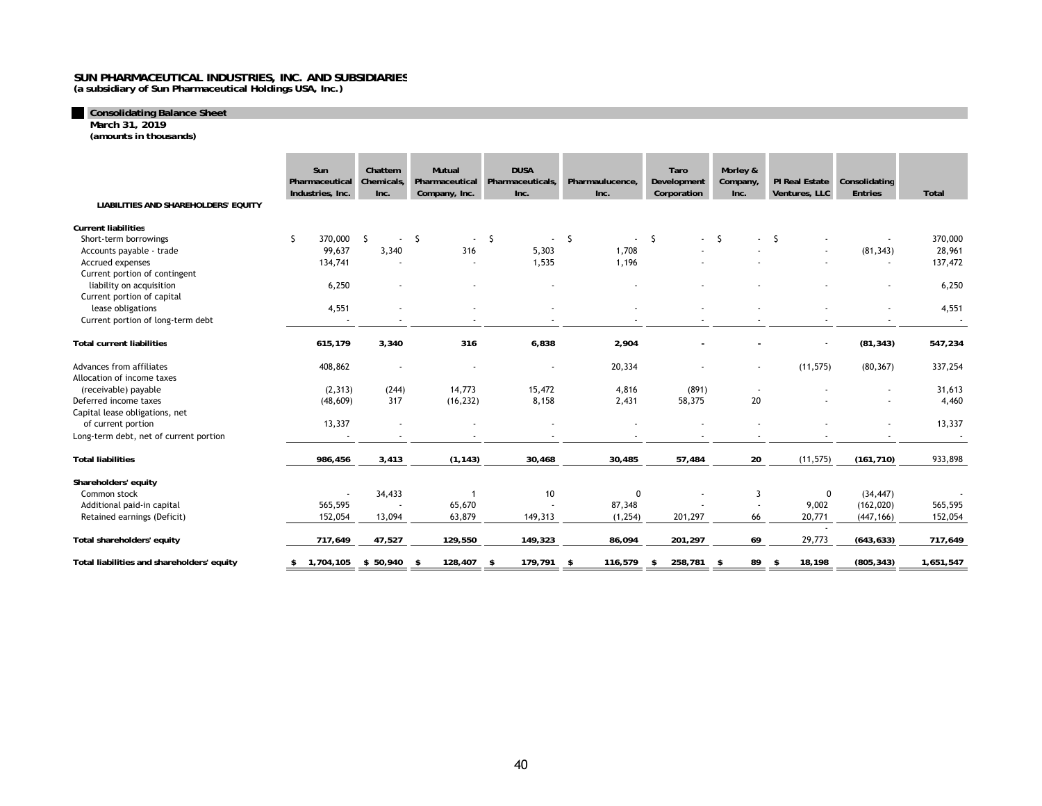**SUN PHARMACEUTICAL INDUSTRIES, INC. AND SUBSIDIARIES**
**(a subsidiary of Sun Pharmaceutical Holdings USA, Inc.)**

### Consolidating Balance Sheet

**March 31, 2019**
**(amounts in thousands)**

| LIABILITIES AND SHAREHOLDERS' EQUITY | Sun Pharmaceutical Industries, Inc. | Chattem Chemicals, Inc. | Mutual Pharmaceutical Company, Inc. | DUSA Pharmaceuticals, Inc. | Pharmaulucence, Inc. | Taro Development Corporation | Morley & Company, Inc. | PI Real Estate Ventures, LLC | Consolidating Entries | Total |
|---|---|---|---|---|---|---|---|---|---|---|
| **Current liabilities** | | | | | | | | | | |
| Short-term borrowings | $ 370,000 | $ - | $ - | $ - | $ - | $ - | $ - | $ - | - | 370,000 |
| Accounts payable - trade | 99,637 | 3,340 | 316 | 5,303 | 1,708 | - | - | - | (81,343) | 28,961 |
| Accrued expenses | 134,741 | - | - | 1,535 | 1,196 | - | - | - | - | 137,472 |
| Current portion of contingent liability on acquisition | 6,250 | - | - | - | - | - | - | - | - | 6,250 |
| Current portion of capital lease obligations | 4,551 | - | - | - | - | - | - | - | - | 4,551 |
| Current portion of long-term debt | - | - | - | - | - | - | - | - | - | - |
| **Total current liabilities** | **615,179** | **3,340** | **316** | **6,838** | **2,904** | **-** | **-** | - | **(81,343)** | **547,234** |
| Advances from affiliates | 408,862 | - | - | - | 20,334 | - | - | (11,575) | (80,367) | 337,254 |
| Allocation of income taxes (receivable) payable | (2,313) | (244) | 14,773 | 15,472 | 4,816 | (891) | - | - | - | 31,613 |
| Deferred income taxes | (48,609) | 317 | (16,232) | 8,158 | 2,431 | 58,375 | 20 | - | - | 4,460 |
| Capital lease obligations, net of current portion | 13,337 | - | - | - | - | - | - | - | - | 13,337 |
| Long-term debt, net of current portion | - | - | - | - | - | - | - | - | - | - |
| **Total liabilities** | **986,456** | **3,413** | **(1,143)** | **30,468** | **30,485** | **57,484** | **20** | (11,575) | **(161,710)** | 933,898 |
| **Shareholders' equity** | | | | | | | | | | |
| Common stock | - | 34,433 | 1 | 10 | 0 | - | 3 | 0 | (34,447) | - |
| Additional paid-in capital | 565,595 | - | 65,670 | - | 87,348 | - | - | 9,002 | (162,020) | 565,595 |
| Retained earnings (Deficit) | 152,054 | 13,094 | 63,879 | 149,313 | (1,254) | 201,297 | 66 | 20,771 | (447,166) | 152,054 |
| | | | | | | | | - | | |
| **Total shareholders' equity** | **717,649** | **47,527** | **129,550** | **149,323** | **86,094** | **201,297** | **69** | 29,773 | **(643,633)** | **717,649** |
| **Total liabilities and shareholders' equity** | **$ 1,704,105** | **$ 50,940** | **$ 128,407** | **$ 179,791** | **$ 116,579** | **$ 258,781** | **$ 89** | **$ 18,198** | **(805,343)** | **1,651,547** |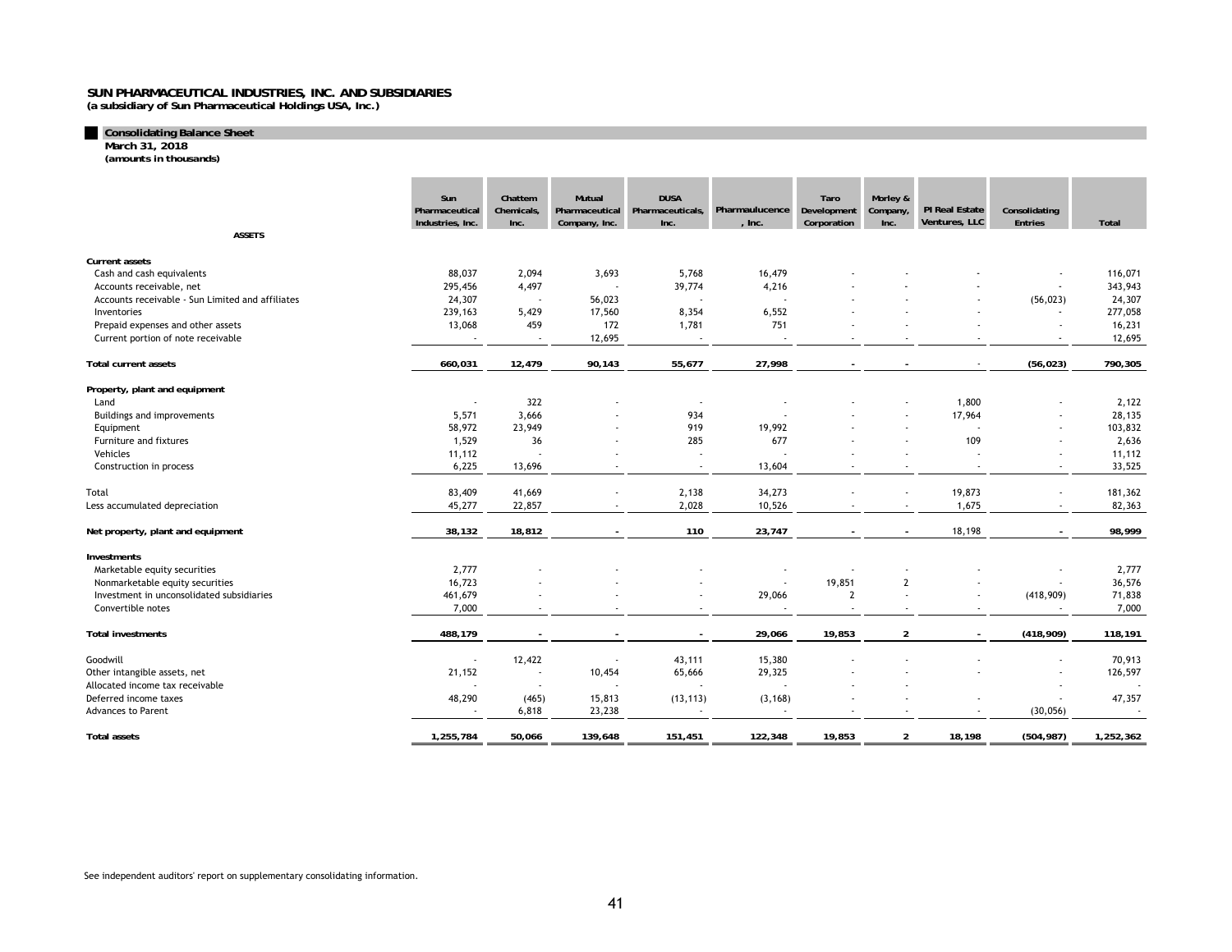# SUN PHARMACEUTICAL INDUSTRIES, INC. AND SUBSIDIARIES

**(a subsidiary of Sun Pharmaceutical Holdings USA, Inc.)**

## Consolidating Balance Sheet

**March 31, 2018**

**(amounts in thousands)**

| ASSETS | Sun Pharmaceutical Industries, Inc. | Chattem Chemicals, Inc. | Mutual Pharmaceutical Company, Inc. | DUSA Pharmaceuticals, Inc. | Pharmaulucence, Inc. | Taro Development Corporation | Morley & Company, Inc. | PI Real Estate Ventures, LLC | Consolidating Entries | Total |
|---|---|---|---|---|---|---|---|---|---|---|
| **Current assets** | | | | | | | | | | |
| Cash and cash equivalents | 88,037 | 2,094 | 3,693 | 5,768 | 16,479 | - | - | - | - | 116,071 |
| Accounts receivable, net | 295,456 | 4,497 | - | 39,774 | 4,216 | - | - | - | - | 343,943 |
| Accounts receivable - Sun Limited and affiliates | 24,307 | - | 56,023 | - | - | - | - | - | (56,023) | 24,307 |
| Inventories | 239,163 | 5,429 | 17,560 | 8,354 | 6,552 | - | - | - | - | 277,058 |
| Prepaid expenses and other assets | 13,068 | 459 | 172 | 1,781 | 751 | - | - | - | - | 16,231 |
| Current portion of note receivable | - | - | 12,695 | - | - | - | - | - | - | 12,695 |
| **Total current assets** | **660,031** | **12,479** | **90,143** | **55,677** | **27,998** | **-** | **-** | - | **(56,023)** | **790,305** |
| **Property, plant and equipment** | | | | | | | | | | |
| Land | - | 322 | - | - | - | - | - | 1,800 | - | 2,122 |
| Buildings and improvements | 5,571 | 3,666 | - | 934 | - | - | - | 17,964 | - | 28,135 |
| Equipment | 58,972 | 23,949 | - | 919 | 19,992 | - | - | - | - | 103,832 |
| Furniture and fixtures | 1,529 | 36 | - | 285 | 677 | - | - | 109 | - | 2,636 |
| Vehicles | 11,112 | - | - | - | - | - | - | - | - | 11,112 |
| Construction in process | 6,225 | 13,696 | - | - | 13,604 | - | - | - | - | 33,525 |
| Total | 83,409 | 41,669 | - | 2,138 | 34,273 | - | - | 19,873 | - | 181,362 |
| Less accumulated depreciation | 45,277 | 22,857 | - | 2,028 | 10,526 | - | - | 1,675 | - | 82,363 |
| **Net property, plant and equipment** | **38,132** | **18,812** | **-** | **110** | **23,747** | **-** | **-** | 18,198 | **-** | **98,999** |
| **Investments** | | | | | | | | | | |
| Marketable equity securities | 2,777 | - | - | - | - | - | - | - | - | 2,777 |
| Nonmarketable equity securities | 16,723 | - | - | - | - | 19,851 | 2 | - | - | 36,576 |
| Investment in unconsolidated subsidiaries | 461,679 | - | - | - | 29,066 | 2 | - | - | (418,909) | 71,838 |
| Convertible notes | 7,000 | - | - | - | - | - | - | - | - | 7,000 |
| **Total investments** | **488,179** | **-** | **-** | **-** | **29,066** | **19,853** | **2** | **-** | **(418,909)** | **118,191** |
| Goodwill | - | 12,422 | - | 43,111 | 15,380 | - | - | - | - | 70,913 |
| Other intangible assets, net | 21,152 | - | 10,454 | 65,666 | 29,325 | - | - | - | - | 126,597 |
| Allocated income tax receivable | - | - | - | - | - | - | - | - | - | - |
| Deferred income taxes | 48,290 | (465) | 15,813 | (13,113) | (3,168) | - | - | - | - | 47,357 |
| Advances to Parent | - | 6,818 | 23,238 | - | - | - | - | - | (30,056) | - |
| **Total assets** | **1,255,784** | **50,066** | **139,648** | **151,451** | **122,348** | **19,853** | **2** | **18,198** | **(504,987)** | **1,252,362** |

See independent auditors' report on supplementary consolidating information.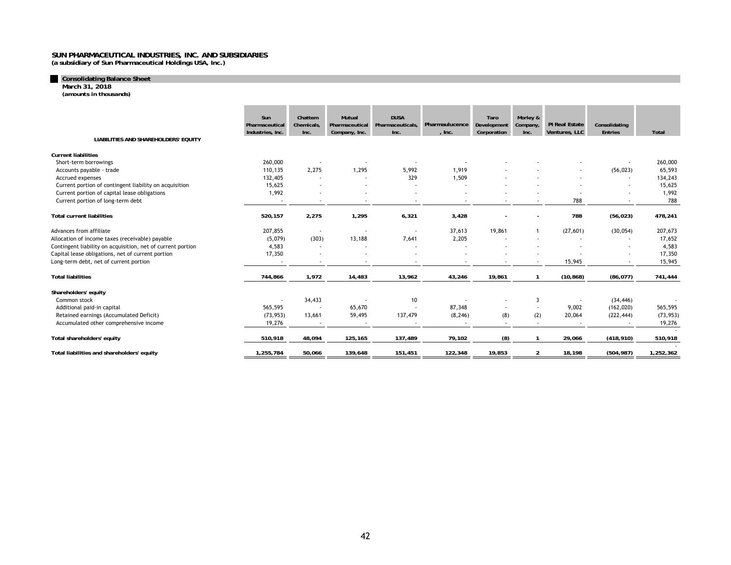**SUN PHARMACEUTICAL INDUSTRIES, INC. AND SUBSIDIARIES**
**(a subsidiary of Sun Pharmaceutical Holdings USA, Inc.)**

**Consolidating Balance Sheet**
**March 31, 2018**
**(amounts in thousands)**

| LIABILITIES AND SHAREHOLDERS' EQUITY | Sun Pharmaceutical Industries, Inc. | Chattem Chemicals, Inc. | Mutual Pharmaceutical Company, Inc. | DUSA Pharmaceuticals, Inc. | Pharmaulucence, Inc. | Taro Development Corporation | Morley & Company, Inc. | PI Real Estate Ventures, LLC | Consolidating Entries | Total |
|---|---|---|---|---|---|---|---|---|---|---|
| **Current liabilities** | | | | | | | | | | |
| Short-term borrowings | 260,000 | - | - | - | - | - | - | - | - | 260,000 |
| Accounts payable - trade | 110,135 | 2,275 | 1,295 | 5,992 | 1,919 | - | - | - | (56,023) | 65,593 |
| Accrued expenses | 132,405 | - | - | 329 | 1,509 | - | - | - | - | 134,243 |
| Current portion of contingent liability on acquisition | 15,625 | - | - | - | - | - | - | - | - | 15,625 |
| Current portion of capital lease obligations | 1,992 | - | - | - | - | - | - | - | - | 1,992 |
| Current portion of long-term debt | - | - | - | - | - | - | - | 788 | - | 788 |
| **Total current liabilities** | **520,157** | **2,275** | **1,295** | **6,321** | **3,428** | **-** | **-** | **788** | **(56,023)** | **478,241** |
| Advances from affiliate | 207,855 | - | - | - | 37,613 | 19,861 | 1 | (27,601) | (30,054) | 207,673 |
| Allocation of income taxes (receivable) payable | (5,079) | (303) | 13,188 | 7,641 | 2,205 | - | - | - | - | 17,652 |
| Contingent liability on acquisition, net of current portion | 4,583 | - | - | - | - | - | - | - | - | 4,583 |
| Capital lease obligations, net of current portion | 17,350 | - | - | - | - | - | - | - | - | 17,350 |
| Long-term debt, net of current portion | - | - | - | - | - | - | - | 15,945 | - | 15,945 |
| **Total liabilities** | **744,866** | **1,972** | **14,483** | **13,962** | **43,246** | **19,861** | **1** | **(10,868)** | **(86,077)** | **741,444** |
| **Shareholders' equity** | | | | | | | | | | |
| Common stock | - | 34,433 | - | 10 | - | - | 3 | - | (34,446) | - |
| Additional paid-in capital | 565,595 | - | 65,670 | - | 87,348 | - | - | 9,002 | (162,020) | 565,595 |
| Retained earnings (Accumulated Deficit) | (73,953) | 13,661 | 59,495 | 137,479 | (8,246) | (8) | (2) | 20,064 | (222,444) | (73,953) |
| Accumulated other comprehensive income | 19,276 | - | - | - | - | - | - | - | - | 19,276 |
| **Total shareholders' equity** | **510,918** | **48,094** | **125,165** | **137,489** | **79,102** | **(8)** | **1** | **29,066** | **(418,910)** | **510,918** |
| **Total liabilities and shareholders' equity** | **1,255,784** | **50,066** | **139,648** | **151,451** | **122,348** | **19,853** | **2** | **18,198** | **(504,987)** | **1,252,362** |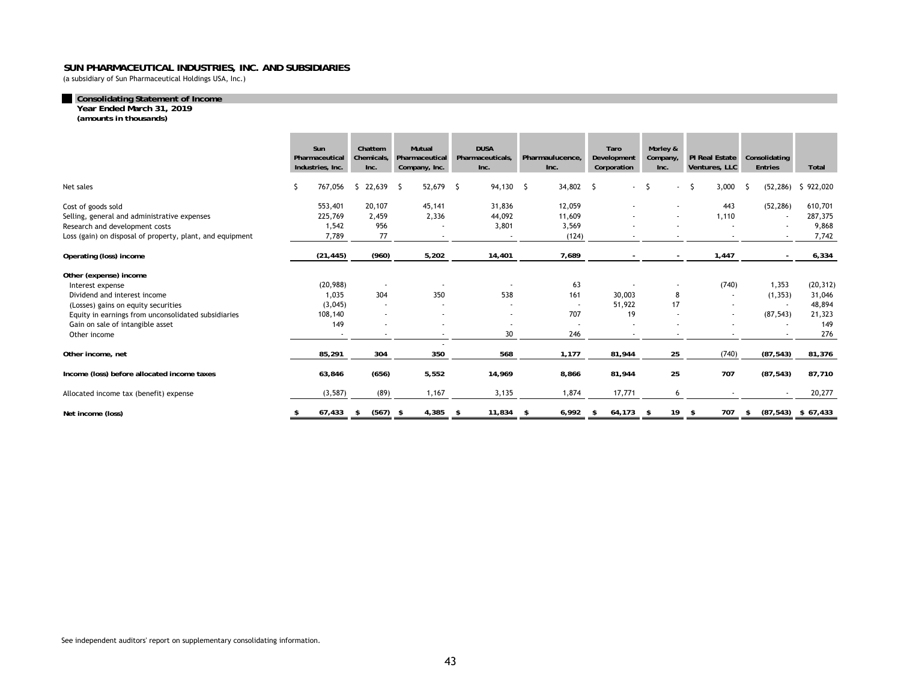# SUN PHARMACEUTICAL INDUSTRIES, INC. AND SUBSIDIARIES

(a subsidiary of Sun Pharmaceutical Holdings USA, Inc.)

## Consolidating Statement of Income

**Year Ended March 31, 2019**

**(amounts in thousands)**

| | Sun Pharmaceutical Industries, Inc. | Chattem Chemicals, Inc. | Mutual Pharmaceutical Company, Inc. | DUSA Pharmaceuticals, Inc. | Pharmaulucence, Inc. | Taro Development Corporation | Morley & Company, Inc. | PI Real Estate Ventures, LLC | Consolidating Entries | Total |
|---|---|---|---|---|---|---|---|---|---|---|
| Net sales | $ 767,056 | $ 22,639 | $ 52,679 | $ 94,130 | $ 34,802 | $ - | $ - | $ 3,000 | $ (52,286) | $ 922,020 |
| Cost of goods sold | 553,401 | 20,107 | 45,141 | 31,836 | 12,059 | - | - | 443 | (52,286) | 610,701 |
| Selling, general and administrative expenses | 225,769 | 2,459 | 2,336 | 44,092 | 11,609 | - | - | 1,110 | - | 287,375 |
| Research and development costs | 1,542 | 956 | - | 3,801 | 3,569 | - | - | - | - | 9,868 |
| Loss (gain) on disposal of property, plant, and equipment | 7,789 | 77 | - | - | (124) | - | - | - | - | 7,742 |
| **Operating (loss) income** | **(21,445)** | **(960)** | **5,202** | **14,401** | **7,689** | **-** | **-** | **1,447** | **-** | **6,334** |
| **Other (expense) income** | | | | | | | | | | |
| Interest expense | (20,988) | - | - | - | 63 | - | - | (740) | 1,353 | (20,312) |
| Dividend and interest income | 1,035 | 304 | 350 | 538 | 161 | 30,003 | 8 | - | (1,353) | 31,046 |
| (Losses) gains on equity securities | (3,045) | - | - | - | - | 51,922 | 17 | - | - | 48,894 |
| Equity in earnings from unconsolidated subsidiaries | 108,140 | - | - | - | 707 | 19 | - | - | (87,543) | 21,323 |
| Gain on sale of intangible asset | 149 | - | - | - | - | - | - | - | - | 149 |
| Other income | - | - | - | 30 | 246 | - | - | - | - | 276 |
| **Other income, net** | **85,291** | **304** | **350** | **568** | **1,177** | **81,944** | **25** | **(740)** | **(87,543)** | **81,376** |
| **Income (loss) before allocated income taxes** | **63,846** | **(656)** | **5,552** | **14,969** | **8,866** | **81,944** | **25** | **707** | **(87,543)** | **87,710** |
| Allocated income tax (benefit) expense | (3,587) | (89) | 1,167 | 3,135 | 1,874 | 17,771 | 6 | - | - | 20,277 |
| **Net income (loss)** | **$ 67,433** | **$ (567)** | **$ 4,385** | **$ 11,834** | **$ 6,992** | **$ 64,173** | **$ 19** | **$ 707** | **$ (87,543)** | **$ 67,433** |

See independent auditors' report on supplementary consolidating information.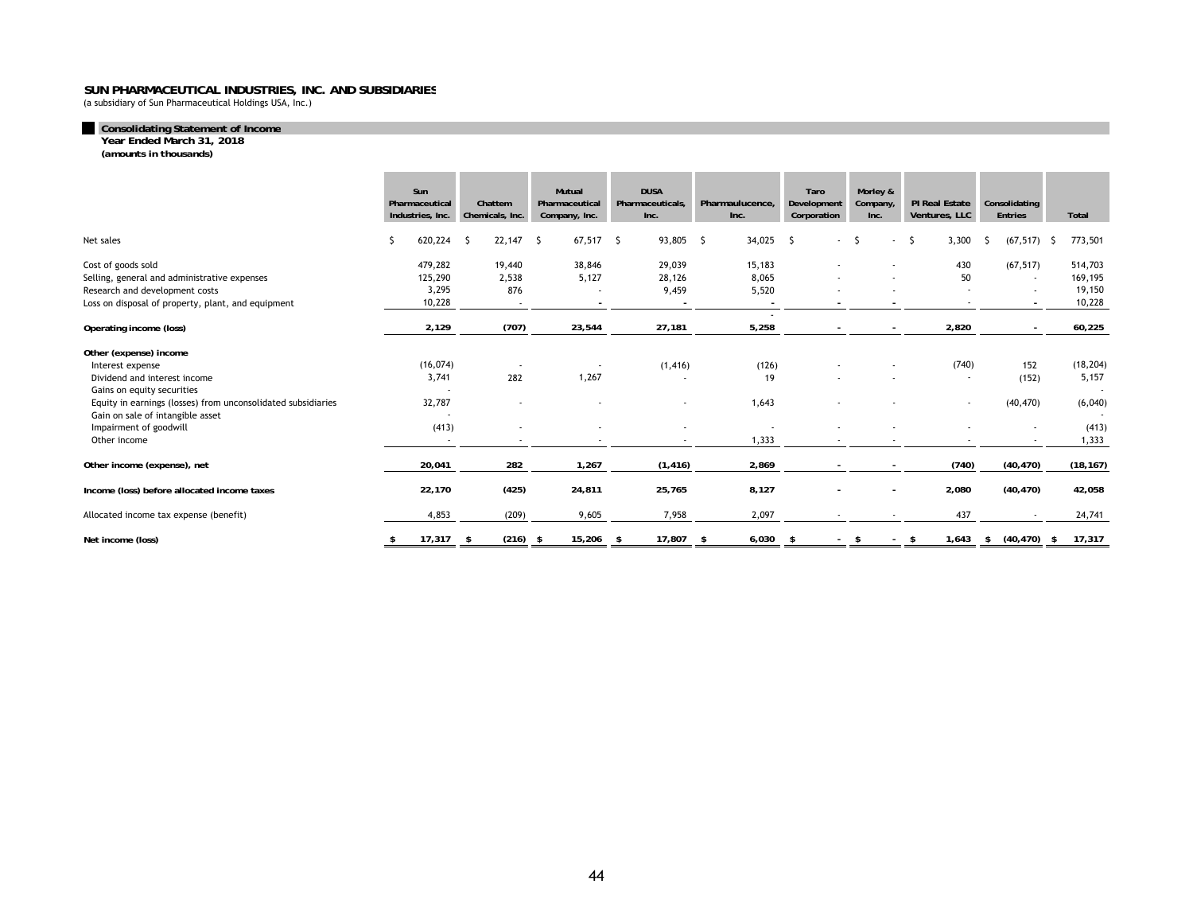**SUN PHARMACEUTICAL INDUSTRIES, INC. AND SUBSIDIARIES**
(a subsidiary of Sun Pharmaceutical Holdings USA, Inc.)

**Consolidating Statement of Income**
**Year Ended March 31, 2018**
**(amounts in thousands)**

| | Sun Pharmaceutical Industries, Inc. | Chattem Chemicals, Inc. | Mutual Pharmaceutical Company, Inc. | DUSA Pharmaceuticals, Inc. | Pharmaulucence, Inc. | Taro Development Corporation | Morley & Company, Inc. | PI Real Estate Ventures, LLC | Consolidating Entries | Total |
|---|---|---|---|---|---|---|---|---|---|---|
| Net sales | $ 620,224 | $ 22,147 | $ 67,517 | $ 93,805 | $ 34,025 | $ - | $ - | $ 3,300 | $ (67,517) | $ 773,501 |
| Cost of goods sold | 479,282 | 19,440 | 38,846 | 29,039 | 15,183 | - | - | 430 | (67,517) | 514,703 |
| Selling, general and administrative expenses | 125,290 | 2,538 | 5,127 | 28,126 | 8,065 | - | - | 50 | - | 169,195 |
| Research and development costs | 3,295 | 876 | - | 9,459 | 5,520 | - | - | - | - | 19,150 |
| Loss on disposal of property, plant, and equipment | 10,228 | - | - | - | - | - | - | - | - | 10,228 |
| **Operating income (loss)** | **2,129** | **(707)** | **23,544** | **27,181** | **5,258** | **-** | **-** | **2,820** | **-** | **60,225** |
| **Other (expense) income** | | | | | | | | | | |
| Interest expense | (16,074) | - | - | (1,416) | (126) | - | - | (740) | 152 | (18,204) |
| Dividend and interest income | 3,741 | 282 | 1,267 | - | 19 | - | - | - | (152) | 5,157 |
| Gains on equity securities | - | | | | | | | | | - |
| Equity in earnings (losses) from unconsolidated subsidiaries | 32,787 | - | - | - | 1,643 | - | - | - | (40,470) | (6,040) |
| Gain on sale of intangible asset | - | | | | | | | | | - |
| Impairment of goodwill | (413) | - | - | - | - | - | - | - | - | (413) |
| Other income | - | - | - | - | 1,333 | - | - | - | - | 1,333 |
| **Other income (expense), net** | **20,041** | **282** | **1,267** | **(1,416)** | **2,869** | **-** | **-** | **(740)** | **(40,470)** | **(18,167)** |
| **Income (loss) before allocated income taxes** | **22,170** | **(425)** | **24,811** | **25,765** | **8,127** | **-** | **-** | **2,080** | **(40,470)** | **42,058** |
| Allocated income tax expense (benefit) | 4,853 | (209) | 9,605 | 7,958 | 2,097 | - | - | 437 | - | 24,741 |
| **Net income (loss)** | **$ 17,317** | **$ (216)** | **$ 15,206** | **$ 17,807** | **$ 6,030** | **$ -** | **$ -** | **$ 1,643** | **$ (40,470)** | **$ 17,317** |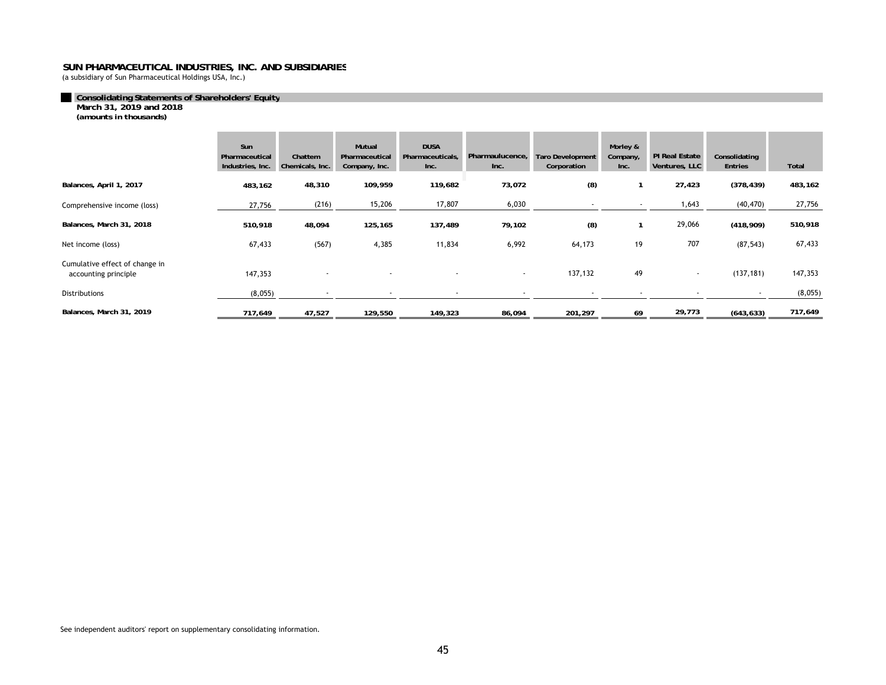# SUN PHARMACEUTICAL INDUSTRIES, INC. AND SUBSIDIARIES

(a subsidiary of Sun Pharmaceutical Holdings USA, Inc.)

## Consolidating Statements of Shareholders' Equity

**March 31, 2019 and 2018**
**(amounts in thousands)**

| | Sun Pharmaceutical Industries, Inc. | Chattem Chemicals, Inc. | Mutual Pharmaceutical Company, Inc. | DUSA Pharmaceuticals, Inc. | Pharmaulucence, Inc. | Taro Development Corporation | Morley & Company, Inc. | PI Real Estate Ventures, LLC | Consolidating Entries | Total |
|---|---|---|---|---|---|---|---|---|---|---|
| **Balances, April 1, 2017** | **483,162** | **48,310** | **109,959** | **119,682** | **73,072** | **(8)** | **1** | **27,423** | **(378,439)** | **483,162** |
| Comprehensive income (loss) | 27,756 | (216) | 15,206 | 17,807 | 6,030 | - | - | 1,643 | (40,470) | 27,756 |
| **Balances, March 31, 2018** | **510,918** | **48,094** | **125,165** | **137,489** | **79,102** | **(8)** | **1** | 29,066 | **(418,909)** | **510,918** |
| Net income (loss) | 67,433 | (567) | 4,385 | 11,834 | 6,992 | 64,173 | 19 | 707 | (87,543) | 67,433 |
| Cumulative effect of change in accounting principle | 147,353 | - | - | - | - | 137,132 | 49 | - | (137,181) | 147,353 |
| Distributions | (8,055) | - | - | - | - | - | - | - | - | (8,055) |
| **Balances, March 31, 2019** | **717,649** | **47,527** | **129,550** | **149,323** | **86,094** | **201,297** | **69** | **29,773** | **(643,633)** | **717,649** |

See independent auditors' report on supplementary consolidating information.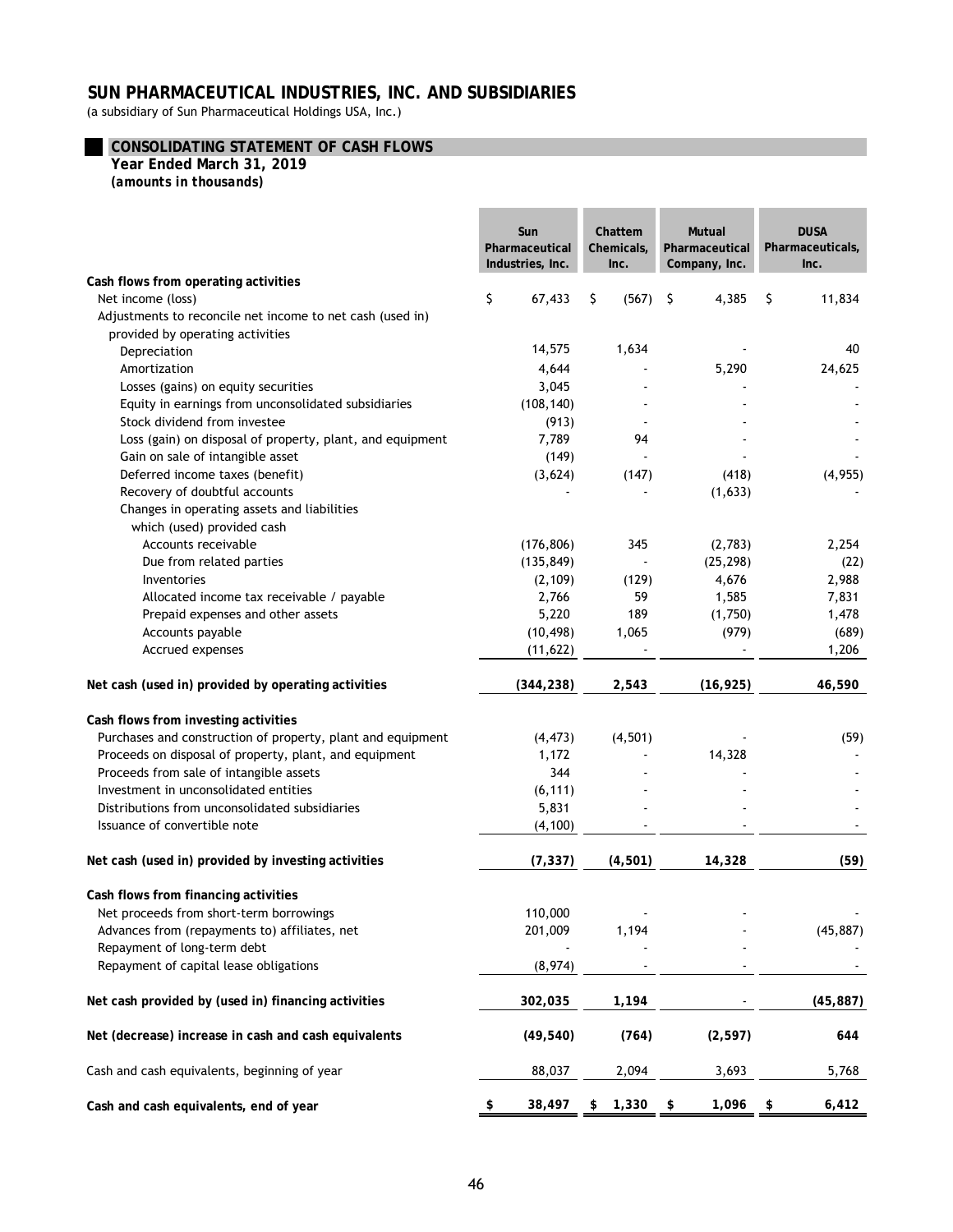# SUN PHARMACEUTICAL INDUSTRIES, INC. AND SUBSIDIARIES

(a subsidiary of Sun Pharmaceutical Holdings USA, Inc.)

## CONSOLIDATING STATEMENT OF CASH FLOWS

**Year Ended March 31, 2019**

***(amounts in thousands)***

| | Sun Pharmaceutical Industries, Inc. | Chattem Chemicals, Inc. | Mutual Pharmaceutical Company, Inc. | DUSA Pharmaceuticals, Inc. |
|---|---|---|---|---|
| **Cash flows from operating activities** | | | | |
| Net income (loss) | $ 67,433 | $ (567) | $ 4,385 | $ 11,834 |
| Adjustments to reconcile net income to net cash (used in) provided by operating activities | | | | |
| Depreciation | 14,575 | 1,634 | - | 40 |
| Amortization | 4,644 | - | 5,290 | 24,625 |
| Losses (gains) on equity securities | 3,045 | - | - | - |
| Equity in earnings from unconsolidated subsidiaries | (108,140) | - | - | - |
| Stock dividend from investee | (913) | - | - | - |
| Loss (gain) on disposal of property, plant, and equipment | 7,789 | 94 | - | - |
| Gain on sale of intangible asset | (149) | - | - | - |
| Deferred income taxes (benefit) | (3,624) | (147) | (418) | (4,955) |
| Recovery of doubtful accounts | - | - | (1,633) | - |
| Changes in operating assets and liabilities which (used) provided cash | | | | |
| Accounts receivable | (176,806) | 345 | (2,783) | 2,254 |
| Due from related parties | (135,849) | - | (25,298) | (22) |
| Inventories | (2,109) | (129) | 4,676 | 2,988 |
| Allocated income tax receivable / payable | 2,766 | 59 | 1,585 | 7,831 |
| Prepaid expenses and other assets | 5,220 | 189 | (1,750) | 1,478 |
| Accounts payable | (10,498) | 1,065 | (979) | (689) |
| Accrued expenses | (11,622) | - | - | 1,206 |
| **Net cash (used in) provided by operating activities** | **(344,238)** | **2,543** | **(16,925)** | **46,590** |
| **Cash flows from investing activities** | | | | |
| Purchases and construction of property, plant and equipment | (4,473) | (4,501) | - | (59) |
| Proceeds on disposal of property, plant, and equipment | 1,172 | - | 14,328 | - |
| Proceeds from sale of intangible assets | 344 | - | - | - |
| Investment in unconsolidated entities | (6,111) | - | - | - |
| Distributions from unconsolidated subsidiaries | 5,831 | - | - | - |
| Issuance of convertible note | (4,100) | - | - | - |
| **Net cash (used in) provided by investing activities** | **(7,337)** | **(4,501)** | **14,328** | **(59)** |
| **Cash flows from financing activities** | | | | |
| Net proceeds from short-term borrowings | 110,000 | - | - | - |
| Advances from (repayments to) affiliates, net | 201,009 | 1,194 | - | (45,887) |
| Repayment of long-term debt | - | - | - | - |
| Repayment of capital lease obligations | (8,974) | - | - | - |
| **Net cash provided by (used in) financing activities** | **302,035** | **1,194** | **-** | **(45,887)** |
| **Net (decrease) increase in cash and cash equivalents** | **(49,540)** | **(764)** | **(2,597)** | **644** |
| Cash and cash equivalents, beginning of year | 88,037 | 2,094 | 3,693 | 5,768 |
| **Cash and cash equivalents, end of year** | **$ 38,497** | **$ 1,330** | **$ 1,096** | **$ 6,412** |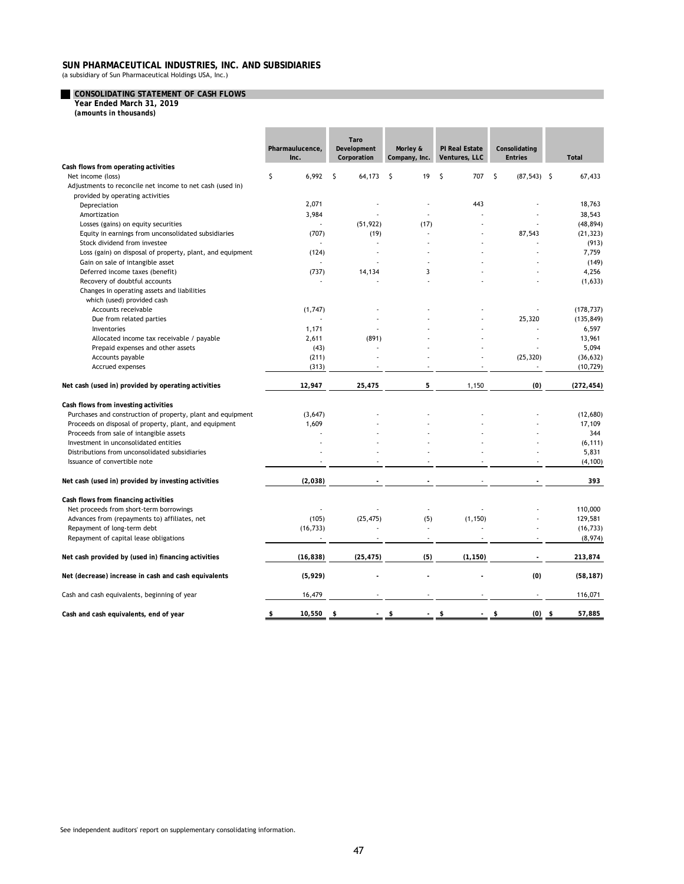# SUN PHARMACEUTICAL INDUSTRIES, INC. AND SUBSIDIARIES

(a subsidiary of Sun Pharmaceutical Holdings USA, Inc.)

## CONSOLIDATING STATEMENT OF CASH FLOWS

**Year Ended March 31, 2019**

***(amounts in thousands)***

| | Pharmaulucence, Inc. | Taro Development Corporation | Morley & Company, Inc. | PI Real Estate Ventures, LLC | Consolidating Entries | Total |
|---|---|---|---|---|---|---|
| **Cash flows from operating activities** | | | | | | |
| Net income (loss) | $ 6,992 | $ 64,173 | $ 19 | $ 707 | $ (87,543) | $ 67,433 |
| Adjustments to reconcile net income to net cash (used in) provided by operating activities | | | | | | |
| Depreciation | 2,071 | - | - | 443 | - | 18,763 |
| Amortization | 3,984 | - | - | - | - | 38,543 |
| Losses (gains) on equity securities | - | (51,922) | (17) | - | - | (48,894) |
| Equity in earnings from unconsolidated subsidiaries | (707) | (19) | - | - | 87,543 | (21,323) |
| Stock dividend from investee | - | - | - | - | - | (913) |
| Loss (gain) on disposal of property, plant, and equipment | (124) | - | - | - | - | 7,759 |
| Gain on sale of intangible asset | - | - | - | - | - | (149) |
| Deferred income taxes (benefit) | (737) | 14,134 | 3 | - | - | 4,256 |
| Recovery of doubtful accounts | - | - | - | - | - | (1,633) |
| Changes in operating assets and liabilities which (used) provided cash | | | | | | |
| Accounts receivable | (1,747) | - | - | - | - | (178,737) |
| Due from related parties | - | - | - | - | 25,320 | (135,849) |
| Inventories | 1,171 | - | - | - | - | 6,597 |
| Allocated income tax receivable / payable | 2,611 | (891) | - | - | - | 13,961 |
| Prepaid expenses and other assets | (43) | - | - | - | - | 5,094 |
| Accounts payable | (211) | - | - | - | (25,320) | (36,632) |
| Accrued expenses | (313) | - | - | - | - | (10,729) |
| **Net cash (used in) provided by operating activities** | **12,947** | **25,475** | **5** | 1,150 | **(0)** | **(272,454)** |
| **Cash flows from investing activities** | | | | | | |
| Purchases and construction of property, plant and equipment | (3,647) | - | - | - | - | (12,680) |
| Proceeds on disposal of property, plant, and equipment | 1,609 | - | - | - | - | 17,109 |
| Proceeds from sale of intangible assets | - | - | - | - | - | 344 |
| Investment in unconsolidated entities | - | - | - | - | - | (6,111) |
| Distributions from unconsolidated subsidiaries | - | - | - | - | - | 5,831 |
| Issuance of convertible note | - | - | - | - | - | (4,100) |
| **Net cash (used in) provided by investing activities** | **(2,038)** | **-** | **-** | - | **-** | **393** |
| **Cash flows from financing activities** | | | | | | |
| Net proceeds from short-term borrowings | - | - | - | - | - | 110,000 |
| Advances from (repayments to) affiliates, net | (105) | (25,475) | (5) | (1,150) | - | 129,581 |
| Repayment of long-term debt | (16,733) | - | - | - | - | (16,733) |
| Repayment of capital lease obligations | - | - | - | - | - | (8,974) |
| **Net cash provided by (used in) financing activities** | **(16,838)** | **(25,475)** | **(5)** | **(1,150)** | **-** | **213,874** |
| **Net (decrease) increase in cash and cash equivalents** | **(5,929)** | **-** | **-** | **-** | **(0)** | **(58,187)** |
| Cash and cash equivalents, beginning of year | 16,479 | - | - | - | - | 116,071 |
| **Cash and cash equivalents, end of year** | **$ 10,550** | **$ -** | **$ -** | **$ -** | **$ (0)** | **$ 57,885** |

See independent auditors' report on supplementary consolidating information.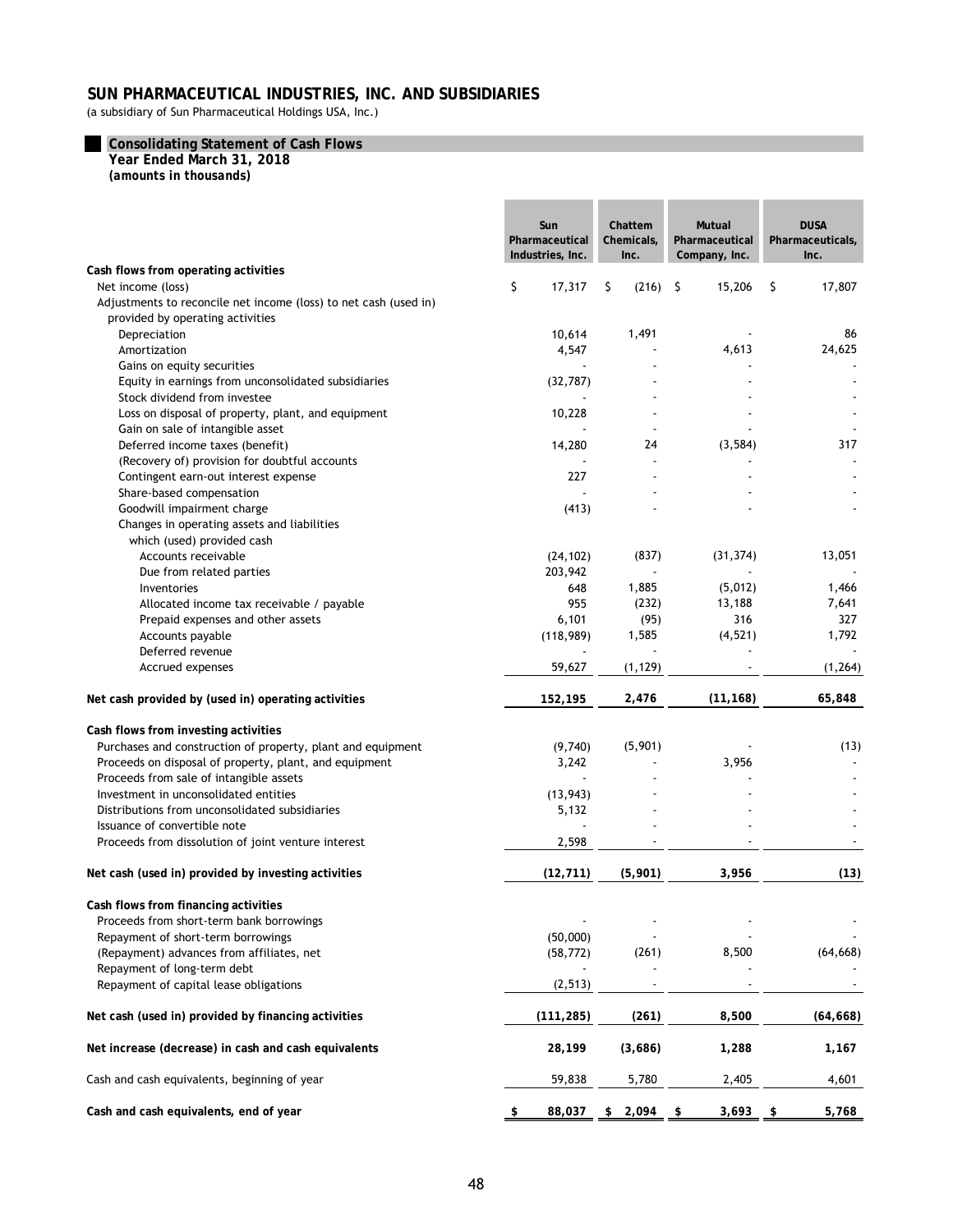# SUN PHARMACEUTICAL INDUSTRIES, INC. AND SUBSIDIARIES

(a subsidiary of Sun Pharmaceutical Holdings USA, Inc.)

## Consolidating Statement of Cash Flows

**Year Ended March 31, 2018**

***(amounts in thousands)***

| | Sun Pharmaceutical Industries, Inc. | Chattem Chemicals, Inc. | Mutual Pharmaceutical Company, Inc. | DUSA Pharmaceuticals, Inc. |
|---|---|---|---|---|
| **Cash flows from operating activities** | | | | |
| Net income (loss) | $ 17,317 | $ (216) | $ 15,206 | $ 17,807 |
| Adjustments to reconcile net income (loss) to net cash (used in) provided by operating activities | | | | |
| Depreciation | 10,614 | 1,491 | - | 86 |
| Amortization | 4,547 | - | 4,613 | 24,625 |
| Gains on equity securities | - | - | - | - |
| Equity in earnings from unconsolidated subsidiaries | (32,787) | - | - | - |
| Stock dividend from investee | - | - | - | - |
| Loss on disposal of property, plant, and equipment | 10,228 | - | - | - |
| Gain on sale of intangible asset | - | - | - | - |
| Deferred income taxes (benefit) | 14,280 | 24 | (3,584) | 317 |
| (Recovery of) provision for doubtful accounts | - | - | - | - |
| Contingent earn-out interest expense | 227 | - | - | - |
| Share-based compensation | - | - | - | - |
| Goodwill impairment charge | (413) | - | - | - |
| Changes in operating assets and liabilities which (used) provided cash | | | | |
| Accounts receivable | (24,102) | (837) | (31,374) | 13,051 |
| Due from related parties | 203,942 | - | - | - |
| Inventories | 648 | 1,885 | (5,012) | 1,466 |
| Allocated income tax receivable / payable | 955 | (232) | 13,188 | 7,641 |
| Prepaid expenses and other assets | 6,101 | (95) | 316 | 327 |
| Accounts payable | (118,989) | 1,585 | (4,521) | 1,792 |
| Deferred revenue | - | - | - | - |
| Accrued expenses | 59,627 | (1,129) | - | (1,264) |
| **Net cash provided by (used in) operating activities** | **152,195** | **2,476** | **(11,168)** | **65,848** |
| **Cash flows from investing activities** | | | | |
| Purchases and construction of property, plant and equipment | (9,740) | (5,901) | - | (13) |
| Proceeds on disposal of property, plant, and equipment | 3,242 | - | 3,956 | - |
| Proceeds from sale of intangible assets | - | - | - | - |
| Investment in unconsolidated entities | (13,943) | - | - | - |
| Distributions from unconsolidated subsidiaries | 5,132 | - | - | - |
| Issuance of convertible note | - | - | - | - |
| Proceeds from dissolution of joint venture interest | 2,598 | - | - | - |
| **Net cash (used in) provided by investing activities** | **(12,711)** | **(5,901)** | **3,956** | **(13)** |
| **Cash flows from financing activities** | | | | |
| Proceeds from short-term bank borrowings | - | - | - | - |
| Repayment of short-term borrowings | (50,000) | - | - | - |
| (Repayment) advances from affiliates, net | (58,772) | (261) | 8,500 | (64,668) |
| Repayment of long-term debt | - | - | - | - |
| Repayment of capital lease obligations | (2,513) | - | - | - |
| **Net cash (used in) provided by financing activities** | **(111,285)** | **(261)** | **8,500** | **(64,668)** |
| **Net increase (decrease) in cash and cash equivalents** | **28,199** | **(3,686)** | **1,288** | **1,167** |
| Cash and cash equivalents, beginning of year | 59,838 | 5,780 | 2,405 | 4,601 |
| **Cash and cash equivalents, end of year** | **$ 88,037** | **$ 2,094** | **$ 3,693** | **$ 5,768** |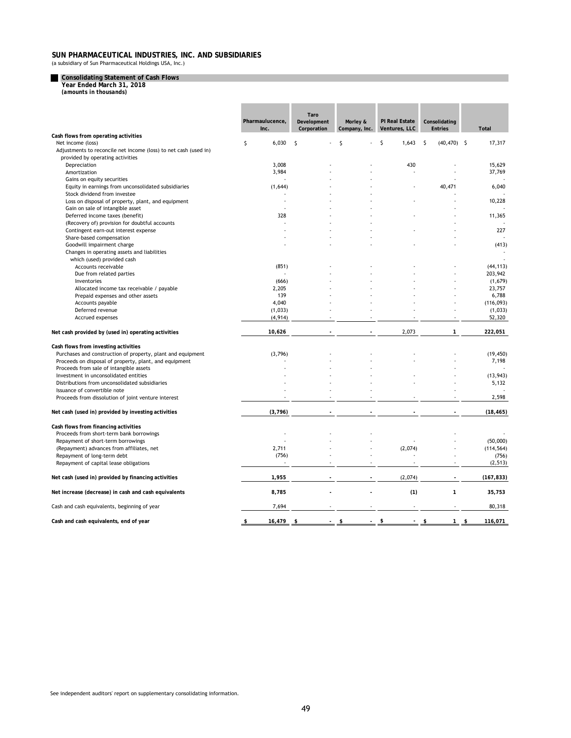**SUN PHARMACEUTICAL INDUSTRIES, INC. AND SUBSIDIARIES**
(a subsidiary of Sun Pharmaceutical Holdings USA, Inc.)

**Consolidating Statement of Cash Flows**
**Year Ended March 31, 2018**
*(amounts in thousands)*

| | Pharmaulucence, Inc. | Taro Development Corporation | Morley & Company, Inc. | PI Real Estate Ventures, LLC | Consolidating Entries | Total |
|---|---|---|---|---|---|---|
| **Cash flows from operating activities** | | | | | | |
| Net income (loss) | $ 6,030 | $ - | $ - | $ 1,643 | $ (40,470) | $ 17,317 |
| Adjustments to reconcile net income (loss) to net cash (used in) provided by operating activities | | | | | | |
| Depreciation | 3,008 | - | - | 430 | - | 15,629 |
| Amortization | 3,984 | - | - | - | - | 37,769 |
| Gains on equity securities | - | - | - | | - | - |
| Equity in earnings from unconsolidated subsidiaries | (1,644) | - | - | - | 40,471 | 6,040 |
| Stock dividend from investee | - | - | - | | - | - |
| Loss on disposal of property, plant, and equipment | - | - | - | - | - | 10,228 |
| Gain on sale of intangible asset | - | - | - | | - | - |
| Deferred income taxes (benefit) | 328 | - | - | - | - | 11,365 |
| (Recovery of) provision for doubtful accounts | - | - | - | | - | - |
| Contingent earn-out interest expense | - | - | - | - | - | 227 |
| Share-based compensation | - | - | - | | - | - |
| Goodwill impairment charge | - | - | - | - | - | (413) |
| Changes in operating assets and liabilities which (used) provided cash | | | | | | - |
| Accounts receivable | (851) | - | - | - | - | (44,113) |
| Due from related parties | - | - | - | - | - | 203,942 |
| Inventories | (666) | - | - | - | - | (1,679) |
| Allocated income tax receivable / payable | 2,205 | - | - | - | - | 23,757 |
| Prepaid expenses and other assets | 139 | - | - | - | - | 6,788 |
| Accounts payable | 4,040 | - | - | - | - | (116,093) |
| Deferred revenue | (1,033) | - | - | - | - | (1,033) |
| Accrued expenses | (4,914) | - | - | - | - | 52,320 |
| **Net cash provided by (used in) operating activities** | **10,626** | **-** | **-** | 2,073 | **1** | **222,051** |
| **Cash flows from investing activities** | | | | | | |
| Purchases and construction of property, plant and equipment | (3,796) | - | - | - | - | (19,450) |
| Proceeds on disposal of property, plant, and equipment | - | - | - | - | - | 7,198 |
| Proceeds from sale of intangible assets | - | - | - | | - | - |
| Investment in unconsolidated entities | - | - | - | - | - | (13,943) |
| Distributions from unconsolidated subsidiaries | - | - | - | - | - | 5,132 |
| Issuance of convertible note | - | - | - | | - | - |
| Proceeds from dissolution of joint venture interest | - | - | - | - | - | 2,598 |
| **Net cash (used in) provided by investing activities** | **(3,796)** | **-** | **-** | **-** | **-** | **(18,465)** |
| **Cash flows from financing activities** | | | | | | |
| Proceeds from short-term bank borrowings | - | - | - | | - | - |
| Repayment of short-term borrowings | - | - | - | - | - | (50,000) |
| (Repayment) advances from affiliates, net | 2,711 | - | - | (2,074) | - | (114,564) |
| Repayment of long-term debt | (756) | - | - | - | - | (756) |
| Repayment of capital lease obligations | - | - | - | - | - | (2,513) |
| **Net cash (used in) provided by financing activities** | **1,955** | **-** | **-** | (2,074) | **-** | **(167,833)** |
| **Net increase (decrease) in cash and cash equivalents** | **8,785** | **-** | **-** | **(1)** | **1** | **35,753** |
| Cash and cash equivalents, beginning of year | 7,694 | - | - | - | - | 80,318 |
| **Cash and cash equivalents, end of year** | **$ 16,479** | **$ -** | **$ -** | **$ -** | **$ 1** | **$ 116,071** |

See independent auditors' report on supplementary consolidating information.